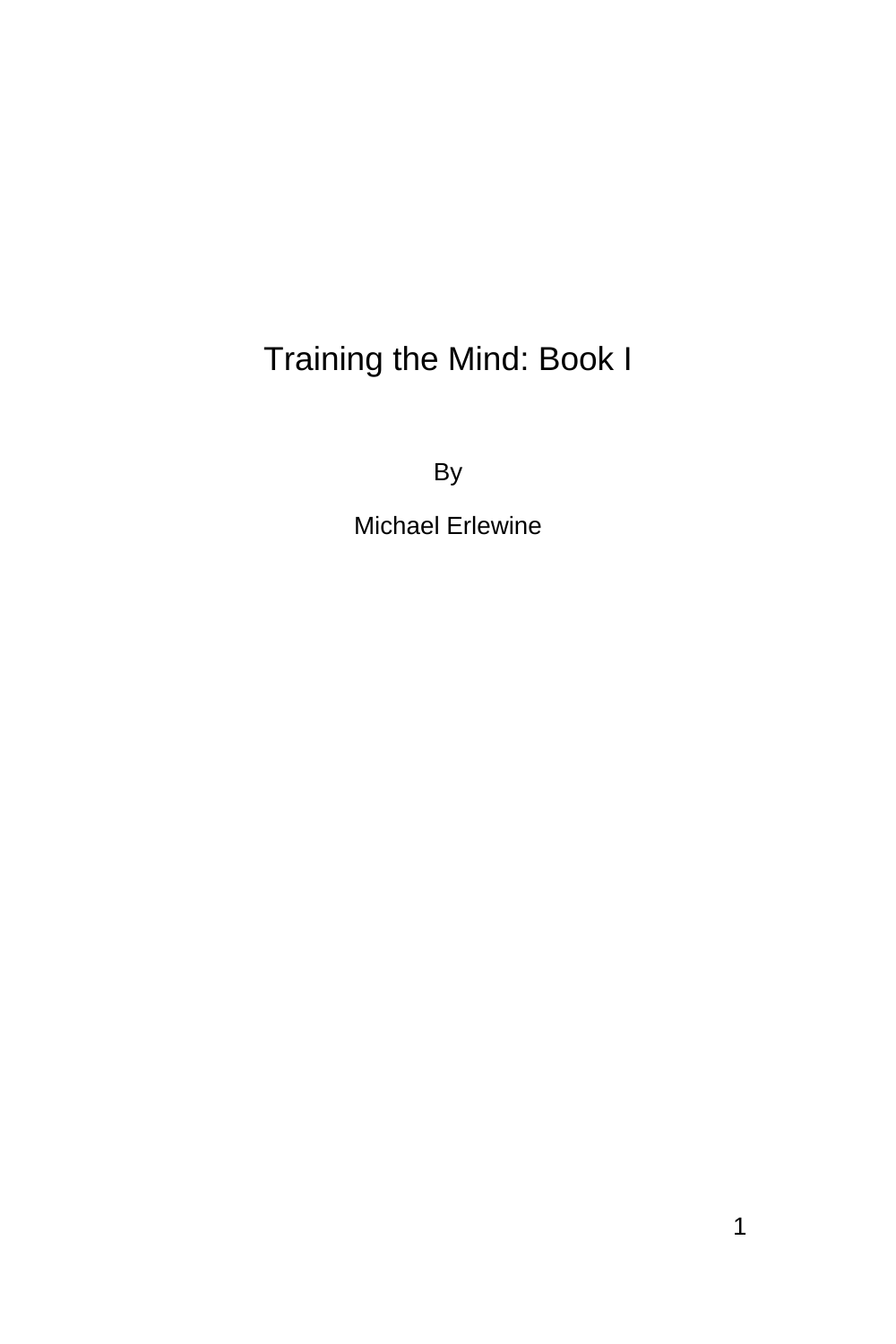# Training the Mind: Book I

By

Michael Erlewine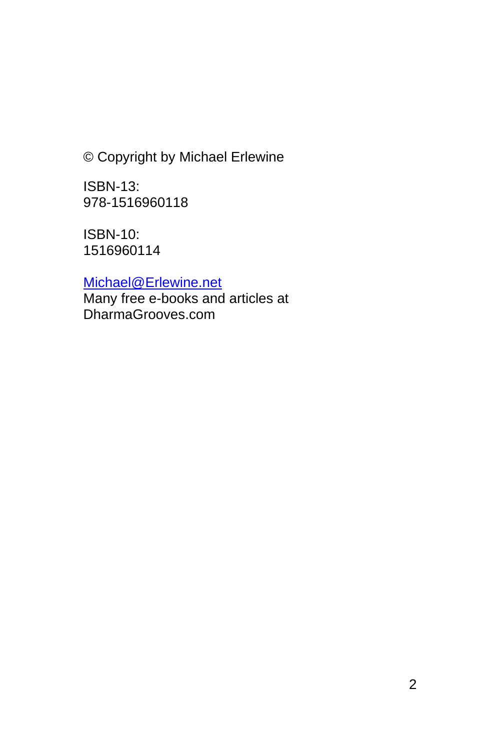© Copyright by Michael Erlewine

ISBN-13:
978-1516960118

ISBN-10:
1516960114

Michael@Erlewine.net
Many free e-books and articles at
DharmaGrooves.com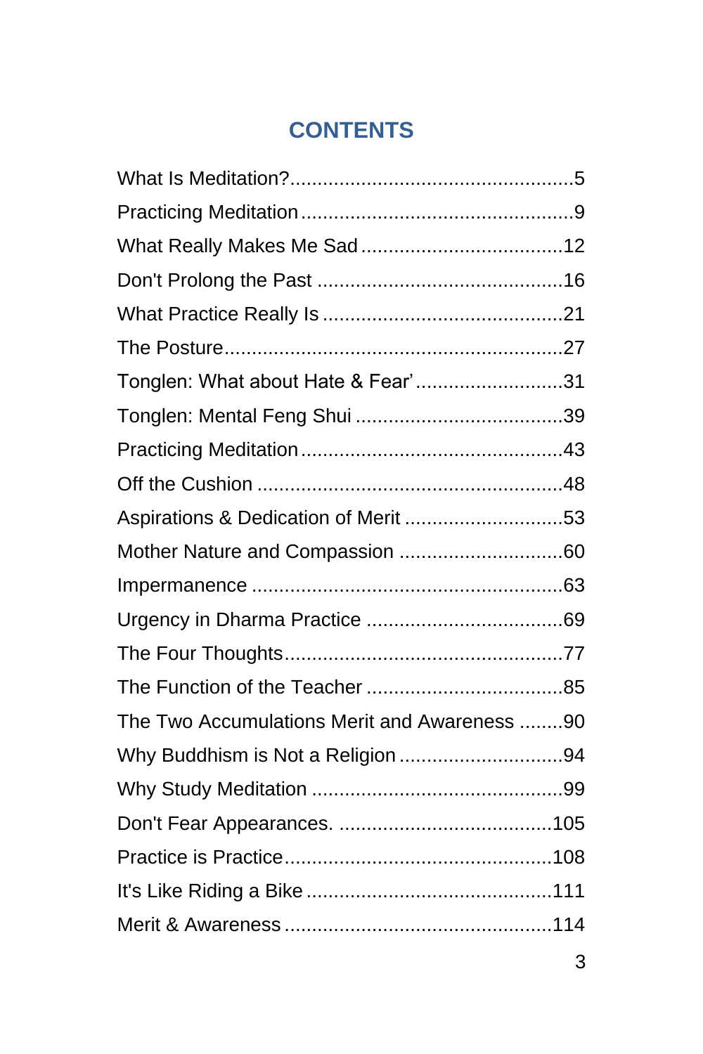# CONTENTS

What Is Meditation? .................................................... 5
Practicing Meditation .................................................. 9
What Really Makes Me Sad ..................................... 12
Don't Prolong the Past ............................................ 16
What Practice Really Is ........................................... 21
The Posture .............................................................. 27
Tonglen: What about Hate & Fear' ........................... 31
Tonglen: Mental Feng Shui ..................................... 39
Practicing Meditation ................................................ 43
Off the Cushion ........................................................ 48
Aspirations & Dedication of Merit ............................. 53
Mother Nature and Compassion .............................. 60
Impermanence ......................................................... 63
Urgency in Dharma Practice .................................... 69
The Four Thoughts ................................................... 77
The Function of the Teacher .................................... 85
The Two Accumulations Merit and Awareness ........ 90
Why Buddhism is Not a Religion .............................. 94
Why Study Meditation .............................................. 99
Don't Fear Appearances. ....................................... 105
Practice is Practice ................................................. 108
It's Like Riding a Bike ............................................. 111
Merit & Awareness ................................................. 114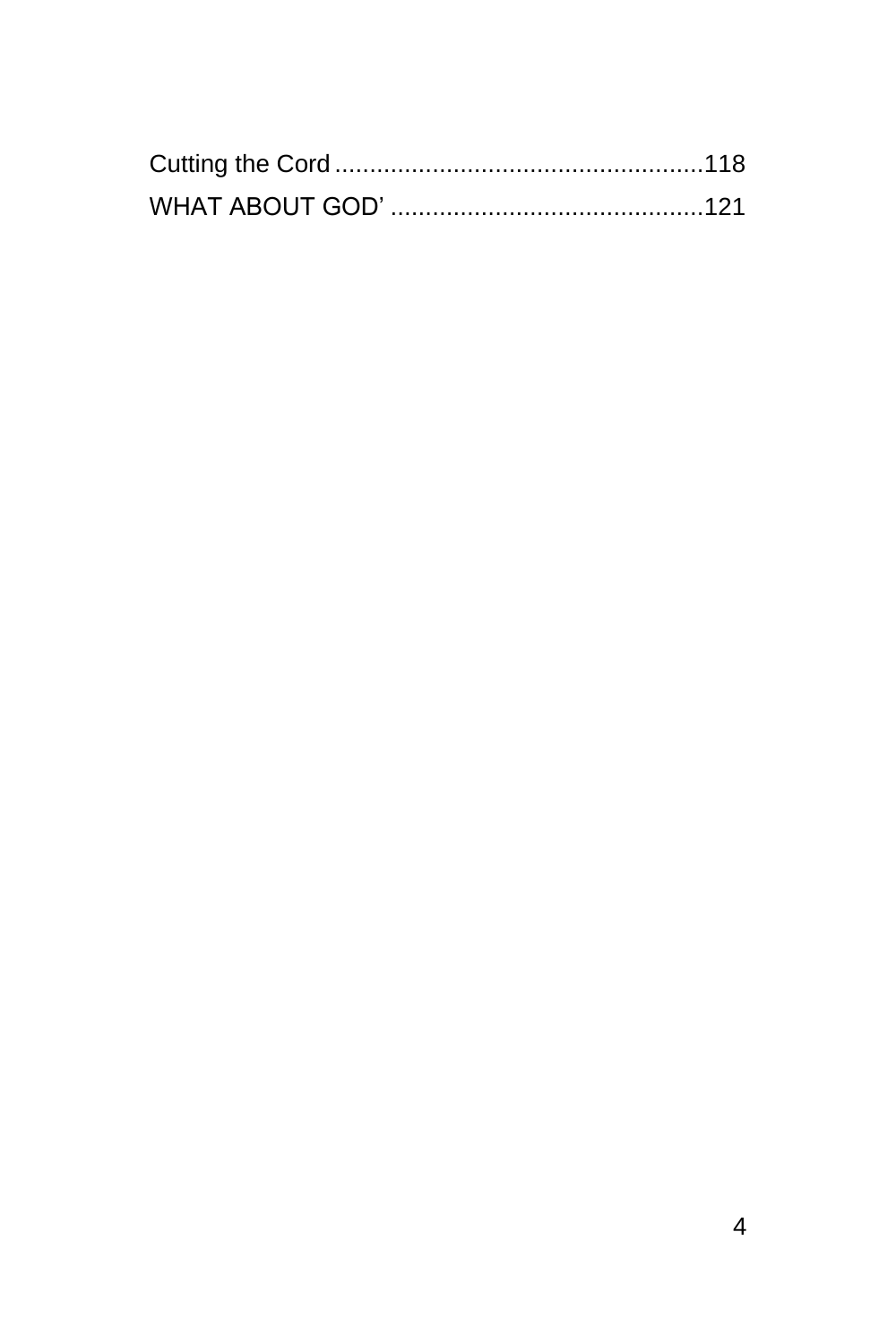Cutting the Cord ....................................................118

WHAT ABOUT GOD’ ............................................121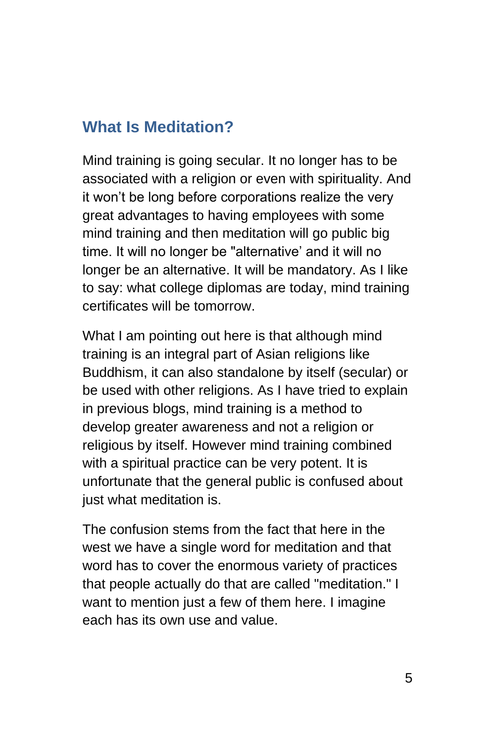## What Is Meditation?

Mind training is going secular. It no longer has to be associated with a religion or even with spirituality. And it won’t be long before corporations realize the very great advantages to having employees with some mind training and then meditation will go public big time. It will no longer be "alternative’ and it will no longer be an alternative. It will be mandatory. As I like to say: what college diplomas are today, mind training certificates will be tomorrow.

What I am pointing out here is that although mind training is an integral part of Asian religions like Buddhism, it can also standalone by itself (secular) or be used with other religions. As I have tried to explain in previous blogs, mind training is a method to develop greater awareness and not a religion or religious by itself. However mind training combined with a spiritual practice can be very potent. It is unfortunate that the general public is confused about just what meditation is.

The confusion stems from the fact that here in the west we have a single word for meditation and that word has to cover the enormous variety of practices that people actually do that are called "meditation." I want to mention just a few of them here. I imagine each has its own use and value.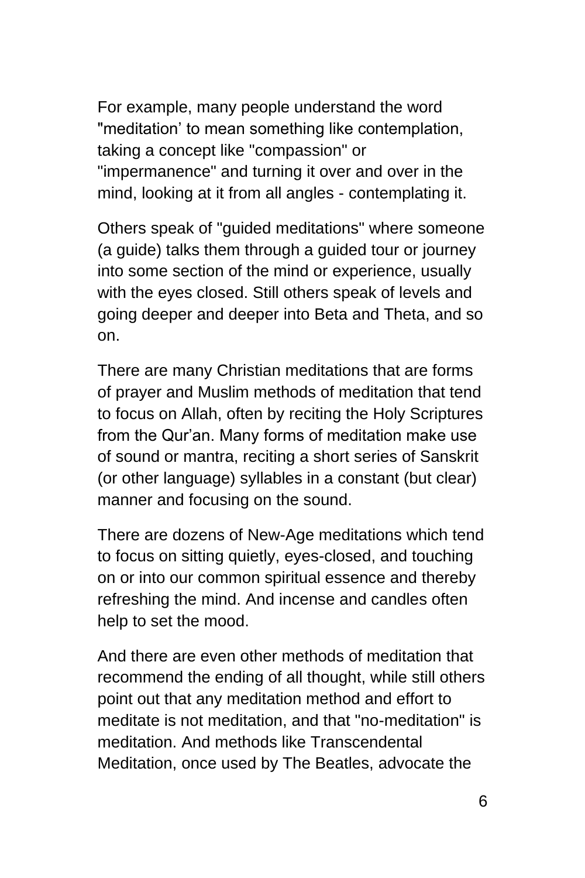For example, many people understand the word "meditation' to mean something like contemplation, taking a concept like "compassion" or "impermanence" and turning it over and over in the mind, looking at it from all angles - contemplating it.

Others speak of "guided meditations" where someone (a guide) talks them through a guided tour or journey into some section of the mind or experience, usually with the eyes closed. Still others speak of levels and going deeper and deeper into Beta and Theta, and so on.

There are many Christian meditations that are forms of prayer and Muslim methods of meditation that tend to focus on Allah, often by reciting the Holy Scriptures from the Qur'an. Many forms of meditation make use of sound or mantra, reciting a short series of Sanskrit (or other language) syllables in a constant (but clear) manner and focusing on the sound.

There are dozens of New-Age meditations which tend to focus on sitting quietly, eyes-closed, and touching on or into our common spiritual essence and thereby refreshing the mind. And incense and candles often help to set the mood.

And there are even other methods of meditation that recommend the ending of all thought, while still others point out that any meditation method and effort to meditate is not meditation, and that "no-meditation" is meditation. And methods like Transcendental Meditation, once used by The Beatles, advocate the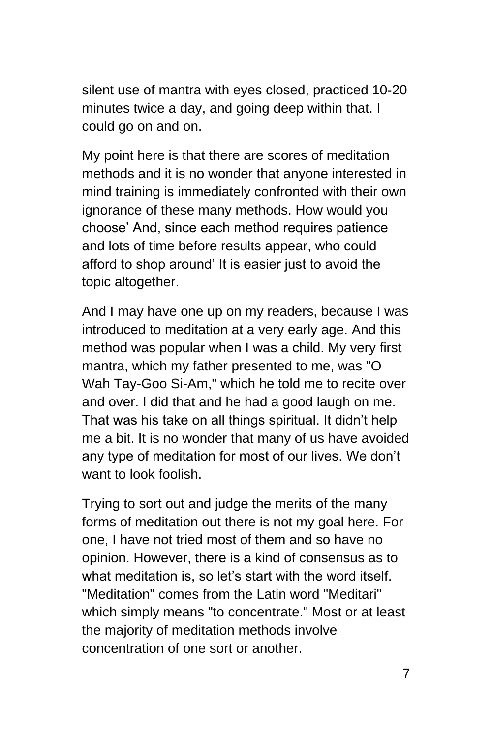silent use of mantra with eyes closed, practiced 10-20 minutes twice a day, and going deep within that. I could go on and on.

My point here is that there are scores of meditation methods and it is no wonder that anyone interested in mind training is immediately confronted with their own ignorance of these many methods. How would you choose' And, since each method requires patience and lots of time before results appear, who could afford to shop around' It is easier just to avoid the topic altogether.

And I may have one up on my readers, because I was introduced to meditation at a very early age. And this method was popular when I was a child. My very first mantra, which my father presented to me, was "O Wah Tay-Goo Si-Am," which he told me to recite over and over. I did that and he had a good laugh on me. That was his take on all things spiritual. It didn't help me a bit. It is no wonder that many of us have avoided any type of meditation for most of our lives. We don't want to look foolish.

Trying to sort out and judge the merits of the many forms of meditation out there is not my goal here. For one, I have not tried most of them and so have no opinion. However, there is a kind of consensus as to what meditation is, so let's start with the word itself. "Meditation" comes from the Latin word "Meditari" which simply means "to concentrate." Most or at least the majority of meditation methods involve concentration of one sort or another.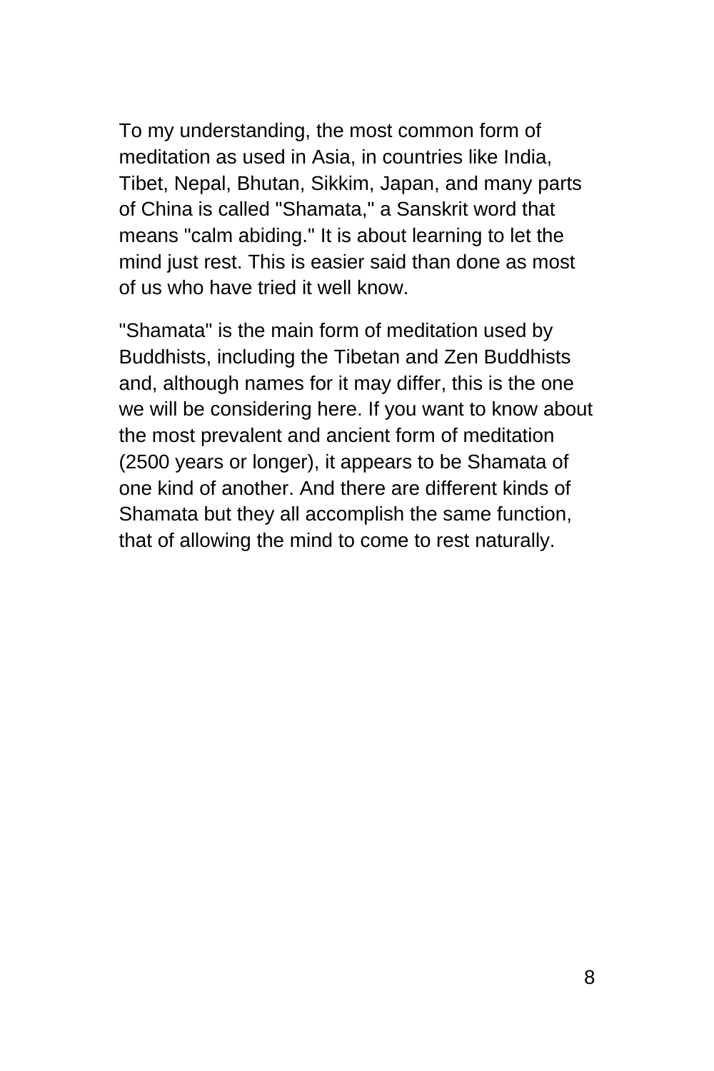To my understanding, the most common form of meditation as used in Asia, in countries like India, Tibet, Nepal, Bhutan, Sikkim, Japan, and many parts of China is called "Shamata," a Sanskrit word that means "calm abiding." It is about learning to let the mind just rest. This is easier said than done as most of us who have tried it well know.

"Shamata" is the main form of meditation used by Buddhists, including the Tibetan and Zen Buddhists and, although names for it may differ, this is the one we will be considering here. If you want to know about the most prevalent and ancient form of meditation (2500 years or longer), it appears to be Shamata of one kind of another. And there are different kinds of Shamata but they all accomplish the same function, that of allowing the mind to come to rest naturally.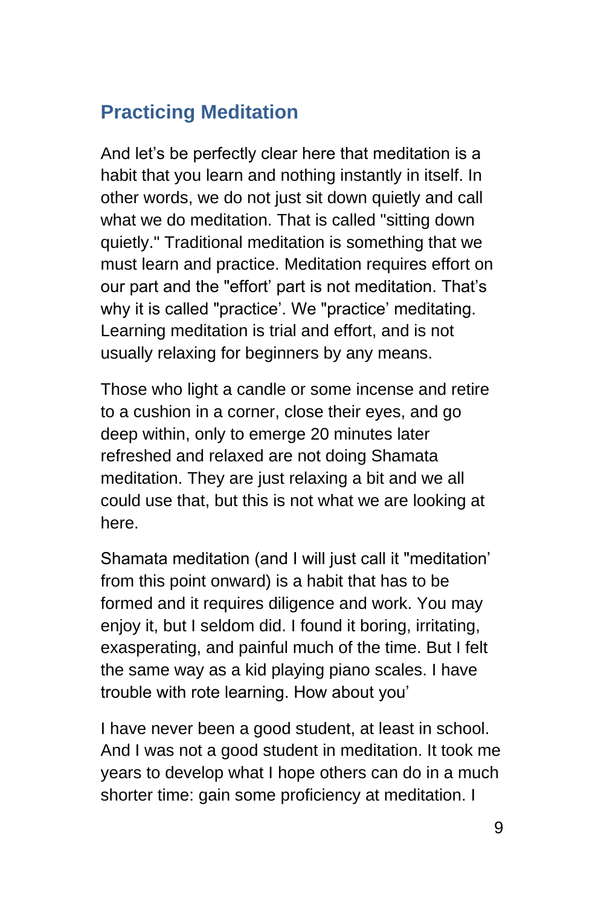## Practicing Meditation

And let’s be perfectly clear here that meditation is a habit that you learn and nothing instantly in itself. In other words, we do not just sit down quietly and call what we do meditation. That is called "sitting down quietly." Traditional meditation is something that we must learn and practice. Meditation requires effort on our part and the "effort’ part is not meditation. That’s why it is called "practice’. We "practice’ meditating. Learning meditation is trial and effort, and is not usually relaxing for beginners by any means.

Those who light a candle or some incense and retire to a cushion in a corner, close their eyes, and go deep within, only to emerge 20 minutes later refreshed and relaxed are not doing Shamata meditation. They are just relaxing a bit and we all could use that, but this is not what we are looking at here.

Shamata meditation (and I will just call it "meditation’ from this point onward) is a habit that has to be formed and it requires diligence and work. You may enjoy it, but I seldom did. I found it boring, irritating, exasperating, and painful much of the time. But I felt the same way as a kid playing piano scales. I have trouble with rote learning. How about you’

I have never been a good student, at least in school. And I was not a good student in meditation. It took me years to develop what I hope others can do in a much shorter time: gain some proficiency at meditation. I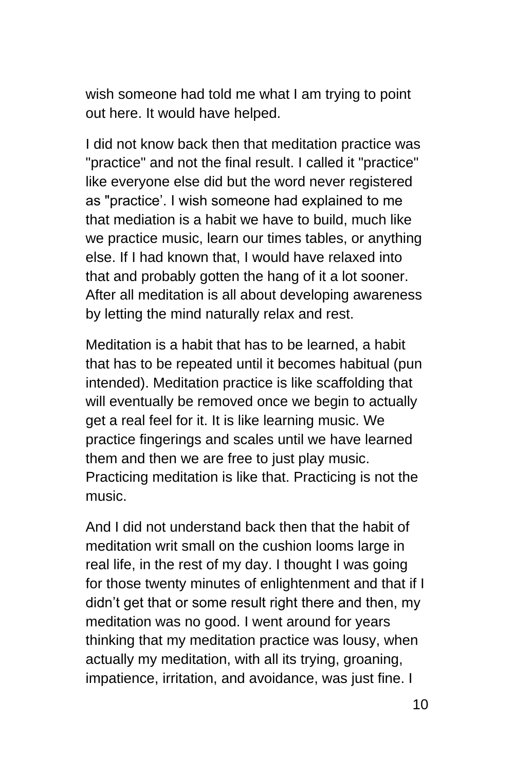wish someone had told me what I am trying to point out here. It would have helped.

I did not know back then that meditation practice was "practice" and not the final result. I called it "practice" like everyone else did but the word never registered as "practice'. I wish someone had explained to me that mediation is a habit we have to build, much like we practice music, learn our times tables, or anything else. If I had known that, I would have relaxed into that and probably gotten the hang of it a lot sooner. After all meditation is all about developing awareness by letting the mind naturally relax and rest.

Meditation is a habit that has to be learned, a habit that has to be repeated until it becomes habitual (pun intended). Meditation practice is like scaffolding that will eventually be removed once we begin to actually get a real feel for it. It is like learning music. We practice fingerings and scales until we have learned them and then we are free to just play music. Practicing meditation is like that. Practicing is not the music.

And I did not understand back then that the habit of meditation writ small on the cushion looms large in real life, in the rest of my day. I thought I was going for those twenty minutes of enlightenment and that if I didn't get that or some result right there and then, my meditation was no good. I went around for years thinking that my meditation practice was lousy, when actually my meditation, with all its trying, groaning, impatience, irritation, and avoidance, was just fine. I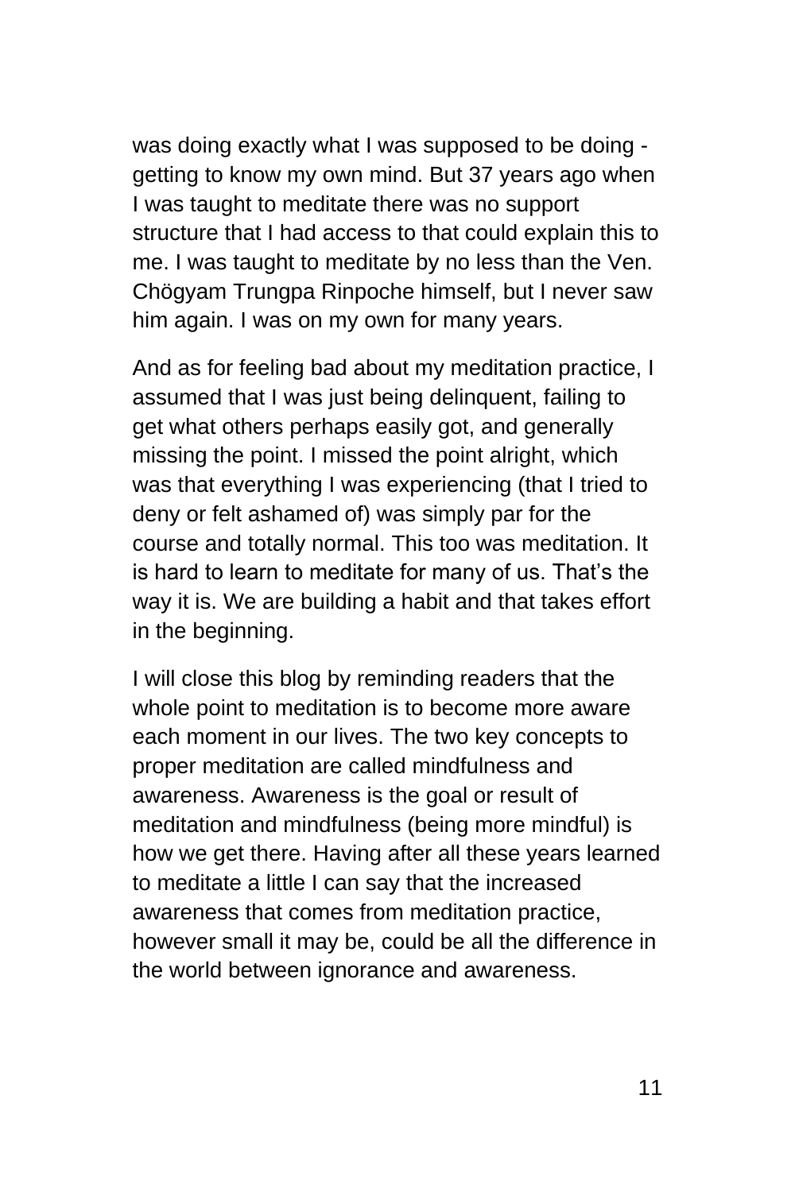was doing exactly what I was supposed to be doing - getting to know my own mind. But 37 years ago when I was taught to meditate there was no support structure that I had access to that could explain this to me. I was taught to meditate by no less than the Ven. Chögyam Trungpa Rinpoche himself, but I never saw him again. I was on my own for many years.

And as for feeling bad about my meditation practice, I assumed that I was just being delinquent, failing to get what others perhaps easily got, and generally missing the point. I missed the point alright, which was that everything I was experiencing (that I tried to deny or felt ashamed of) was simply par for the course and totally normal. This too was meditation. It is hard to learn to meditate for many of us. That's the way it is. We are building a habit and that takes effort in the beginning.

I will close this blog by reminding readers that the whole point to meditation is to become more aware each moment in our lives. The two key concepts to proper meditation are called mindfulness and awareness. Awareness is the goal or result of meditation and mindfulness (being more mindful) is how we get there. Having after all these years learned to meditate a little I can say that the increased awareness that comes from meditation practice, however small it may be, could be all the difference in the world between ignorance and awareness.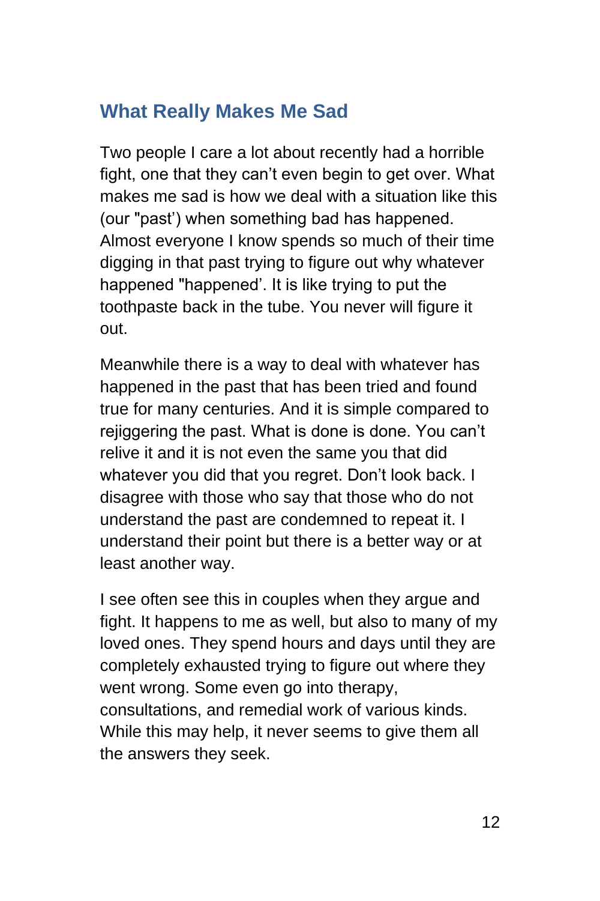## What Really Makes Me Sad

Two people I care a lot about recently had a horrible fight, one that they can't even begin to get over. What makes me sad is how we deal with a situation like this (our "past') when something bad has happened. Almost everyone I know spends so much of their time digging in that past trying to figure out why whatever happened "happened'. It is like trying to put the toothpaste back in the tube. You never will figure it out.

Meanwhile there is a way to deal with whatever has happened in the past that has been tried and found true for many centuries. And it is simple compared to rejiggering the past. What is done is done. You can't relive it and it is not even the same you that did whatever you did that you regret. Don't look back. I disagree with those who say that those who do not understand the past are condemned to repeat it. I understand their point but there is a better way or at least another way.

I see often see this in couples when they argue and fight. It happens to me as well, but also to many of my loved ones. They spend hours and days until they are completely exhausted trying to figure out where they went wrong. Some even go into therapy, consultations, and remedial work of various kinds. While this may help, it never seems to give them all the answers they seek.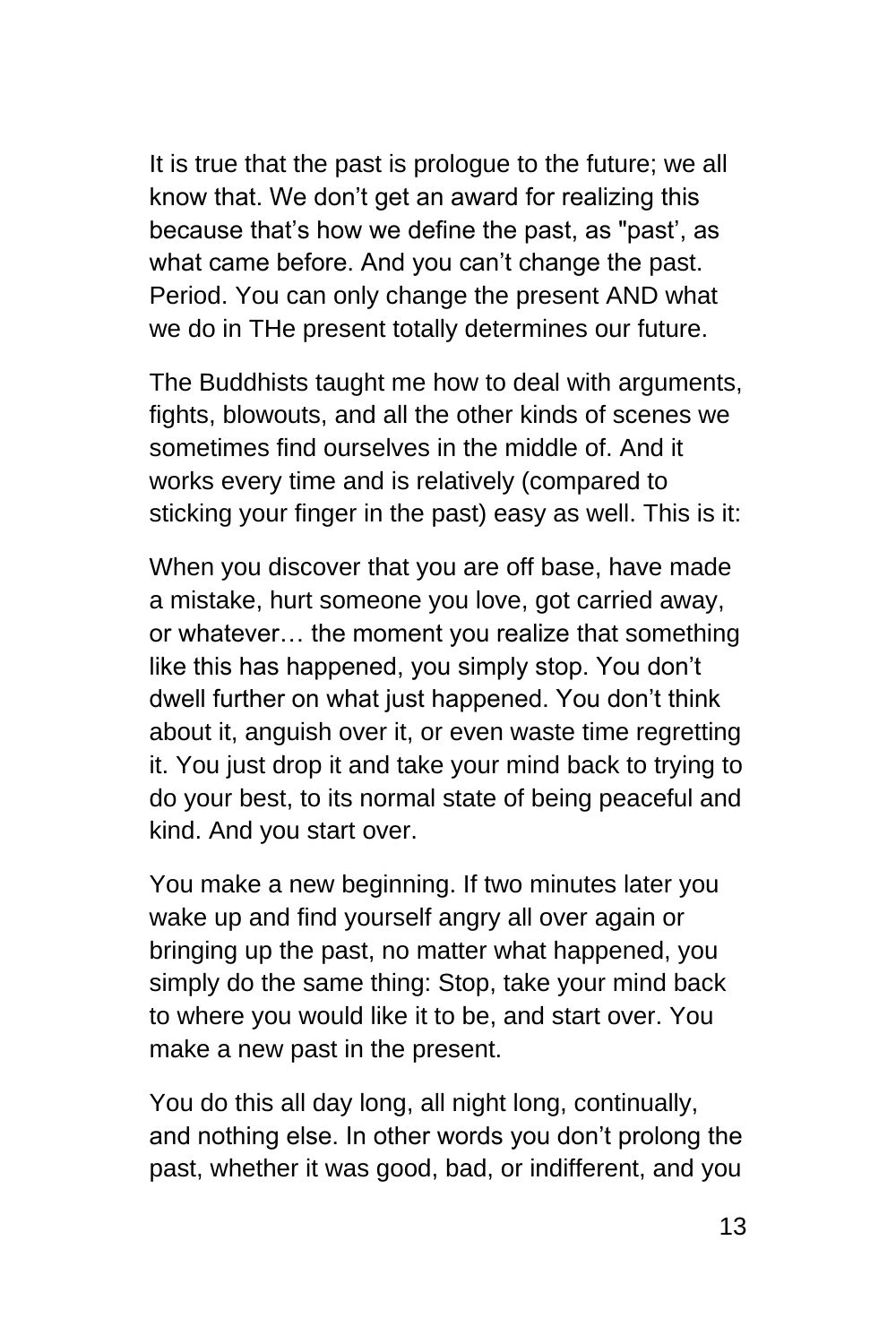It is true that the past is prologue to the future; we all know that. We don’t get an award for realizing this because that’s how we define the past, as "past’, as what came before. And you can’t change the past. Period. You can only change the present AND what we do in THe present totally determines our future.

The Buddhists taught me how to deal with arguments, fights, blowouts, and all the other kinds of scenes we sometimes find ourselves in the middle of. And it works every time and is relatively (compared to sticking your finger in the past) easy as well. This is it:

When you discover that you are off base, have made a mistake, hurt someone you love, got carried away, or whatever… the moment you realize that something like this has happened, you simply stop. You don’t dwell further on what just happened. You don’t think about it, anguish over it, or even waste time regretting it. You just drop it and take your mind back to trying to do your best, to its normal state of being peaceful and kind. And you start over.

You make a new beginning. If two minutes later you wake up and find yourself angry all over again or bringing up the past, no matter what happened, you simply do the same thing: Stop, take your mind back to where you would like it to be, and start over. You make a new past in the present.

You do this all day long, all night long, continually, and nothing else. In other words you don’t prolong the past, whether it was good, bad, or indifferent, and you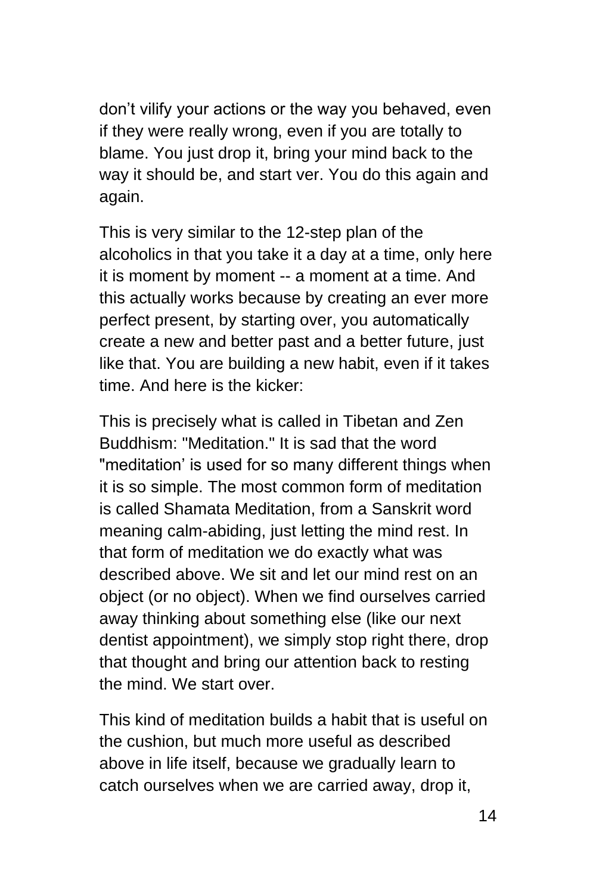don't vilify your actions or the way you behaved, even if they were really wrong, even if you are totally to blame. You just drop it, bring your mind back to the way it should be, and start ver. You do this again and again.

This is very similar to the 12-step plan of the alcoholics in that you take it a day at a time, only here it is moment by moment -- a moment at a time. And this actually works because by creating an ever more perfect present, by starting over, you automatically create a new and better past and a better future, just like that. You are building a new habit, even if it takes time. And here is the kicker:

This is precisely what is called in Tibetan and Zen Buddhism: "Meditation." It is sad that the word "meditation' is used for so many different things when it is so simple. The most common form of meditation is called Shamata Meditation, from a Sanskrit word meaning calm-abiding, just letting the mind rest. In that form of meditation we do exactly what was described above. We sit and let our mind rest on an object (or no object). When we find ourselves carried away thinking about something else (like our next dentist appointment), we simply stop right there, drop that thought and bring our attention back to resting the mind. We start over.

This kind of meditation builds a habit that is useful on the cushion, but much more useful as described above in life itself, because we gradually learn to catch ourselves when we are carried away, drop it,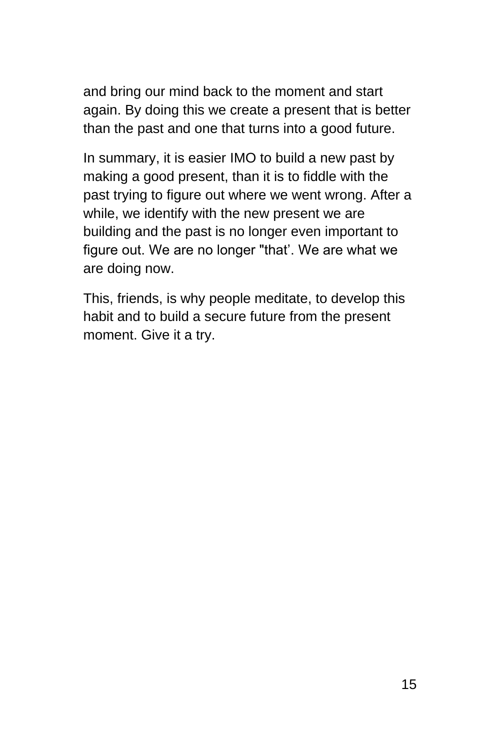and bring our mind back to the moment and start again. By doing this we create a present that is better than the past and one that turns into a good future.

In summary, it is easier IMO to build a new past by making a good present, than it is to fiddle with the past trying to figure out where we went wrong. After a while, we identify with the new present we are building and the past is no longer even important to figure out. We are no longer "that'. We are what we are doing now.

This, friends, is why people meditate, to develop this habit and to build a secure future from the present moment. Give it a try.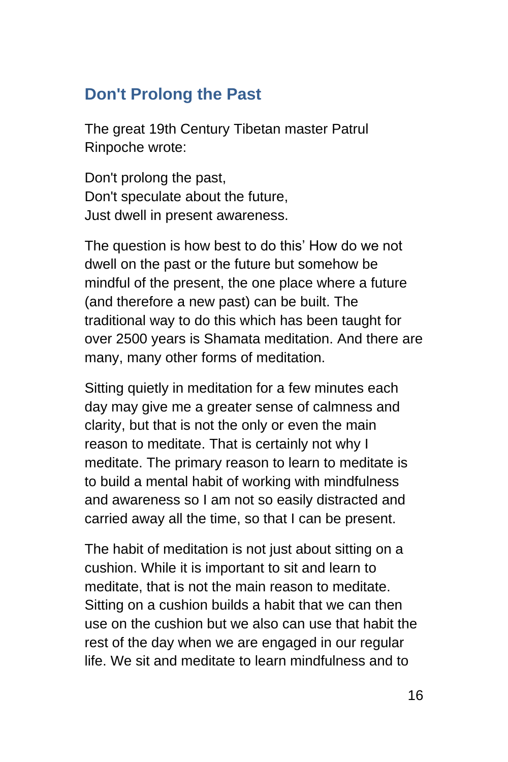## Don't Prolong the Past

The great 19th Century Tibetan master Patrul Rinpoche wrote:

Don't prolong the past,  
Don't speculate about the future,  
Just dwell in present awareness.

The question is how best to do this' How do we not dwell on the past or the future but somehow be mindful of the present, the one place where a future (and therefore a new past) can be built. The traditional way to do this which has been taught for over 2500 years is Shamata meditation. And there are many, many other forms of meditation.

Sitting quietly in meditation for a few minutes each day may give me a greater sense of calmness and clarity, but that is not the only or even the main reason to meditate. That is certainly not why I meditate. The primary reason to learn to meditate is to build a mental habit of working with mindfulness and awareness so I am not so easily distracted and carried away all the time, so that I can be present.

The habit of meditation is not just about sitting on a cushion. While it is important to sit and learn to meditate, that is not the main reason to meditate. Sitting on a cushion builds a habit that we can then use on the cushion but we also can use that habit the rest of the day when we are engaged in our regular life. We sit and meditate to learn mindfulness and to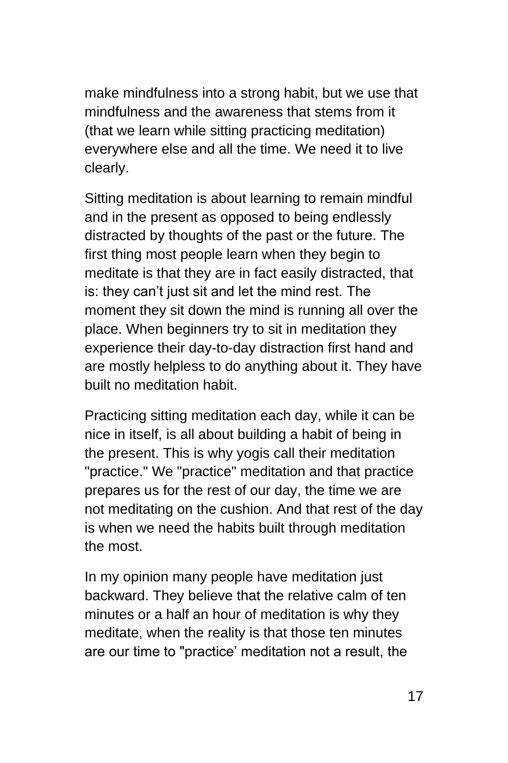make mindfulness into a strong habit, but we use that mindfulness and the awareness that stems from it (that we learn while sitting practicing meditation) everywhere else and all the time. We need it to live clearly.

Sitting meditation is about learning to remain mindful and in the present as opposed to being endlessly distracted by thoughts of the past or the future. The first thing most people learn when they begin to meditate is that they are in fact easily distracted, that is: they can't just sit and let the mind rest. The moment they sit down the mind is running all over the place. When beginners try to sit in meditation they experience their day-to-day distraction first hand and are mostly helpless to do anything about it. They have built no meditation habit.

Practicing sitting meditation each day, while it can be nice in itself, is all about building a habit of being in the present. This is why yogis call their meditation "practice." We "practice" meditation and that practice prepares us for the rest of our day, the time we are not meditating on the cushion. And that rest of the day is when we need the habits built through meditation the most.

In my opinion many people have meditation just backward. They believe that the relative calm of ten minutes or a half an hour of meditation is why they meditate, when the reality is that those ten minutes are our time to "practice' meditation not a result, the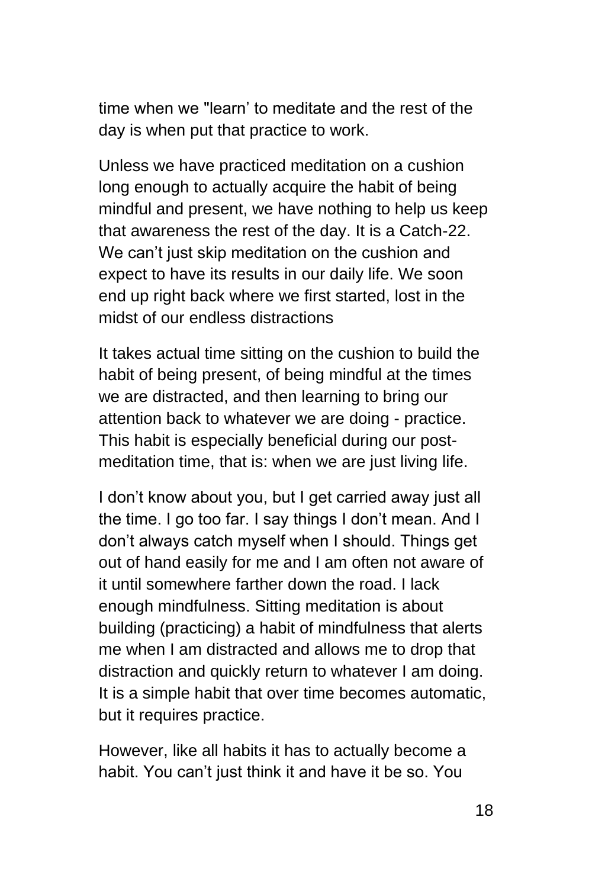time when we "learn' to meditate and the rest of the day is when put that practice to work.

Unless we have practiced meditation on a cushion long enough to actually acquire the habit of being mindful and present, we have nothing to help us keep that awareness the rest of the day. It is a Catch-22. We can't just skip meditation on the cushion and expect to have its results in our daily life. We soon end up right back where we first started, lost in the midst of our endless distractions

It takes actual time sitting on the cushion to build the habit of being present, of being mindful at the times we are distracted, and then learning to bring our attention back to whatever we are doing - practice. This habit is especially beneficial during our post-meditation time, that is: when we are just living life.

I don't know about you, but I get carried away just all the time. I go too far. I say things I don't mean. And I don't always catch myself when I should. Things get out of hand easily for me and I am often not aware of it until somewhere farther down the road. I lack enough mindfulness. Sitting meditation is about building (practicing) a habit of mindfulness that alerts me when I am distracted and allows me to drop that distraction and quickly return to whatever I am doing. It is a simple habit that over time becomes automatic, but it requires practice.

However, like all habits it has to actually become a habit. You can't just think it and have it be so. You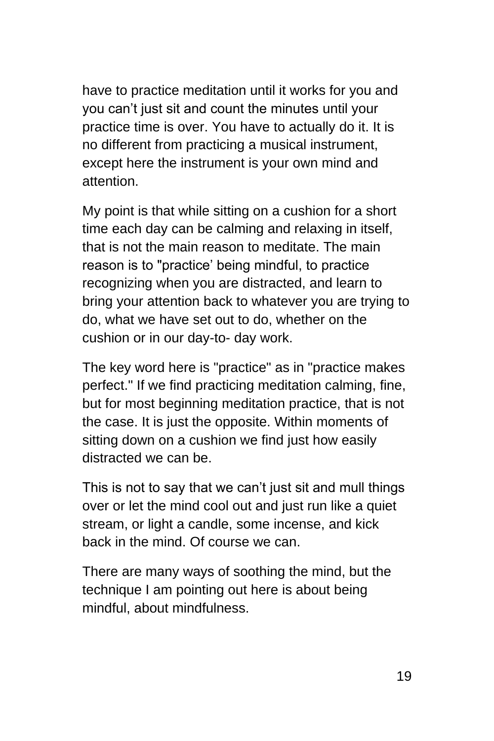have to practice meditation until it works for you and you can’t just sit and count the minutes until your practice time is over. You have to actually do it. It is no different from practicing a musical instrument, except here the instrument is your own mind and attention.

My point is that while sitting on a cushion for a short time each day can be calming and relaxing in itself, that is not the main reason to meditate. The main reason is to "practice’ being mindful, to practice recognizing when you are distracted, and learn to bring your attention back to whatever you are trying to do, what we have set out to do, whether on the cushion or in our day-to- day work.

The key word here is "practice" as in "practice makes perfect." If we find practicing meditation calming, fine, but for most beginning meditation practice, that is not the case. It is just the opposite. Within moments of sitting down on a cushion we find just how easily distracted we can be.

This is not to say that we can’t just sit and mull things over or let the mind cool out and just run like a quiet stream, or light a candle, some incense, and kick back in the mind. Of course we can.

There are many ways of soothing the mind, but the technique I am pointing out here is about being mindful, about mindfulness.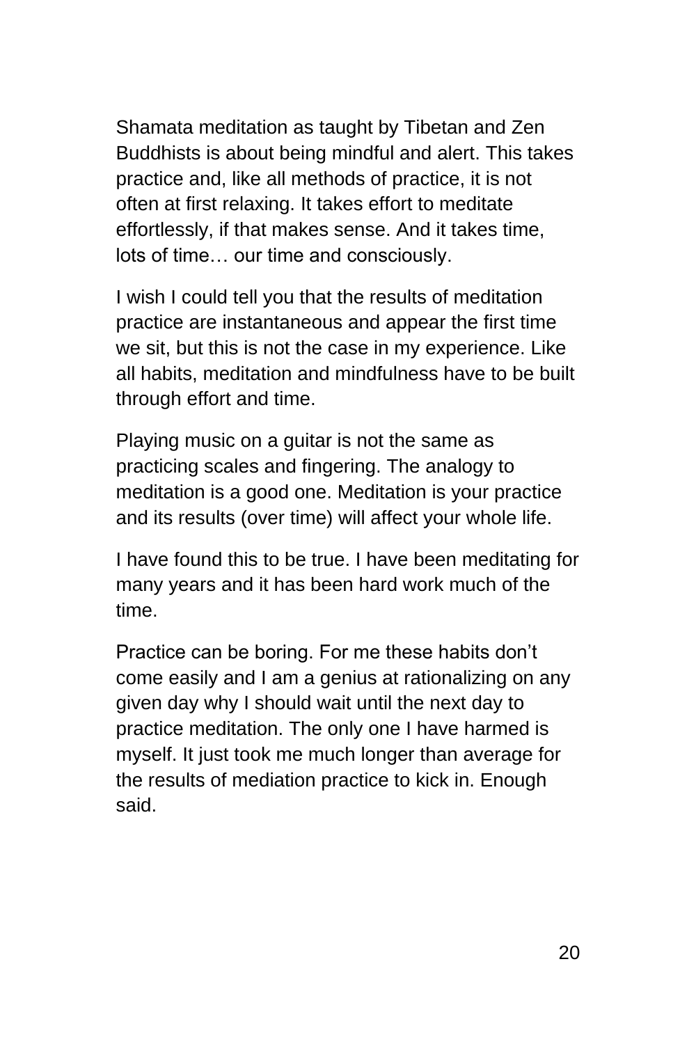Shamata meditation as taught by Tibetan and Zen Buddhists is about being mindful and alert. This takes practice and, like all methods of practice, it is not often at first relaxing. It takes effort to meditate effortlessly, if that makes sense. And it takes time, lots of time… our time and consciously.

I wish I could tell you that the results of meditation practice are instantaneous and appear the first time we sit, but this is not the case in my experience. Like all habits, meditation and mindfulness have to be built through effort and time.

Playing music on a guitar is not the same as practicing scales and fingering. The analogy to meditation is a good one. Meditation is your practice and its results (over time) will affect your whole life.

I have found this to be true. I have been meditating for many years and it has been hard work much of the time.

Practice can be boring. For me these habits don't come easily and I am a genius at rationalizing on any given day why I should wait until the next day to practice meditation. The only one I have harmed is myself. It just took me much longer than average for the results of mediation practice to kick in. Enough said.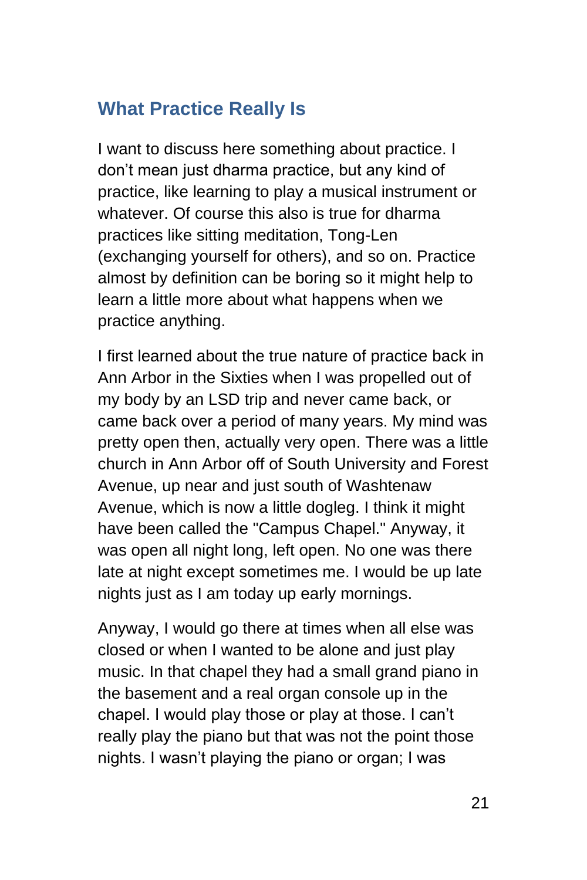## What Practice Really Is

I want to discuss here something about practice. I don't mean just dharma practice, but any kind of practice, like learning to play a musical instrument or whatever. Of course this also is true for dharma practices like sitting meditation, Tong-Len (exchanging yourself for others), and so on. Practice almost by definition can be boring so it might help to learn a little more about what happens when we practice anything.

I first learned about the true nature of practice back in Ann Arbor in the Sixties when I was propelled out of my body by an LSD trip and never came back, or came back over a period of many years. My mind was pretty open then, actually very open. There was a little church in Ann Arbor off of South University and Forest Avenue, up near and just south of Washtenaw Avenue, which is now a little dogleg. I think it might have been called the "Campus Chapel." Anyway, it was open all night long, left open. No one was there late at night except sometimes me. I would be up late nights just as I am today up early mornings.

Anyway, I would go there at times when all else was closed or when I wanted to be alone and just play music. In that chapel they had a small grand piano in the basement and a real organ console up in the chapel. I would play those or play at those. I can't really play the piano but that was not the point those nights. I wasn't playing the piano or organ; I was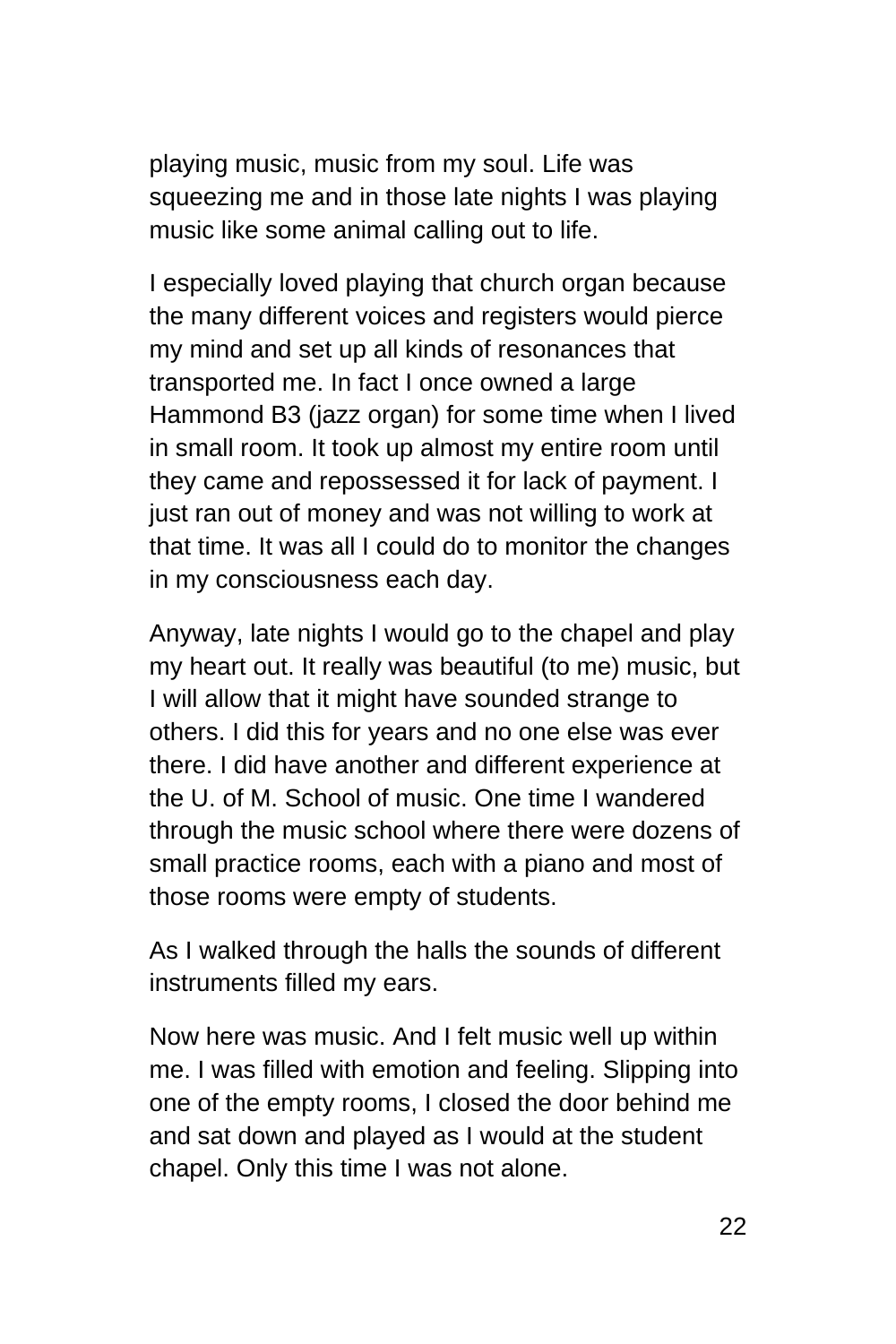playing music, music from my soul. Life was squeezing me and in those late nights I was playing music like some animal calling out to life.

I especially loved playing that church organ because the many different voices and registers would pierce my mind and set up all kinds of resonances that transported me. In fact I once owned a large Hammond B3 (jazz organ) for some time when I lived in small room. It took up almost my entire room until they came and repossessed it for lack of payment. I just ran out of money and was not willing to work at that time. It was all I could do to monitor the changes in my consciousness each day.

Anyway, late nights I would go to the chapel and play my heart out. It really was beautiful (to me) music, but I will allow that it might have sounded strange to others. I did this for years and no one else was ever there. I did have another and different experience at the U. of M. School of music. One time I wandered through the music school where there were dozens of small practice rooms, each with a piano and most of those rooms were empty of students.

As I walked through the halls the sounds of different instruments filled my ears.

Now here was music. And I felt music well up within me. I was filled with emotion and feeling. Slipping into one of the empty rooms, I closed the door behind me and sat down and played as I would at the student chapel. Only this time I was not alone.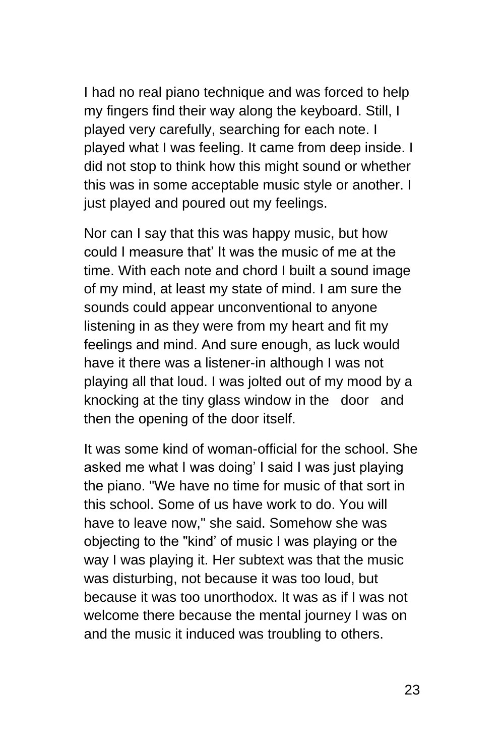I had no real piano technique and was forced to help my fingers find their way along the keyboard. Still, I played very carefully, searching for each note. I played what I was feeling. It came from deep inside. I did not stop to think how this might sound or whether this was in some acceptable music style or another. I just played and poured out my feelings.

Nor can I say that this was happy music, but how could I measure that' It was the music of me at the time. With each note and chord I built a sound image of my mind, at least my state of mind. I am sure the sounds could appear unconventional to anyone listening in as they were from my heart and fit my feelings and mind. And sure enough, as luck would have it there was a listener-in although I was not playing all that loud. I was jolted out of my mood by a knocking at the tiny glass window in the door and then the opening of the door itself.

It was some kind of woman-official for the school. She asked me what I was doing' I said I was just playing the piano. "We have no time for music of that sort in this school. Some of us have work to do. You will have to leave now," she said. Somehow she was objecting to the "kind' of music I was playing or the way I was playing it. Her subtext was that the music was disturbing, not because it was too loud, but because it was too unorthodox. It was as if I was not welcome there because the mental journey I was on and the music it induced was troubling to others.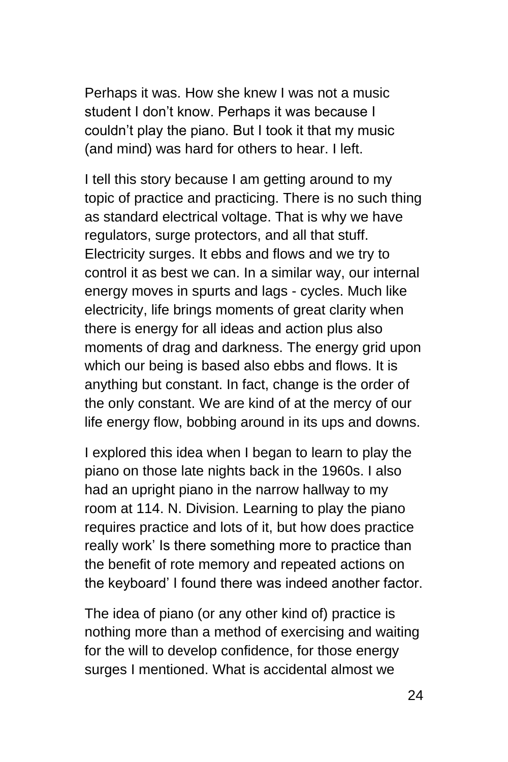Perhaps it was. How she knew I was not a music student I don't know. Perhaps it was because I couldn't play the piano. But I took it that my music (and mind) was hard for others to hear. I left.

I tell this story because I am getting around to my topic of practice and practicing. There is no such thing as standard electrical voltage. That is why we have regulators, surge protectors, and all that stuff. Electricity surges. It ebbs and flows and we try to control it as best we can. In a similar way, our internal energy moves in spurts and lags - cycles. Much like electricity, life brings moments of great clarity when there is energy for all ideas and action plus also moments of drag and darkness. The energy grid upon which our being is based also ebbs and flows. It is anything but constant. In fact, change is the order of the only constant. We are kind of at the mercy of our life energy flow, bobbing around in its ups and downs.

I explored this idea when I began to learn to play the piano on those late nights back in the 1960s. I also had an upright piano in the narrow hallway to my room at 114. N. Division. Learning to play the piano requires practice and lots of it, but how does practice really work' Is there something more to practice than the benefit of rote memory and repeated actions on the keyboard' I found there was indeed another factor.

The idea of piano (or any other kind of) practice is nothing more than a method of exercising and waiting for the will to develop confidence, for those energy surges I mentioned. What is accidental almost we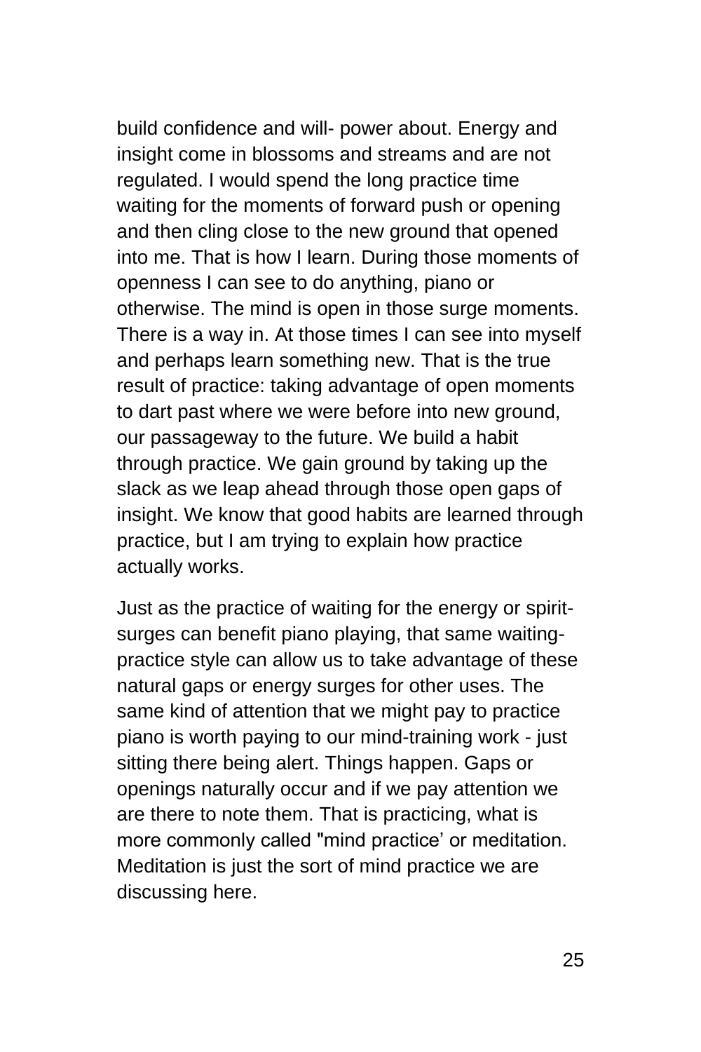build confidence and will- power about. Energy and insight come in blossoms and streams and are not regulated. I would spend the long practice time waiting for the moments of forward push or opening and then cling close to the new ground that opened into me. That is how I learn. During those moments of openness I can see to do anything, piano or otherwise. The mind is open in those surge moments. There is a way in. At those times I can see into myself and perhaps learn something new. That is the true result of practice: taking advantage of open moments to dart past where we were before into new ground, our passageway to the future. We build a habit through practice. We gain ground by taking up the slack as we leap ahead through those open gaps of insight. We know that good habits are learned through practice, but I am trying to explain how practice actually works.

Just as the practice of waiting for the energy or spirit-surges can benefit piano playing, that same waiting-practice style can allow us to take advantage of these natural gaps or energy surges for other uses. The same kind of attention that we might pay to practice piano is worth paying to our mind-training work - just sitting there being alert. Things happen. Gaps or openings naturally occur and if we pay attention we are there to note them. That is practicing, what is more commonly called "mind practice' or meditation. Meditation is just the sort of mind practice we are discussing here.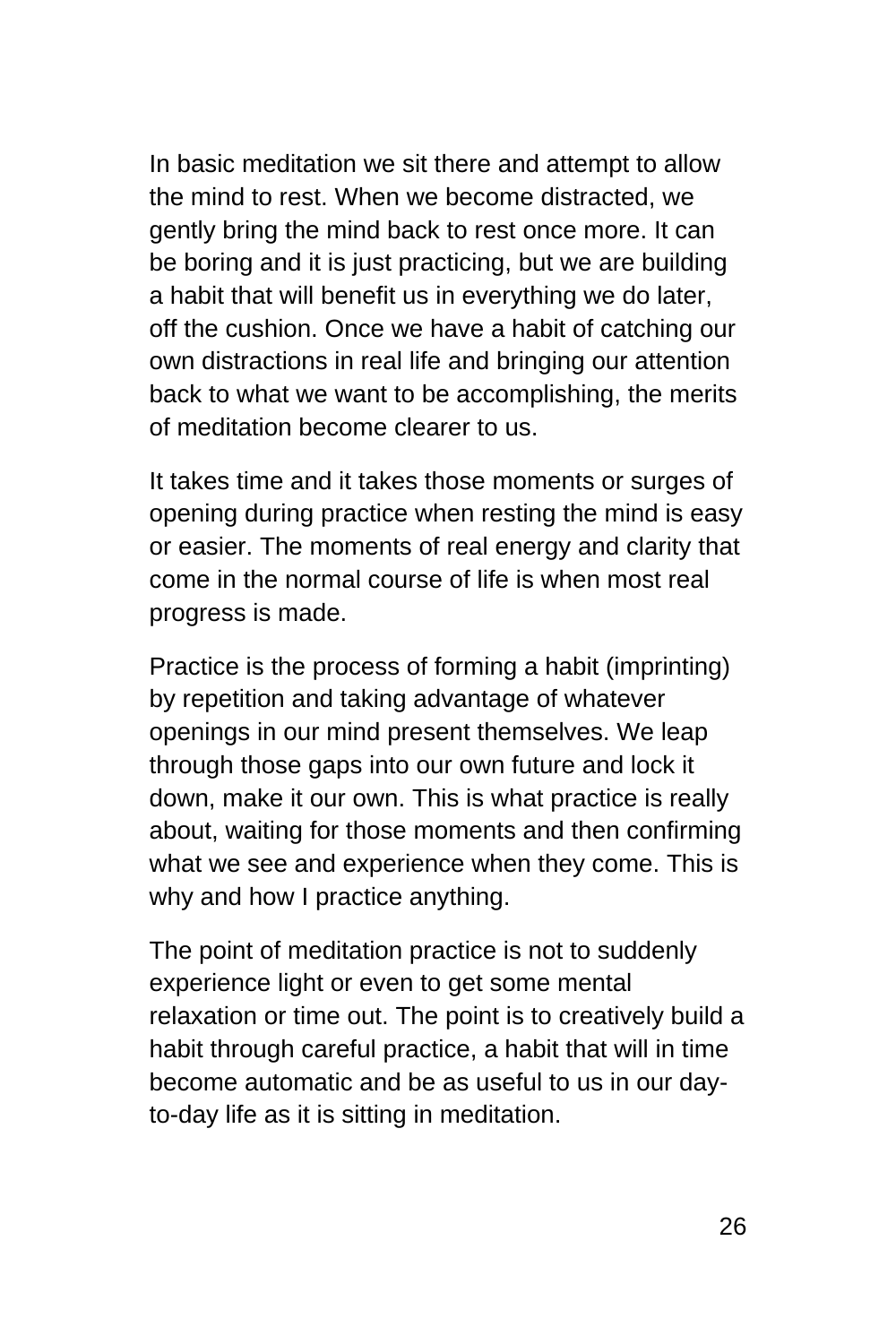In basic meditation we sit there and attempt to allow the mind to rest. When we become distracted, we gently bring the mind back to rest once more. It can be boring and it is just practicing, but we are building a habit that will benefit us in everything we do later, off the cushion. Once we have a habit of catching our own distractions in real life and bringing our attention back to what we want to be accomplishing, the merits of meditation become clearer to us.

It takes time and it takes those moments or surges of opening during practice when resting the mind is easy or easier. The moments of real energy and clarity that come in the normal course of life is when most real progress is made.

Practice is the process of forming a habit (imprinting) by repetition and taking advantage of whatever openings in our mind present themselves. We leap through those gaps into our own future and lock it down, make it our own. This is what practice is really about, waiting for those moments and then confirming what we see and experience when they come. This is why and how I practice anything.

The point of meditation practice is not to suddenly experience light or even to get some mental relaxation or time out. The point is to creatively build a habit through careful practice, a habit that will in time become automatic and be as useful to us in our day-to-day life as it is sitting in meditation.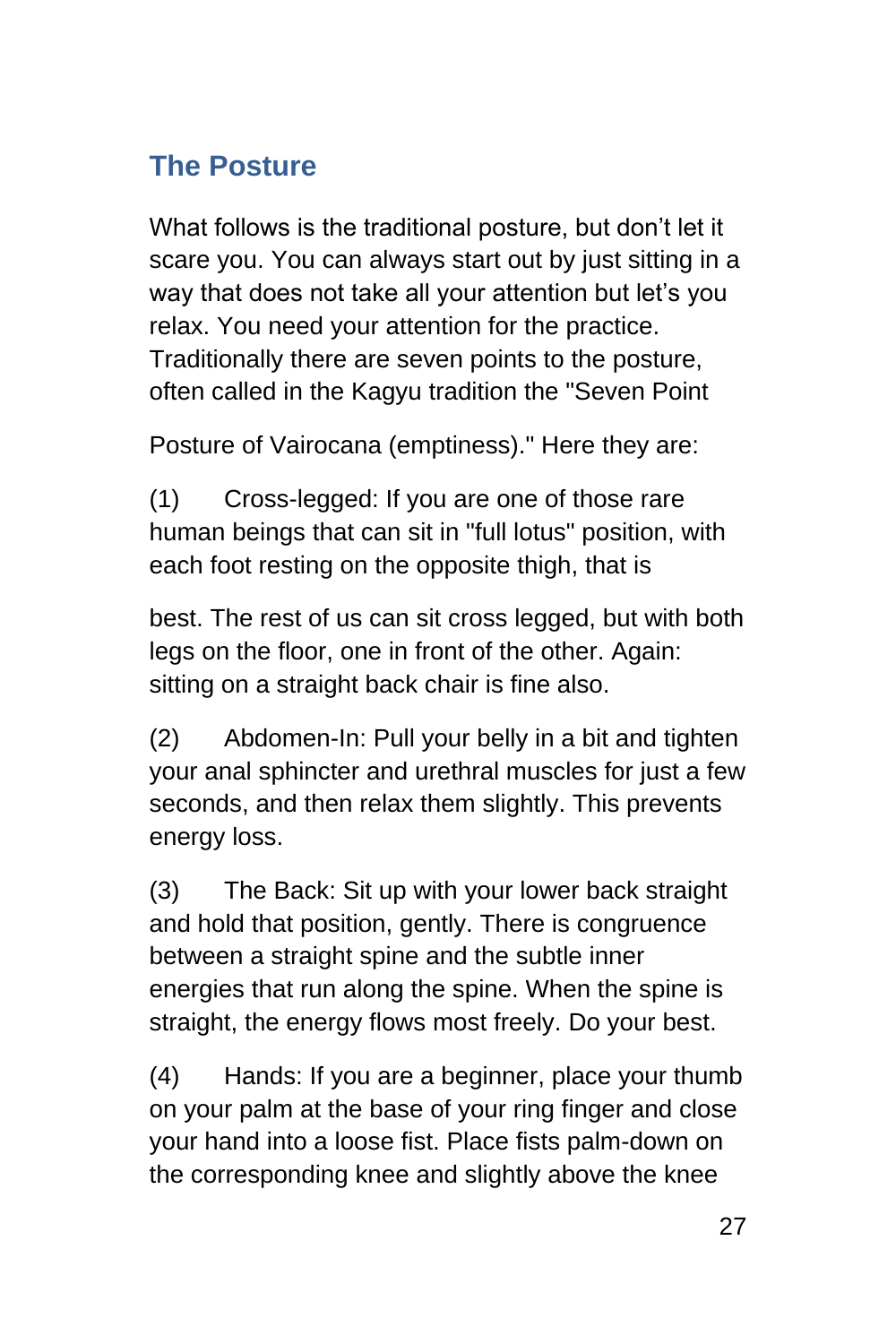## The Posture

What follows is the traditional posture, but don't let it scare you. You can always start out by just sitting in a way that does not take all your attention but let's you relax. You need your attention for the practice. Traditionally there are seven points to the posture, often called in the Kagyu tradition the "Seven Point Posture of Vairocana (emptiness)." Here they are:

(1) Cross-legged: If you are one of those rare human beings that can sit in "full lotus" position, with each foot resting on the opposite thigh, that is best. The rest of us can sit cross legged, but with both legs on the floor, one in front of the other. Again: sitting on a straight back chair is fine also.

(2) Abdomen-In: Pull your belly in a bit and tighten your anal sphincter and urethral muscles for just a few seconds, and then relax them slightly. This prevents energy loss.

(3) The Back: Sit up with your lower back straight and hold that position, gently. There is congruence between a straight spine and the subtle inner energies that run along the spine. When the spine is straight, the energy flows most freely. Do your best.

(4) Hands: If you are a beginner, place your thumb on your palm at the base of your ring finger and close your hand into a loose fist. Place fists palm-down on the corresponding knee and slightly above the knee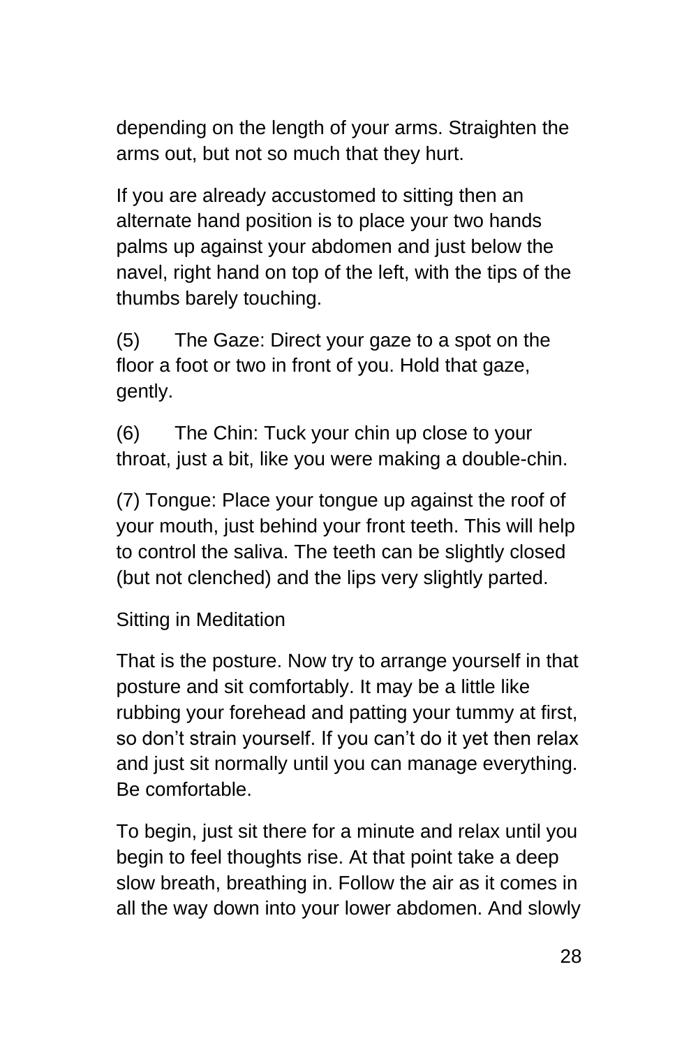depending on the length of your arms. Straighten the arms out, but not so much that they hurt.

If you are already accustomed to sitting then an alternate hand position is to place your two hands palms up against your abdomen and just below the navel, right hand on top of the left, with the tips of the thumbs barely touching.

(5) The Gaze: Direct your gaze to a spot on the floor a foot or two in front of you. Hold that gaze, gently.

(6) The Chin: Tuck your chin up close to your throat, just a bit, like you were making a double-chin.

(7) Tongue: Place your tongue up against the roof of your mouth, just behind your front teeth. This will help to control the saliva. The teeth can be slightly closed (but not clenched) and the lips very slightly parted.

## Sitting in Meditation

That is the posture. Now try to arrange yourself in that posture and sit comfortably. It may be a little like rubbing your forehead and patting your tummy at first, so don't strain yourself. If you can't do it yet then relax and just sit normally until you can manage everything. Be comfortable.

To begin, just sit there for a minute and relax until you begin to feel thoughts rise. At that point take a deep slow breath, breathing in. Follow the air as it comes in all the way down into your lower abdomen. And slowly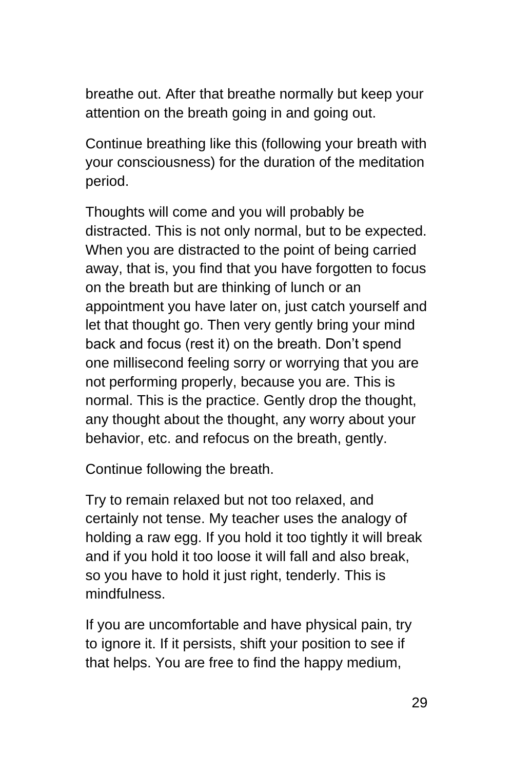breathe out. After that breathe normally but keep your attention on the breath going in and going out.

Continue breathing like this (following your breath with your consciousness) for the duration of the meditation period.

Thoughts will come and you will probably be distracted. This is not only normal, but to be expected. When you are distracted to the point of being carried away, that is, you find that you have forgotten to focus on the breath but are thinking of lunch or an appointment you have later on, just catch yourself and let that thought go. Then very gently bring your mind back and focus (rest it) on the breath. Don't spend one millisecond feeling sorry or worrying that you are not performing properly, because you are. This is normal. This is the practice. Gently drop the thought, any thought about the thought, any worry about your behavior, etc. and refocus on the breath, gently.

Continue following the breath.

Try to remain relaxed but not too relaxed, and certainly not tense. My teacher uses the analogy of holding a raw egg. If you hold it too tightly it will break and if you hold it too loose it will fall and also break, so you have to hold it just right, tenderly. This is mindfulness.

If you are uncomfortable and have physical pain, try to ignore it. If it persists, shift your position to see if that helps. You are free to find the happy medium,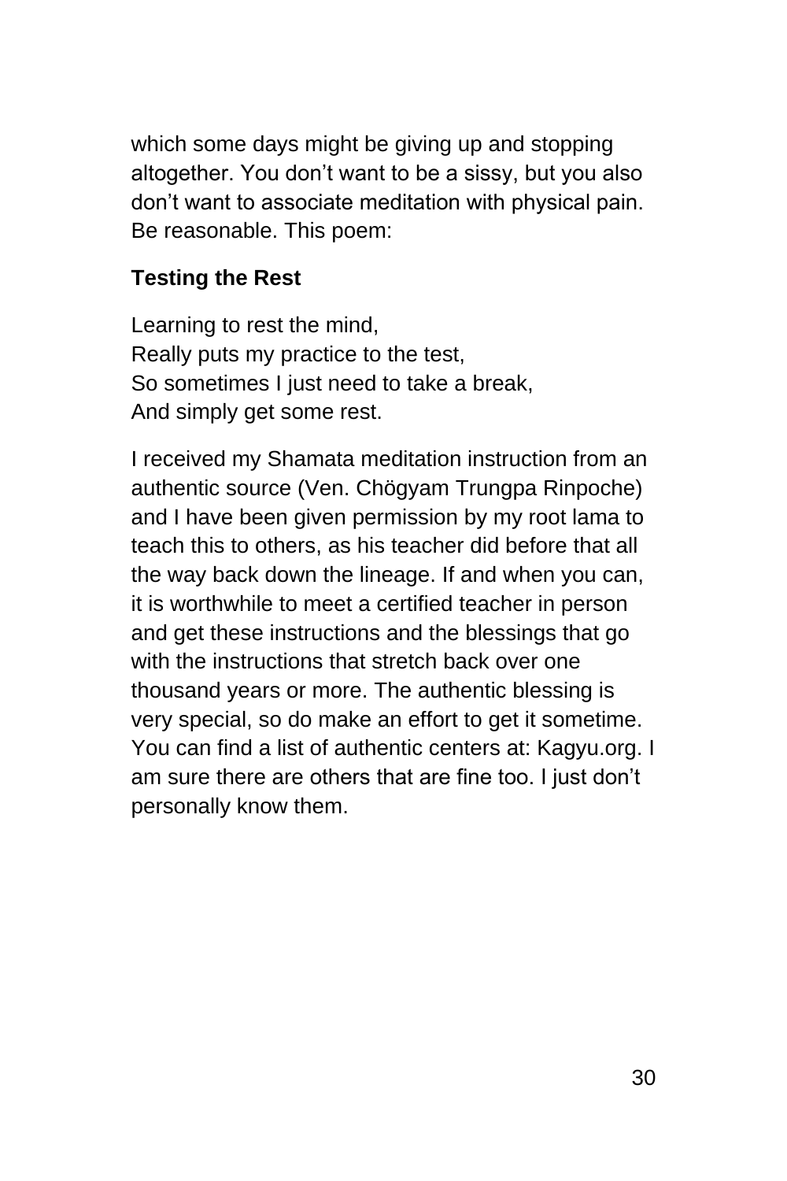which some days might be giving up and stopping altogether. You don't want to be a sissy, but you also don't want to associate meditation with physical pain. Be reasonable. This poem:

**Testing the Rest**

Learning to rest the mind,  
Really puts my practice to the test,  
So sometimes I just need to take a break,  
And simply get some rest.

I received my Shamata meditation instruction from an authentic source (Ven. Chögyam Trungpa Rinpoche) and I have been given permission by my root lama to teach this to others, as his teacher did before that all the way back down the lineage. If and when you can, it is worthwhile to meet a certified teacher in person and get these instructions and the blessings that go with the instructions that stretch back over one thousand years or more. The authentic blessing is very special, so do make an effort to get it sometime. You can find a list of authentic centers at: Kagyu.org. I am sure there are others that are fine too. I just don't personally know them.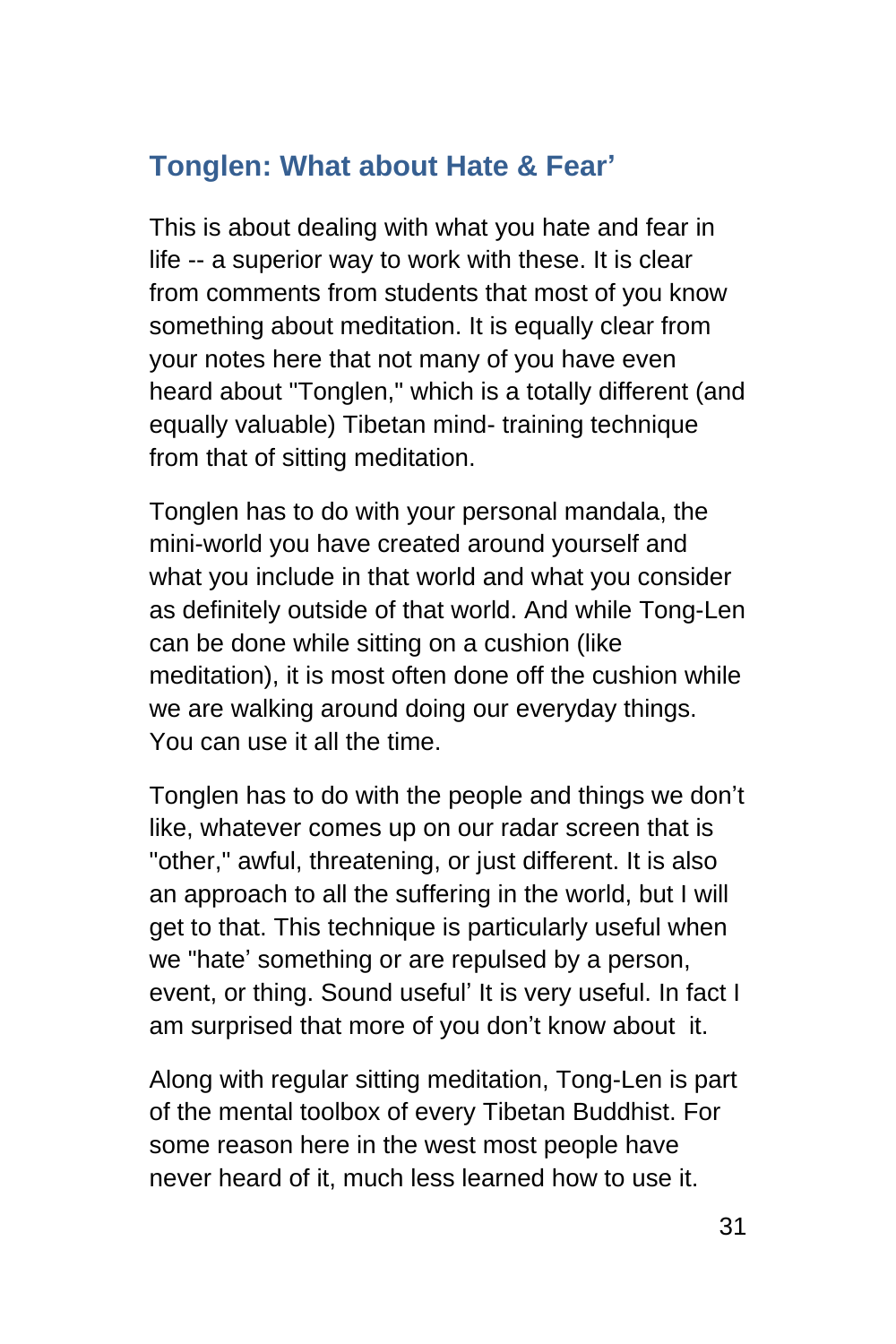## Tonglen: What about Hate & Fear’

This is about dealing with what you hate and fear in life -- a superior way to work with these. It is clear from comments from students that most of you know something about meditation. It is equally clear from your notes here that not many of you have even heard about "Tonglen," which is a totally different (and equally valuable) Tibetan mind- training technique from that of sitting meditation.

Tonglen has to do with your personal mandala, the mini-world you have created around yourself and what you include in that world and what you consider as definitely outside of that world. And while Tong-Len can be done while sitting on a cushion (like meditation), it is most often done off the cushion while we are walking around doing our everyday things. You can use it all the time.

Tonglen has to do with the people and things we don’t like, whatever comes up on our radar screen that is "other," awful, threatening, or just different. It is also an approach to all the suffering in the world, but I will get to that. This technique is particularly useful when we "hate’ something or are repulsed by a person, event, or thing. Sound useful’ It is very useful. In fact I am surprised that more of you don’t know about it.

Along with regular sitting meditation, Tong-Len is part of the mental toolbox of every Tibetan Buddhist. For some reason here in the west most people have never heard of it, much less learned how to use it.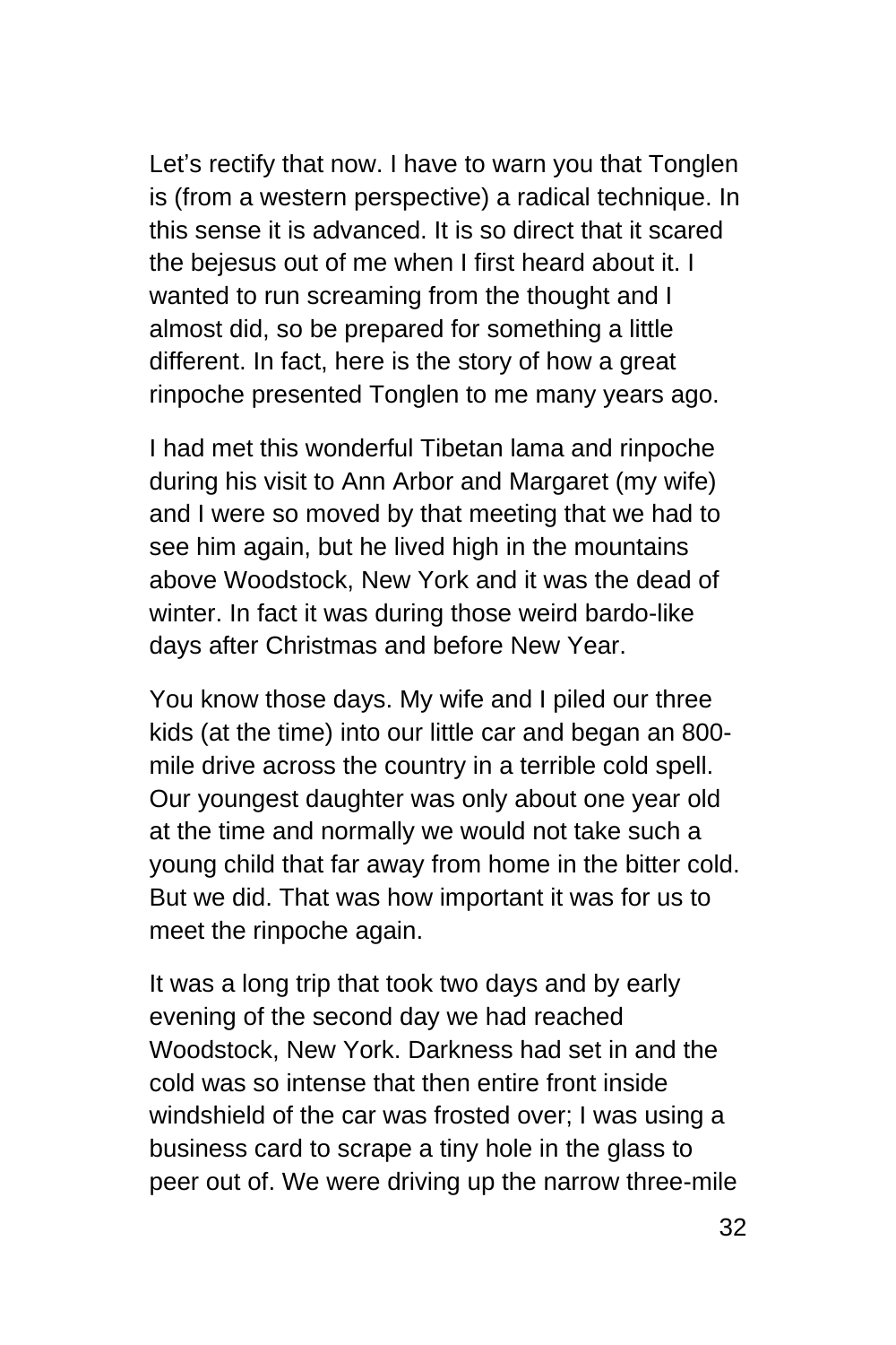Let's rectify that now. I have to warn you that Tonglen is (from a western perspective) a radical technique. In this sense it is advanced. It is so direct that it scared the bejesus out of me when I first heard about it. I wanted to run screaming from the thought and I almost did, so be prepared for something a little different. In fact, here is the story of how a great rinpoche presented Tonglen to me many years ago.

I had met this wonderful Tibetan lama and rinpoche during his visit to Ann Arbor and Margaret (my wife) and I were so moved by that meeting that we had to see him again, but he lived high in the mountains above Woodstock, New York and it was the dead of winter. In fact it was during those weird bardo-like days after Christmas and before New Year.

You know those days. My wife and I piled our three kids (at the time) into our little car and began an 800-mile drive across the country in a terrible cold spell. Our youngest daughter was only about one year old at the time and normally we would not take such a young child that far away from home in the bitter cold. But we did. That was how important it was for us to meet the rinpoche again.

It was a long trip that took two days and by early evening of the second day we had reached Woodstock, New York. Darkness had set in and the cold was so intense that then entire front inside windshield of the car was frosted over; I was using a business card to scrape a tiny hole in the glass to peer out of. We were driving up the narrow three-mile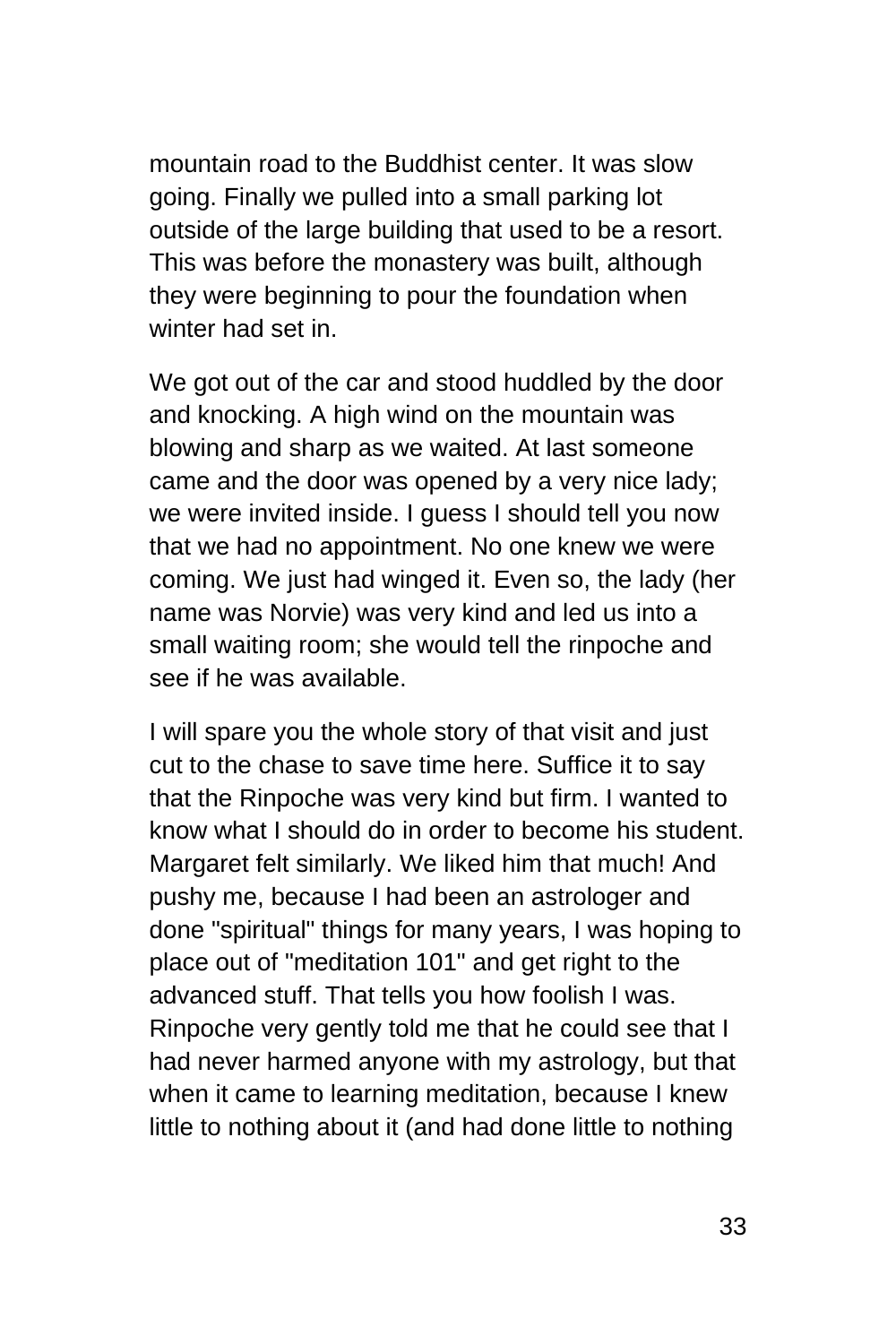mountain road to the Buddhist center. It was slow going. Finally we pulled into a small parking lot outside of the large building that used to be a resort. This was before the monastery was built, although they were beginning to pour the foundation when winter had set in.

We got out of the car and stood huddled by the door and knocking. A high wind on the mountain was blowing and sharp as we waited. At last someone came and the door was opened by a very nice lady; we were invited inside. I guess I should tell you now that we had no appointment. No one knew we were coming. We just had winged it. Even so, the lady (her name was Norvie) was very kind and led us into a small waiting room; she would tell the rinpoche and see if he was available.

I will spare you the whole story of that visit and just cut to the chase to save time here. Suffice it to say that the Rinpoche was very kind but firm. I wanted to know what I should do in order to become his student. Margaret felt similarly. We liked him that much! And pushy me, because I had been an astrologer and done "spiritual" things for many years, I was hoping to place out of "meditation 101" and get right to the advanced stuff. That tells you how foolish I was. Rinpoche very gently told me that he could see that I had never harmed anyone with my astrology, but that when it came to learning meditation, because I knew little to nothing about it (and had done little to nothing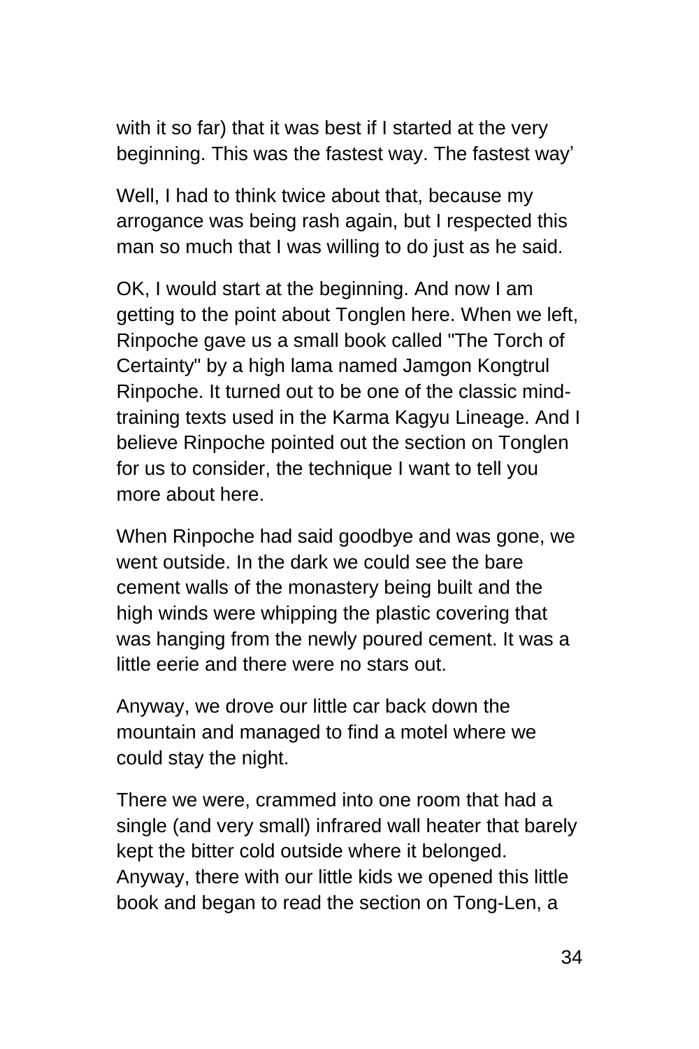with it so far) that it was best if I started at the very beginning. This was the fastest way. The fastest way'

Well, I had to think twice about that, because my arrogance was being rash again, but I respected this man so much that I was willing to do just as he said.

OK, I would start at the beginning. And now I am getting to the point about Tonglen here. When we left, Rinpoche gave us a small book called "The Torch of Certainty" by a high lama named Jamgon Kongtrul Rinpoche. It turned out to be one of the classic mind-training texts used in the Karma Kagyu Lineage. And I believe Rinpoche pointed out the section on Tonglen for us to consider, the technique I want to tell you more about here.

When Rinpoche had said goodbye and was gone, we went outside. In the dark we could see the bare cement walls of the monastery being built and the high winds were whipping the plastic covering that was hanging from the newly poured cement. It was a little eerie and there were no stars out.

Anyway, we drove our little car back down the mountain and managed to find a motel where we could stay the night.

There we were, crammed into one room that had a single (and very small) infrared wall heater that barely kept the bitter cold outside where it belonged. Anyway, there with our little kids we opened this little book and began to read the section on Tong-Len, a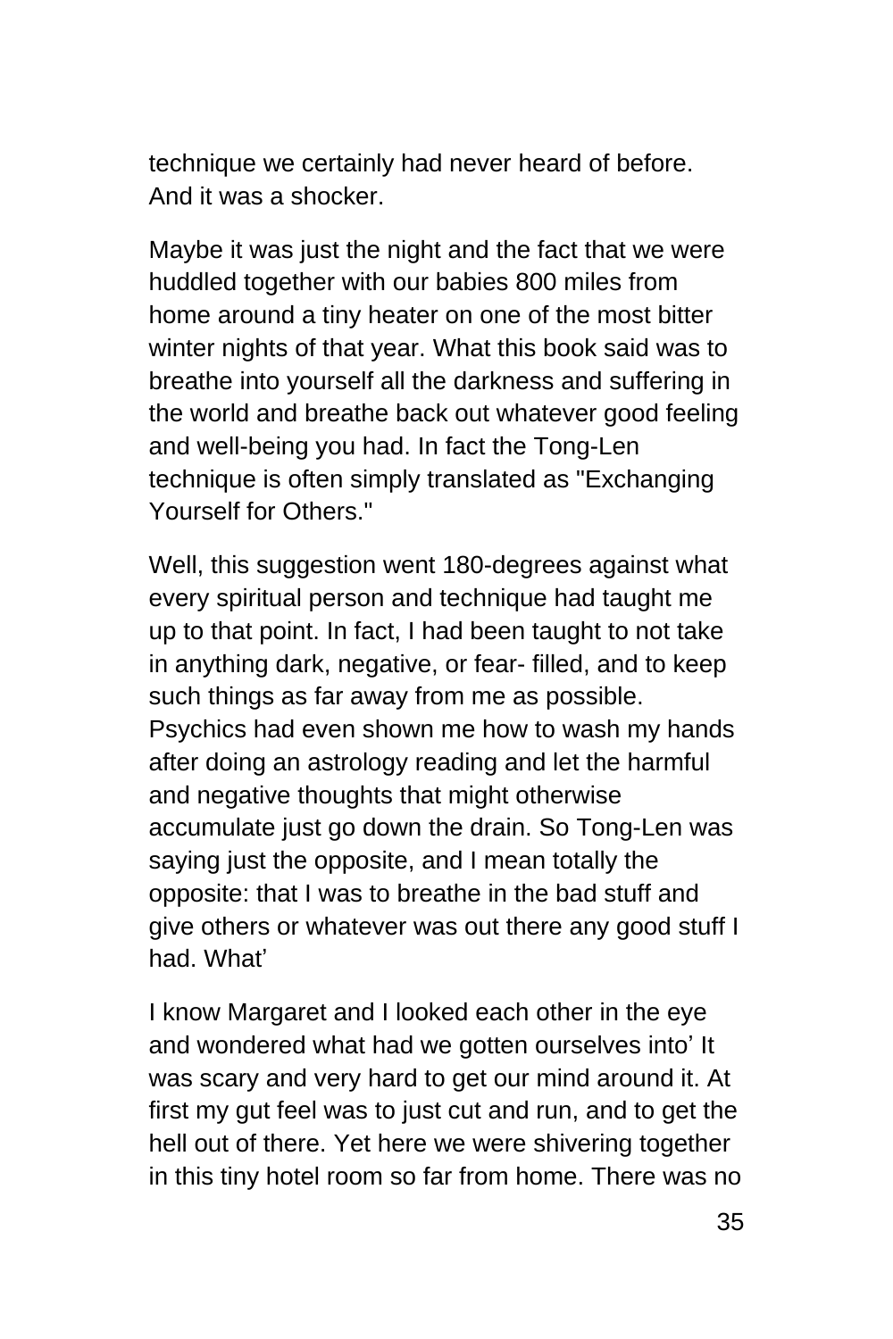technique we certainly had never heard of before. And it was a shocker.

Maybe it was just the night and the fact that we were huddled together with our babies 800 miles from home around a tiny heater on one of the most bitter winter nights of that year. What this book said was to breathe into yourself all the darkness and suffering in the world and breathe back out whatever good feeling and well-being you had. In fact the Tong-Len technique is often simply translated as "Exchanging Yourself for Others."

Well, this suggestion went 180-degrees against what every spiritual person and technique had taught me up to that point. In fact, I had been taught to not take in anything dark, negative, or fear- filled, and to keep such things as far away from me as possible. Psychics had even shown me how to wash my hands after doing an astrology reading and let the harmful and negative thoughts that might otherwise accumulate just go down the drain. So Tong-Len was saying just the opposite, and I mean totally the opposite: that I was to breathe in the bad stuff and give others or whatever was out there any good stuff I had. What'

I know Margaret and I looked each other in the eye and wondered what had we gotten ourselves into' It was scary and very hard to get our mind around it. At first my gut feel was to just cut and run, and to get the hell out of there. Yet here we were shivering together in this tiny hotel room so far from home. There was no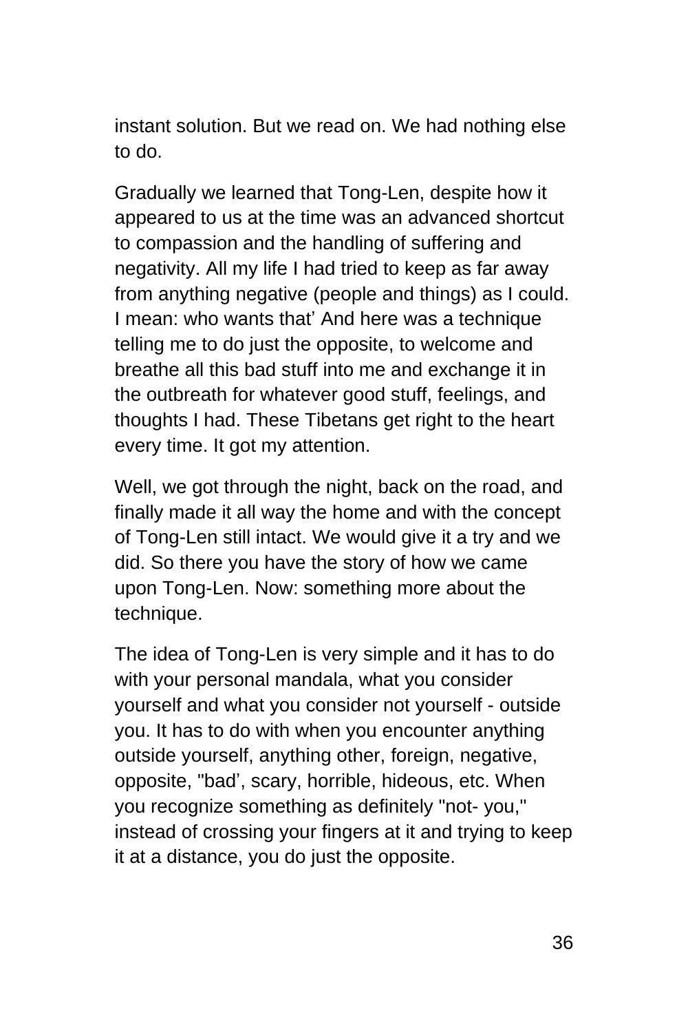instant solution. But we read on. We had nothing else to do.

Gradually we learned that Tong-Len, despite how it appeared to us at the time was an advanced shortcut to compassion and the handling of suffering and negativity. All my life I had tried to keep as far away from anything negative (people and things) as I could. I mean: who wants that' And here was a technique telling me to do just the opposite, to welcome and breathe all this bad stuff into me and exchange it in the outbreath for whatever good stuff, feelings, and thoughts I had. These Tibetans get right to the heart every time. It got my attention.

Well, we got through the night, back on the road, and finally made it all way the home and with the concept of Tong-Len still intact. We would give it a try and we did. So there you have the story of how we came upon Tong-Len. Now: something more about the technique.

The idea of Tong-Len is very simple and it has to do with your personal mandala, what you consider yourself and what you consider not yourself - outside you. It has to do with when you encounter anything outside yourself, anything other, foreign, negative, opposite, "bad', scary, horrible, hideous, etc. When you recognize something as definitely "not- you," instead of crossing your fingers at it and trying to keep it at a distance, you do just the opposite.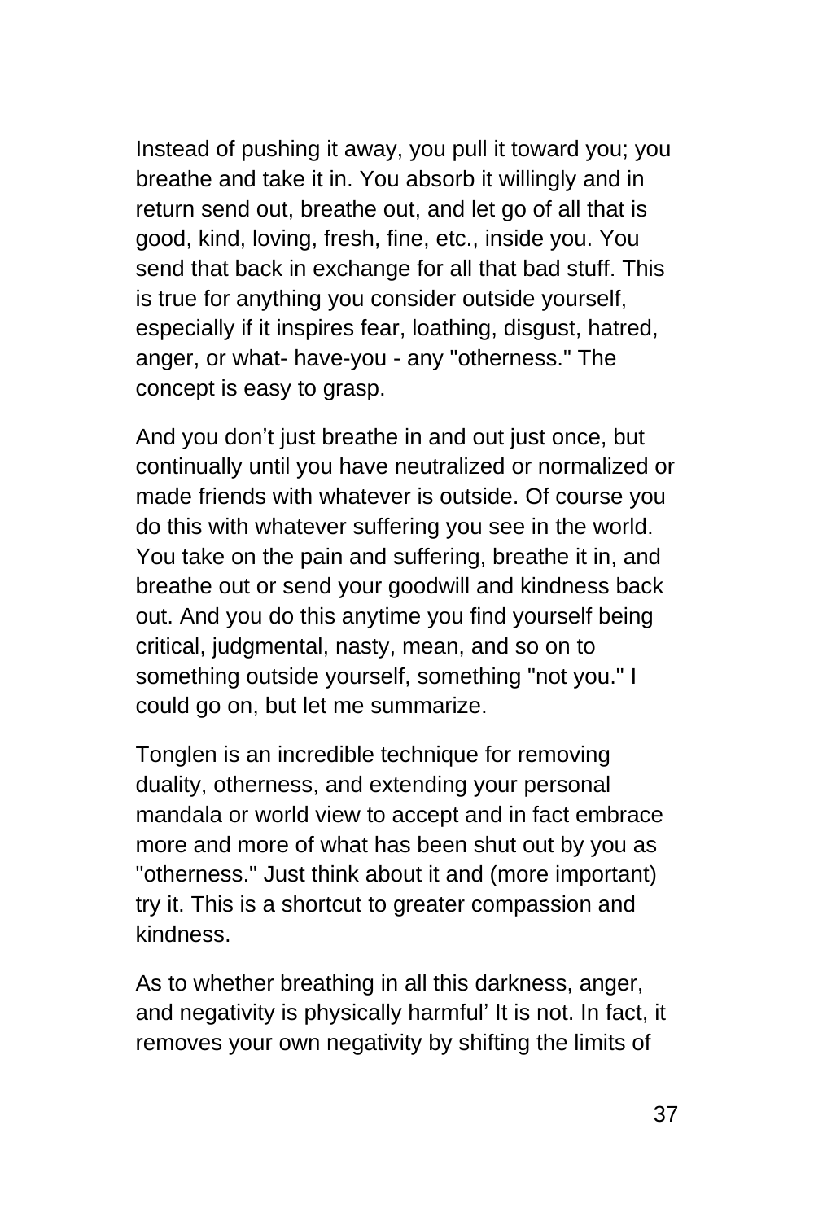Instead of pushing it away, you pull it toward you; you breathe and take it in. You absorb it willingly and in return send out, breathe out, and let go of all that is good, kind, loving, fresh, fine, etc., inside you. You send that back in exchange for all that bad stuff. This is true for anything you consider outside yourself, especially if it inspires fear, loathing, disgust, hatred, anger, or what- have-you - any "otherness." The concept is easy to grasp.

And you don't just breathe in and out just once, but continually until you have neutralized or normalized or made friends with whatever is outside. Of course you do this with whatever suffering you see in the world. You take on the pain and suffering, breathe it in, and breathe out or send your goodwill and kindness back out. And you do this anytime you find yourself being critical, judgmental, nasty, mean, and so on to something outside yourself, something "not you." I could go on, but let me summarize.

Tonglen is an incredible technique for removing duality, otherness, and extending your personal mandala or world view to accept and in fact embrace more and more of what has been shut out by you as "otherness." Just think about it and (more important) try it. This is a shortcut to greater compassion and kindness.

As to whether breathing in all this darkness, anger, and negativity is physically harmful' It is not. In fact, it removes your own negativity by shifting the limits of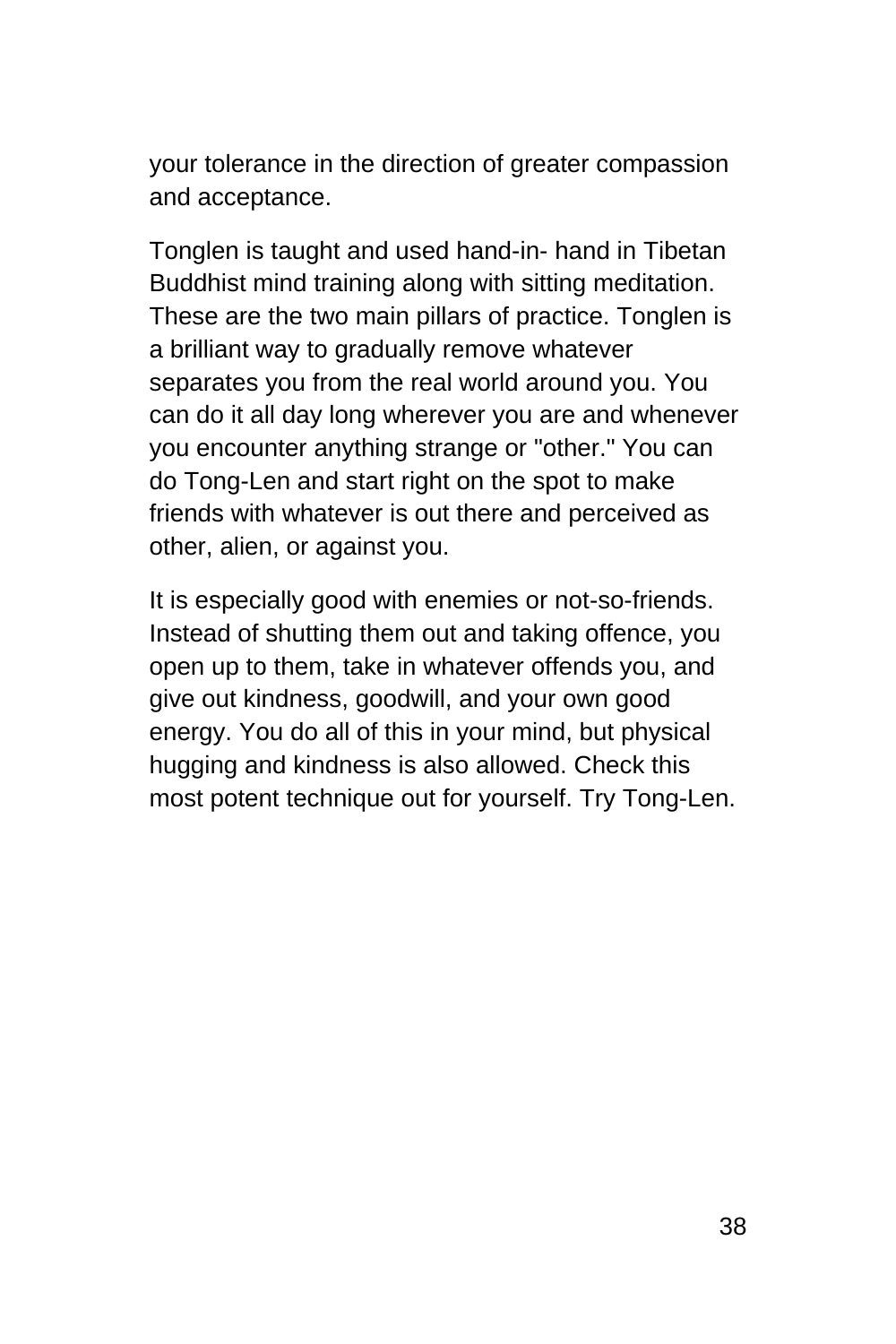your tolerance in the direction of greater compassion and acceptance.

Tonglen is taught and used hand-in- hand in Tibetan Buddhist mind training along with sitting meditation. These are the two main pillars of practice. Tonglen is a brilliant way to gradually remove whatever separates you from the real world around you. You can do it all day long wherever you are and whenever you encounter anything strange or "other." You can do Tong-Len and start right on the spot to make friends with whatever is out there and perceived as other, alien, or against you.

It is especially good with enemies or not-so-friends. Instead of shutting them out and taking offence, you open up to them, take in whatever offends you, and give out kindness, goodwill, and your own good energy. You do all of this in your mind, but physical hugging and kindness is also allowed. Check this most potent technique out for yourself. Try Tong-Len.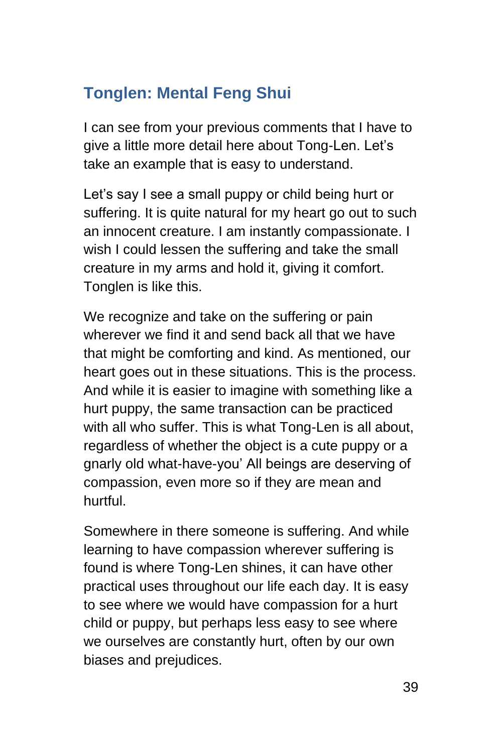## Tonglen: Mental Feng Shui

I can see from your previous comments that I have to give a little more detail here about Tong-Len. Let's take an example that is easy to understand.

Let's say I see a small puppy or child being hurt or suffering. It is quite natural for my heart go out to such an innocent creature. I am instantly compassionate. I wish I could lessen the suffering and take the small creature in my arms and hold it, giving it comfort. Tonglen is like this.

We recognize and take on the suffering or pain wherever we find it and send back all that we have that might be comforting and kind. As mentioned, our heart goes out in these situations. This is the process. And while it is easier to imagine with something like a hurt puppy, the same transaction can be practiced with all who suffer. This is what Tong-Len is all about, regardless of whether the object is a cute puppy or a gnarly old what-have-you' All beings are deserving of compassion, even more so if they are mean and hurtful.

Somewhere in there someone is suffering. And while learning to have compassion wherever suffering is found is where Tong-Len shines, it can have other practical uses throughout our life each day. It is easy to see where we would have compassion for a hurt child or puppy, but perhaps less easy to see where we ourselves are constantly hurt, often by our own biases and prejudices.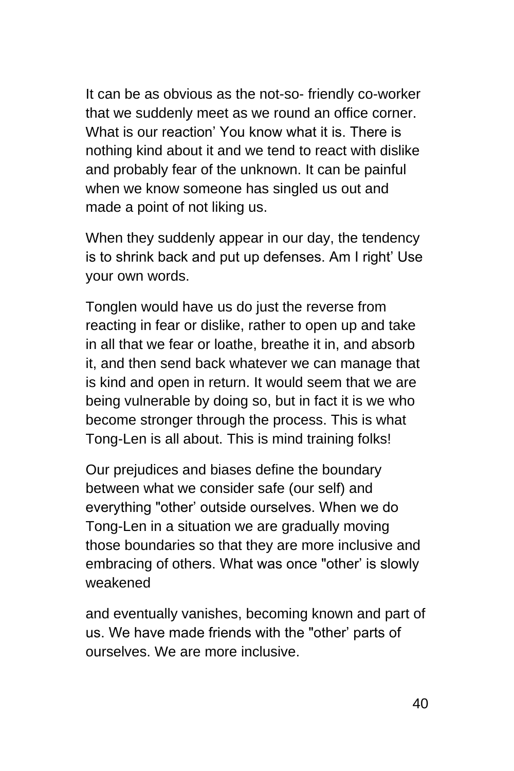It can be as obvious as the not-so- friendly co-worker that we suddenly meet as we round an office corner. What is our reaction’ You know what it is. There is nothing kind about it and we tend to react with dislike and probably fear of the unknown. It can be painful when we know someone has singled us out and made a point of not liking us.

When they suddenly appear in our day, the tendency is to shrink back and put up defenses. Am I right’ Use your own words.

Tonglen would have us do just the reverse from reacting in fear or dislike, rather to open up and take in all that we fear or loathe, breathe it in, and absorb it, and then send back whatever we can manage that is kind and open in return. It would seem that we are being vulnerable by doing so, but in fact it is we who become stronger through the process. This is what Tong-Len is all about. This is mind training folks!

Our prejudices and biases define the boundary between what we consider safe (our self) and everything "other’ outside ourselves. When we do Tong-Len in a situation we are gradually moving those boundaries so that they are more inclusive and embracing of others. What was once "other’ is slowly weakened

and eventually vanishes, becoming known and part of us. We have made friends with the "other’ parts of ourselves. We are more inclusive.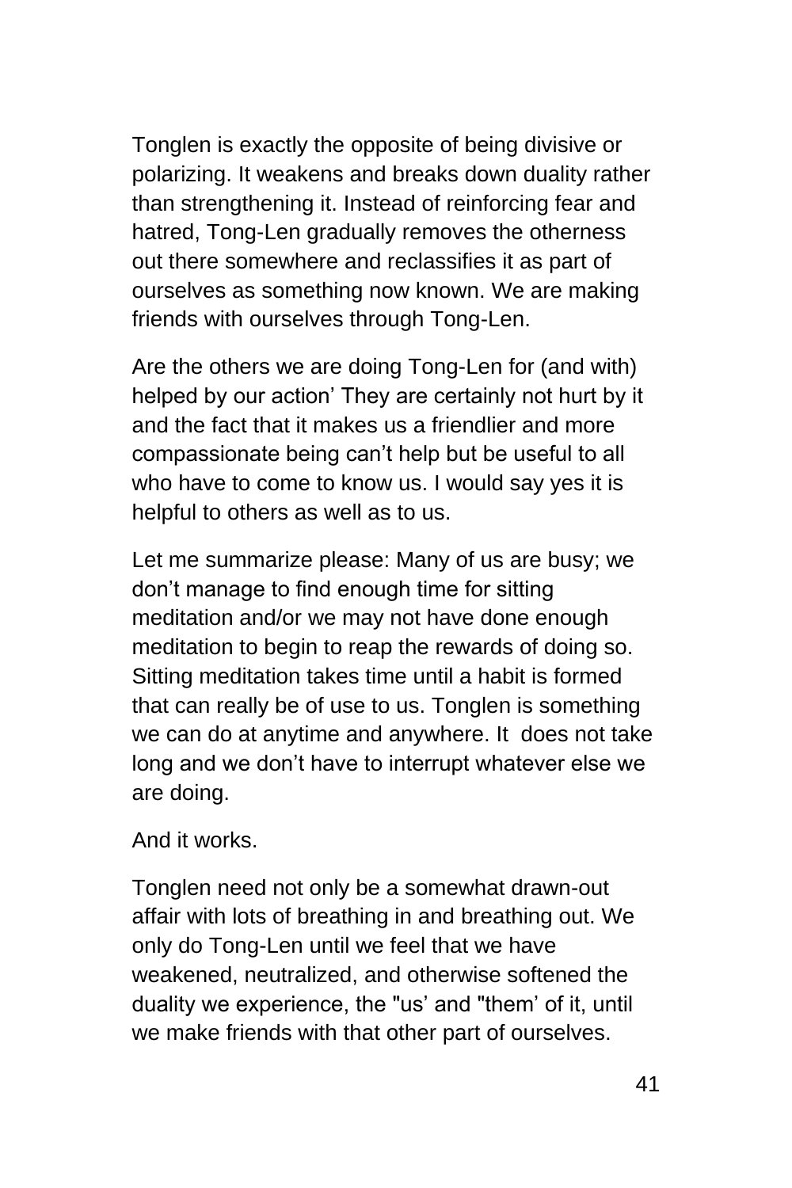Tonglen is exactly the opposite of being divisive or polarizing. It weakens and breaks down duality rather than strengthening it. Instead of reinforcing fear and hatred, Tong-Len gradually removes the otherness out there somewhere and reclassifies it as part of ourselves as something now known. We are making friends with ourselves through Tong-Len.

Are the others we are doing Tong-Len for (and with) helped by our action' They are certainly not hurt by it and the fact that it makes us a friendlier and more compassionate being can't help but be useful to all who have to come to know us. I would say yes it is helpful to others as well as to us.

Let me summarize please: Many of us are busy; we don't manage to find enough time for sitting meditation and/or we may not have done enough meditation to begin to reap the rewards of doing so. Sitting meditation takes time until a habit is formed that can really be of use to us. Tonglen is something we can do at anytime and anywhere. It does not take long and we don't have to interrupt whatever else we are doing.

And it works.

Tonglen need not only be a somewhat drawn-out affair with lots of breathing in and breathing out. We only do Tong-Len until we feel that we have weakened, neutralized, and otherwise softened the duality we experience, the "us' and "them' of it, until we make friends with that other part of ourselves.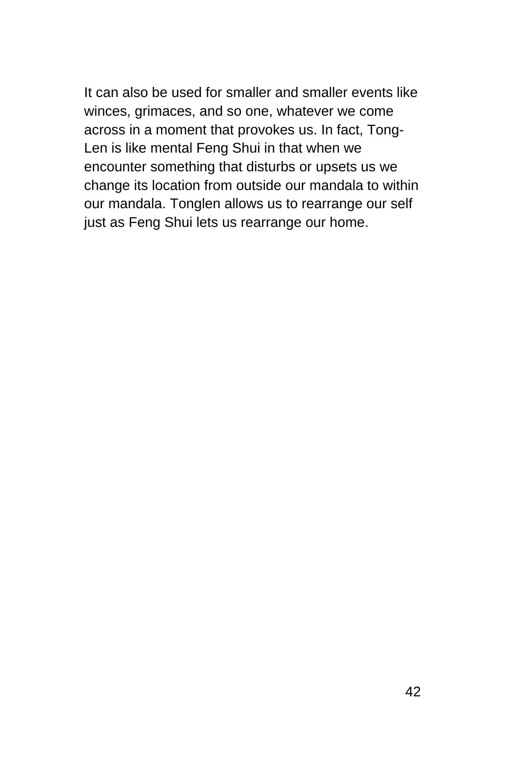It can also be used for smaller and smaller events like winces, grimaces, and so one, whatever we come across in a moment that provokes us. In fact, Tong-Len is like mental Feng Shui in that when we encounter something that disturbs or upsets us we change its location from outside our mandala to within our mandala. Tonglen allows us to rearrange our self just as Feng Shui lets us rearrange our home.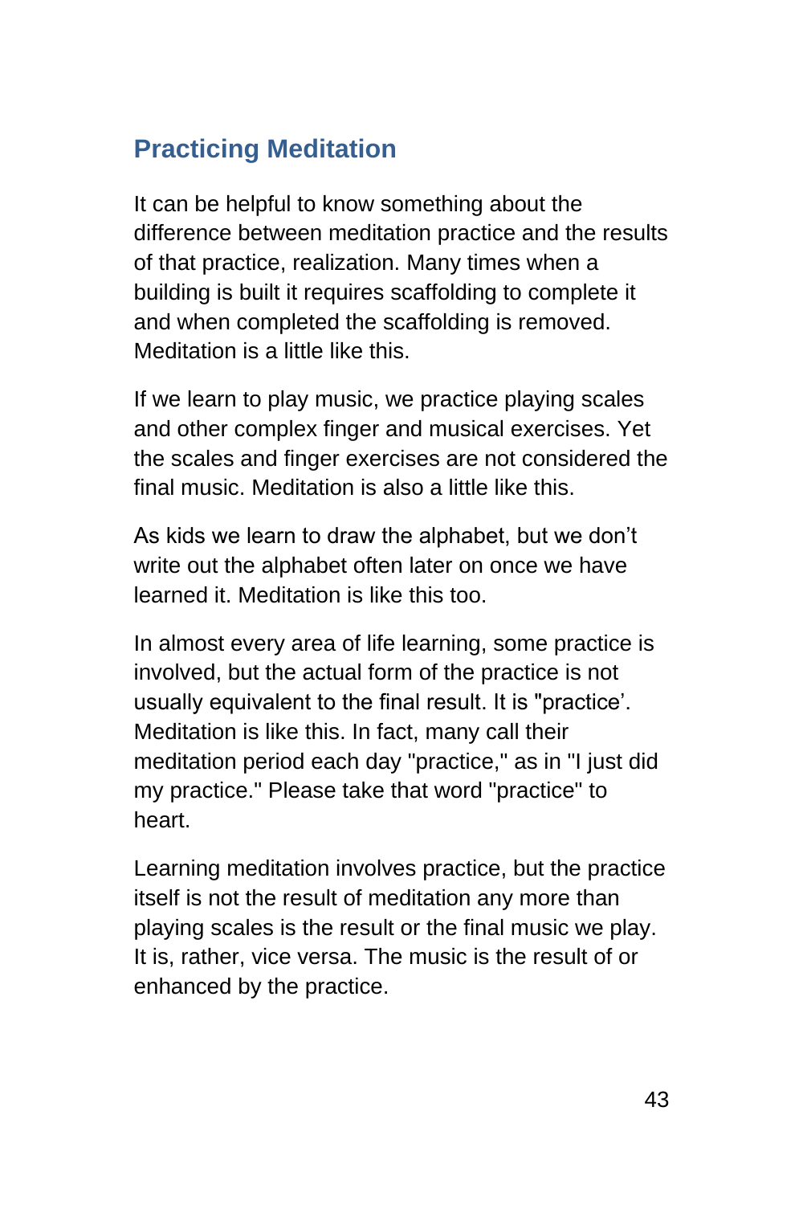## Practicing Meditation

It can be helpful to know something about the difference between meditation practice and the results of that practice, realization. Many times when a building is built it requires scaffolding to complete it and when completed the scaffolding is removed. Meditation is a little like this.

If we learn to play music, we practice playing scales and other complex finger and musical exercises. Yet the scales and finger exercises are not considered the final music. Meditation is also a little like this.

As kids we learn to draw the alphabet, but we don't write out the alphabet often later on once we have learned it. Meditation is like this too.

In almost every area of life learning, some practice is involved, but the actual form of the practice is not usually equivalent to the final result. It is "practice'. Meditation is like this. In fact, many call their meditation period each day "practice," as in "I just did my practice." Please take that word "practice" to heart.

Learning meditation involves practice, but the practice itself is not the result of meditation any more than playing scales is the result or the final music we play. It is, rather, vice versa. The music is the result of or enhanced by the practice.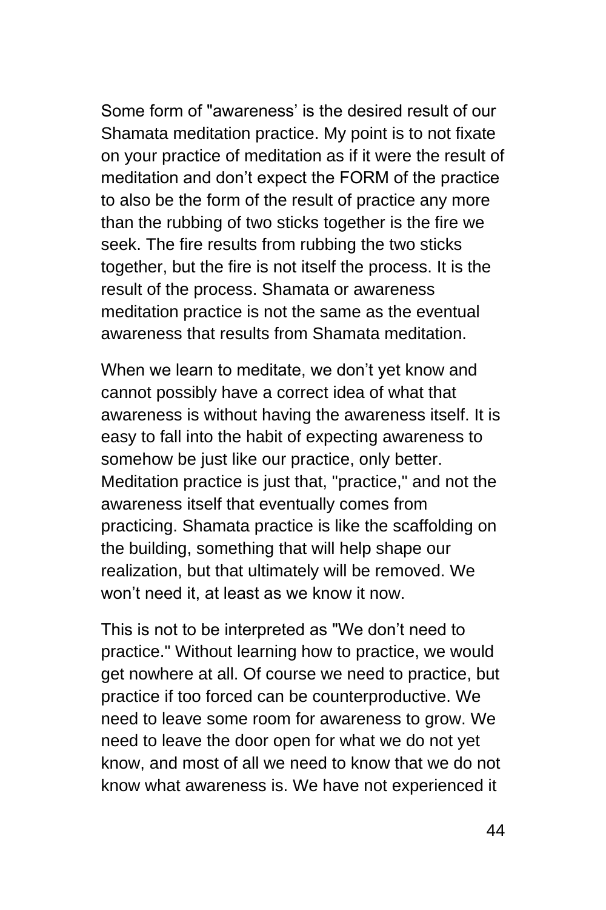Some form of "awareness' is the desired result of our Shamata meditation practice. My point is to not fixate on your practice of meditation as if it were the result of meditation and don't expect the FORM of the practice to also be the form of the result of practice any more than the rubbing of two sticks together is the fire we seek. The fire results from rubbing the two sticks together, but the fire is not itself the process. It is the result of the process. Shamata or awareness meditation practice is not the same as the eventual awareness that results from Shamata meditation.

When we learn to meditate, we don't yet know and cannot possibly have a correct idea of what that awareness is without having the awareness itself. It is easy to fall into the habit of expecting awareness to somehow be just like our practice, only better. Meditation practice is just that, "practice," and not the awareness itself that eventually comes from practicing. Shamata practice is like the scaffolding on the building, something that will help shape our realization, but that ultimately will be removed. We won't need it, at least as we know it now.

This is not to be interpreted as "We don't need to practice." Without learning how to practice, we would get nowhere at all. Of course we need to practice, but practice if too forced can be counterproductive. We need to leave some room for awareness to grow. We need to leave the door open for what we do not yet know, and most of all we need to know that we do not know what awareness is. We have not experienced it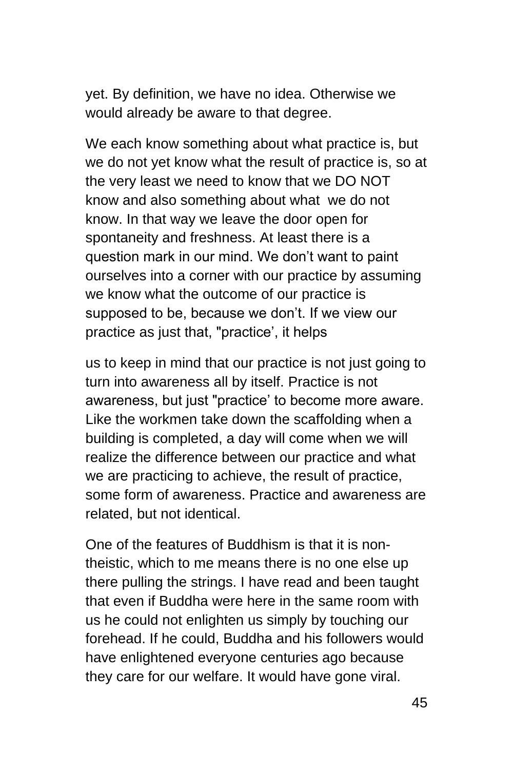yet. By definition, we have no idea. Otherwise we would already be aware to that degree.

We each know something about what practice is, but we do not yet know what the result of practice is, so at the very least we need to know that we DO NOT know and also something about what  we do not know. In that way we leave the door open for spontaneity and freshness. At least there is a question mark in our mind. We don't want to paint ourselves into a corner with our practice by assuming we know what the outcome of our practice is supposed to be, because we don't. If we view our practice as just that, "practice', it helps

us to keep in mind that our practice is not just going to turn into awareness all by itself. Practice is not awareness, but just "practice' to become more aware. Like the workmen take down the scaffolding when a building is completed, a day will come when we will realize the difference between our practice and what we are practicing to achieve, the result of practice, some form of awareness. Practice and awareness are related, but not identical.

One of the features of Buddhism is that it is non-theistic, which to me means there is no one else up there pulling the strings. I have read and been taught that even if Buddha were here in the same room with us he could not enlighten us simply by touching our forehead. If he could, Buddha and his followers would have enlightened everyone centuries ago because they care for our welfare. It would have gone viral.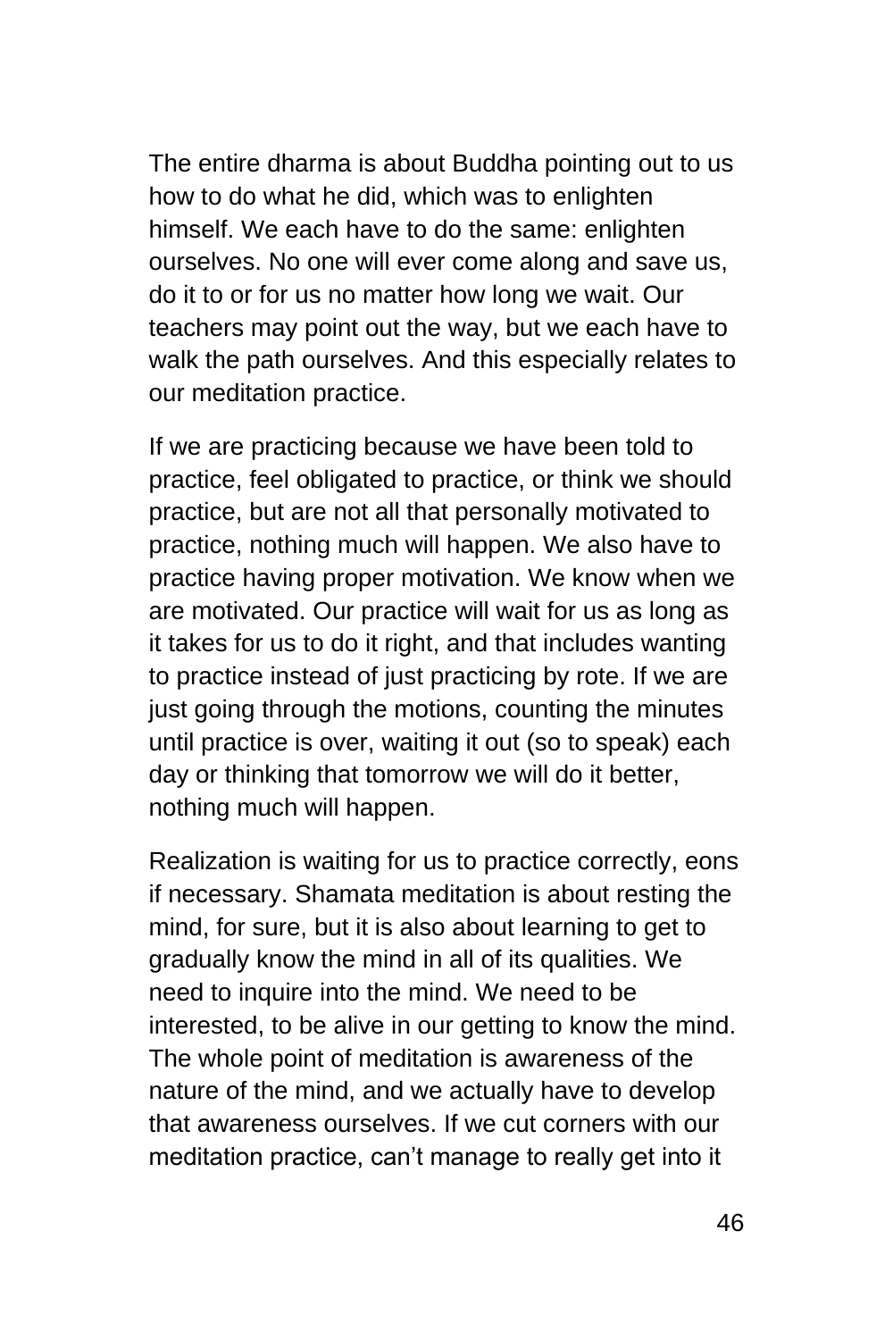The entire dharma is about Buddha pointing out to us how to do what he did, which was to enlighten himself. We each have to do the same: enlighten ourselves. No one will ever come along and save us, do it to or for us no matter how long we wait. Our teachers may point out the way, but we each have to walk the path ourselves. And this especially relates to our meditation practice.

If we are practicing because we have been told to practice, feel obligated to practice, or think we should practice, but are not all that personally motivated to practice, nothing much will happen. We also have to practice having proper motivation. We know when we are motivated. Our practice will wait for us as long as it takes for us to do it right, and that includes wanting to practice instead of just practicing by rote. If we are just going through the motions, counting the minutes until practice is over, waiting it out (so to speak) each day or thinking that tomorrow we will do it better, nothing much will happen.

Realization is waiting for us to practice correctly, eons if necessary. Shamata meditation is about resting the mind, for sure, but it is also about learning to get to gradually know the mind in all of its qualities. We need to inquire into the mind. We need to be interested, to be alive in our getting to know the mind. The whole point of meditation is awareness of the nature of the mind, and we actually have to develop that awareness ourselves. If we cut corners with our meditation practice, can't manage to really get into it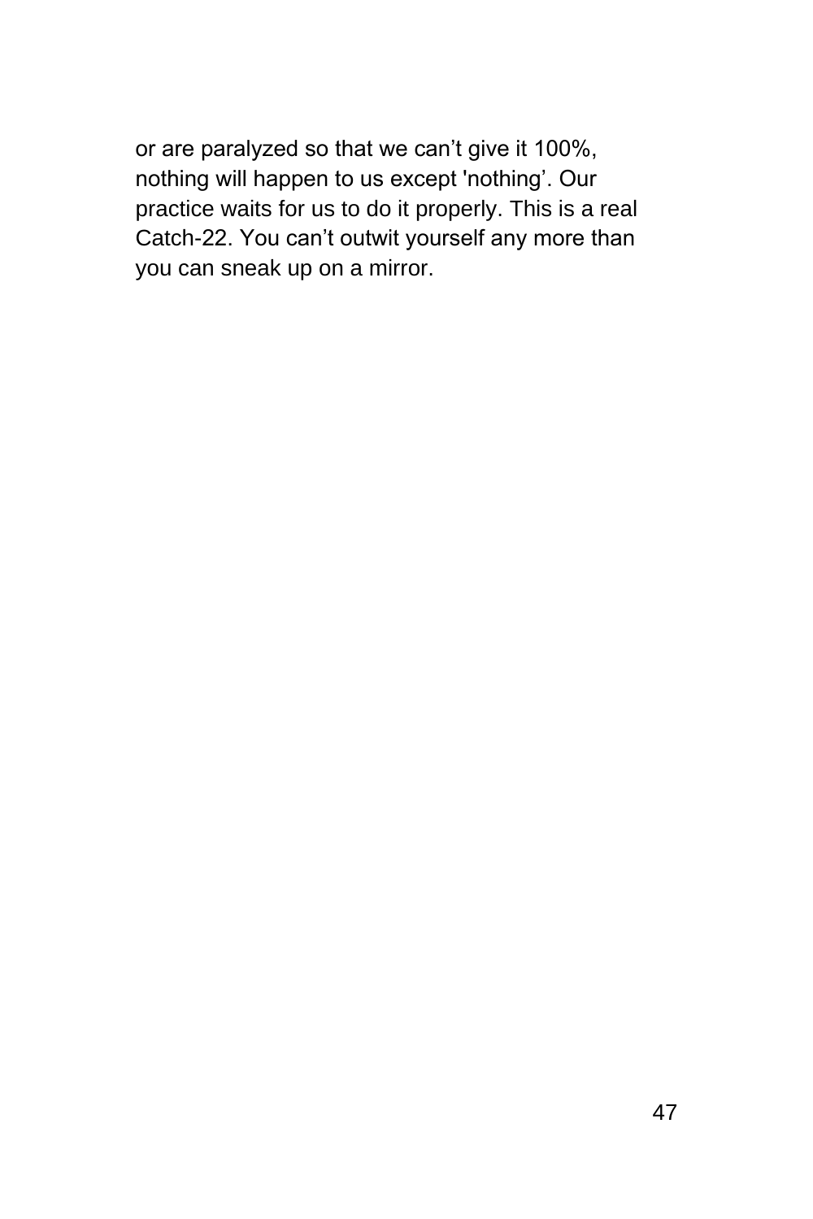or are paralyzed so that we can’t give it 100%, nothing will happen to us except 'nothing’. Our practice waits for us to do it properly. This is a real Catch-22. You can’t outwit yourself any more than you can sneak up on a mirror.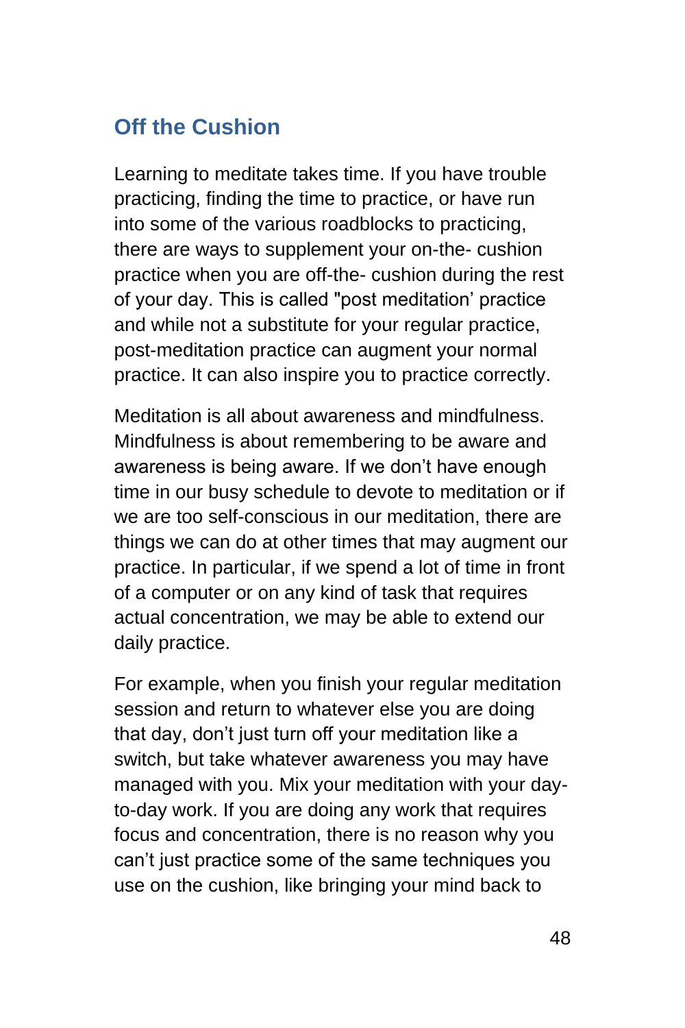## Off the Cushion

Learning to meditate takes time. If you have trouble practicing, finding the time to practice, or have run into some of the various roadblocks to practicing, there are ways to supplement your on-the- cushion practice when you are off-the- cushion during the rest of your day. This is called "post meditation' practice and while not a substitute for your regular practice, post-meditation practice can augment your normal practice. It can also inspire you to practice correctly.

Meditation is all about awareness and mindfulness. Mindfulness is about remembering to be aware and awareness is being aware. If we don't have enough time in our busy schedule to devote to meditation or if we are too self-conscious in our meditation, there are things we can do at other times that may augment our practice. In particular, if we spend a lot of time in front of a computer or on any kind of task that requires actual concentration, we may be able to extend our daily practice.

For example, when you finish your regular meditation session and return to whatever else you are doing that day, don't just turn off your meditation like a switch, but take whatever awareness you may have managed with you. Mix your meditation with your day-to-day work. If you are doing any work that requires focus and concentration, there is no reason why you can't just practice some of the same techniques you use on the cushion, like bringing your mind back to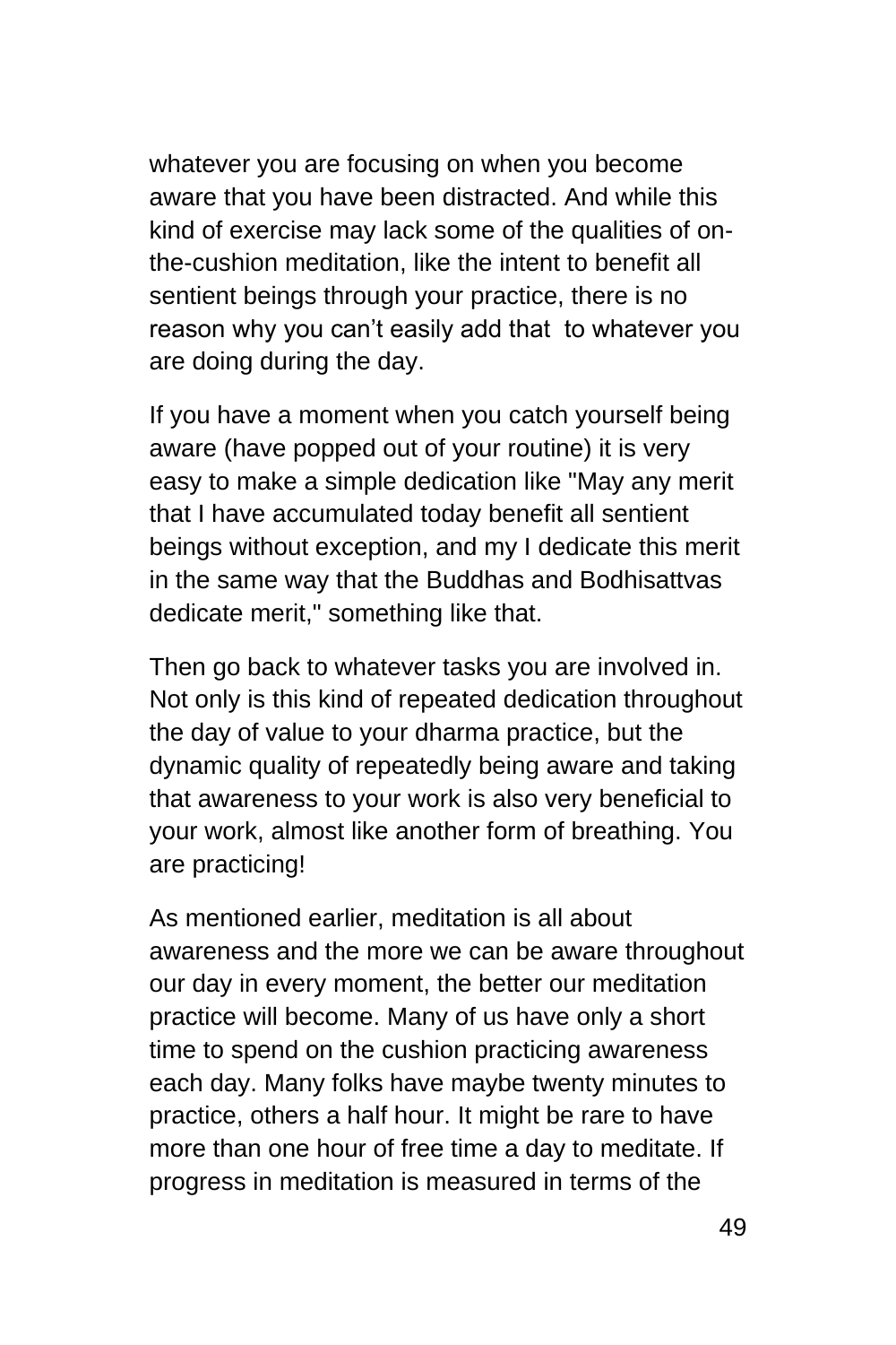whatever you are focusing on when you become aware that you have been distracted. And while this kind of exercise may lack some of the qualities of on-the-cushion meditation, like the intent to benefit all sentient beings through your practice, there is no reason why you can't easily add that to whatever you are doing during the day.

If you have a moment when you catch yourself being aware (have popped out of your routine) it is very easy to make a simple dedication like "May any merit that I have accumulated today benefit all sentient beings without exception, and my I dedicate this merit in the same way that the Buddhas and Bodhisattvas dedicate merit," something like that.

Then go back to whatever tasks you are involved in. Not only is this kind of repeated dedication throughout the day of value to your dharma practice, but the dynamic quality of repeatedly being aware and taking that awareness to your work is also very beneficial to your work, almost like another form of breathing. You are practicing!

As mentioned earlier, meditation is all about awareness and the more we can be aware throughout our day in every moment, the better our meditation practice will become. Many of us have only a short time to spend on the cushion practicing awareness each day. Many folks have maybe twenty minutes to practice, others a half hour. It might be rare to have more than one hour of free time a day to meditate. If progress in meditation is measured in terms of the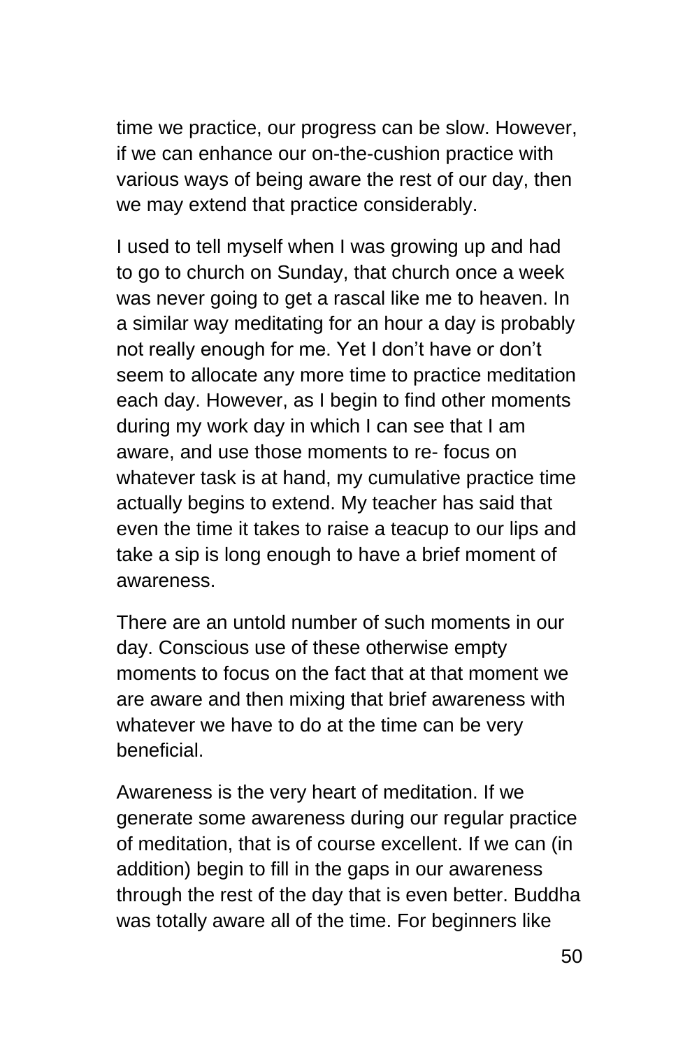time we practice, our progress can be slow. However, if we can enhance our on-the-cushion practice with various ways of being aware the rest of our day, then we may extend that practice considerably.

I used to tell myself when I was growing up and had to go to church on Sunday, that church once a week was never going to get a rascal like me to heaven. In a similar way meditating for an hour a day is probably not really enough for me. Yet I don't have or don't seem to allocate any more time to practice meditation each day. However, as I begin to find other moments during my work day in which I can see that I am aware, and use those moments to re- focus on whatever task is at hand, my cumulative practice time actually begins to extend. My teacher has said that even the time it takes to raise a teacup to our lips and take a sip is long enough to have a brief moment of awareness.

There are an untold number of such moments in our day. Conscious use of these otherwise empty moments to focus on the fact that at that moment we are aware and then mixing that brief awareness with whatever we have to do at the time can be very beneficial.

Awareness is the very heart of meditation. If we generate some awareness during our regular practice of meditation, that is of course excellent. If we can (in addition) begin to fill in the gaps in our awareness through the rest of the day that is even better. Buddha was totally aware all of the time. For beginners like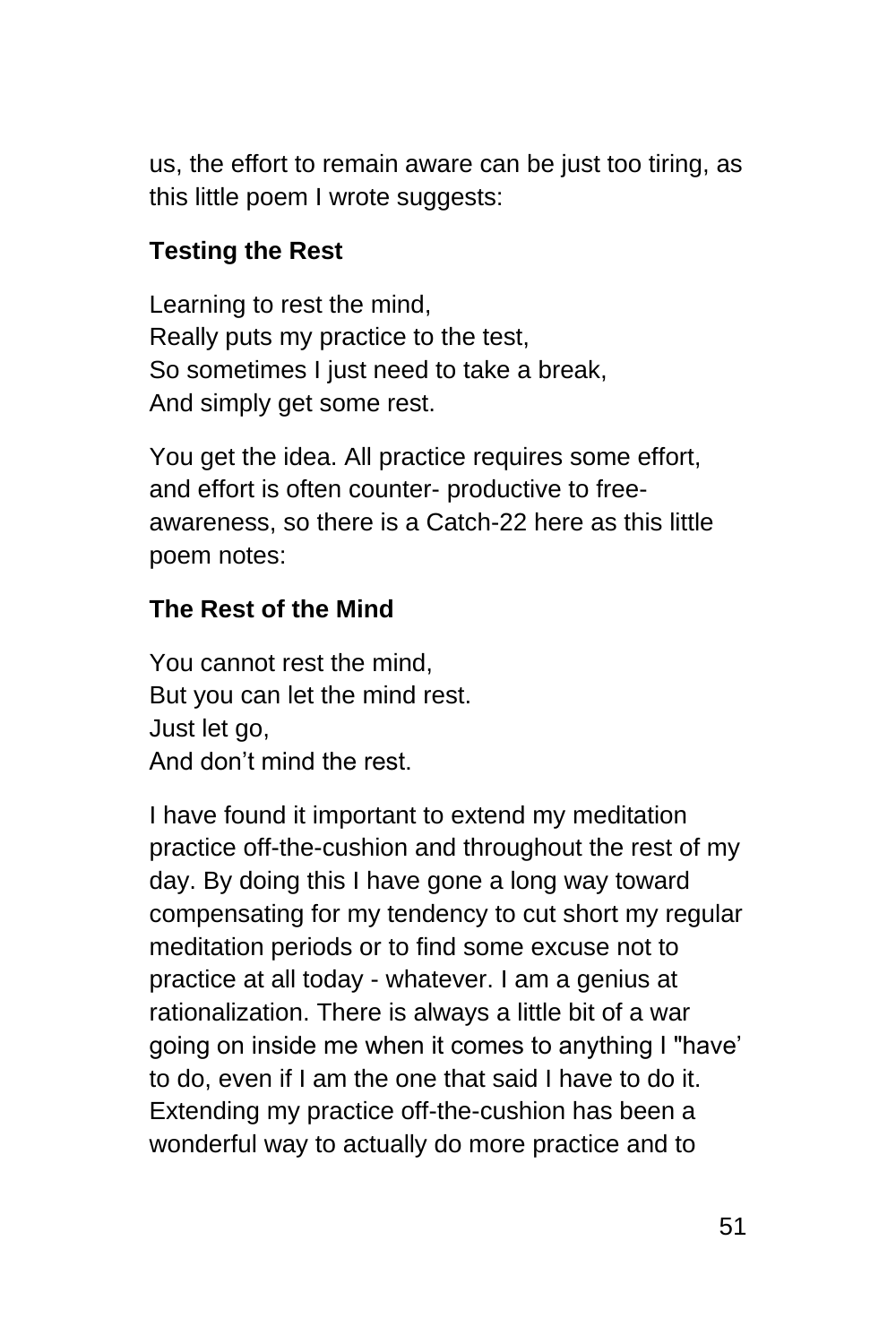us, the effort to remain aware can be just too tiring, as this little poem I wrote suggests:

**Testing the Rest**

Learning to rest the mind,  
Really puts my practice to the test,  
So sometimes I just need to take a break,  
And simply get some rest.

You get the idea. All practice requires some effort, and effort is often counter- productive to free-awareness, so there is a Catch-22 here as this little poem notes:

**The Rest of the Mind**

You cannot rest the mind,  
But you can let the mind rest.  
Just let go,  
And don't mind the rest.

I have found it important to extend my meditation practice off-the-cushion and throughout the rest of my day. By doing this I have gone a long way toward compensating for my tendency to cut short my regular meditation periods or to find some excuse not to practice at all today - whatever. I am a genius at rationalization. There is always a little bit of a war going on inside me when it comes to anything I "have' to do, even if I am the one that said I have to do it. Extending my practice off-the-cushion has been a wonderful way to actually do more practice and to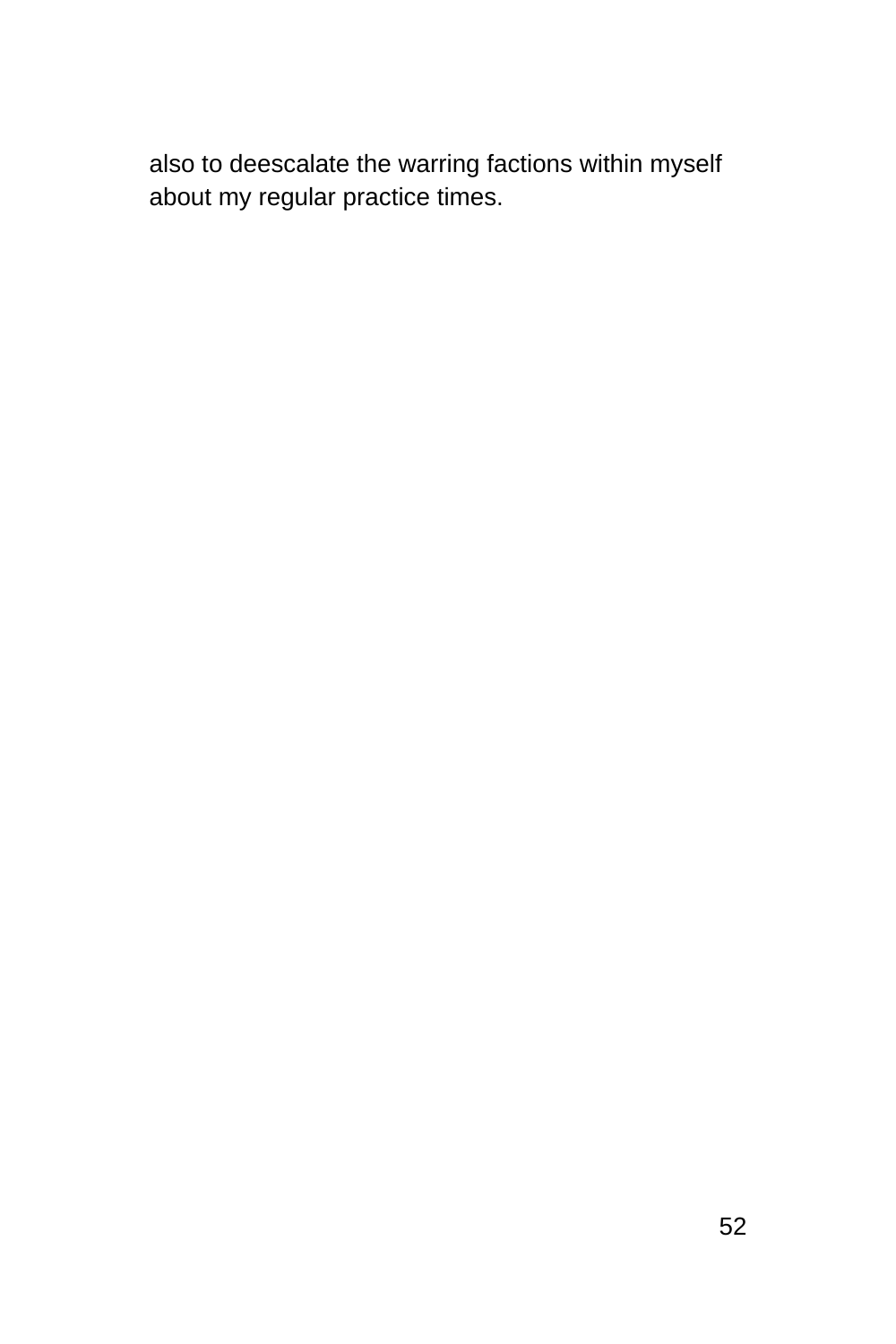also to deescalate the warring factions within myself about my regular practice times.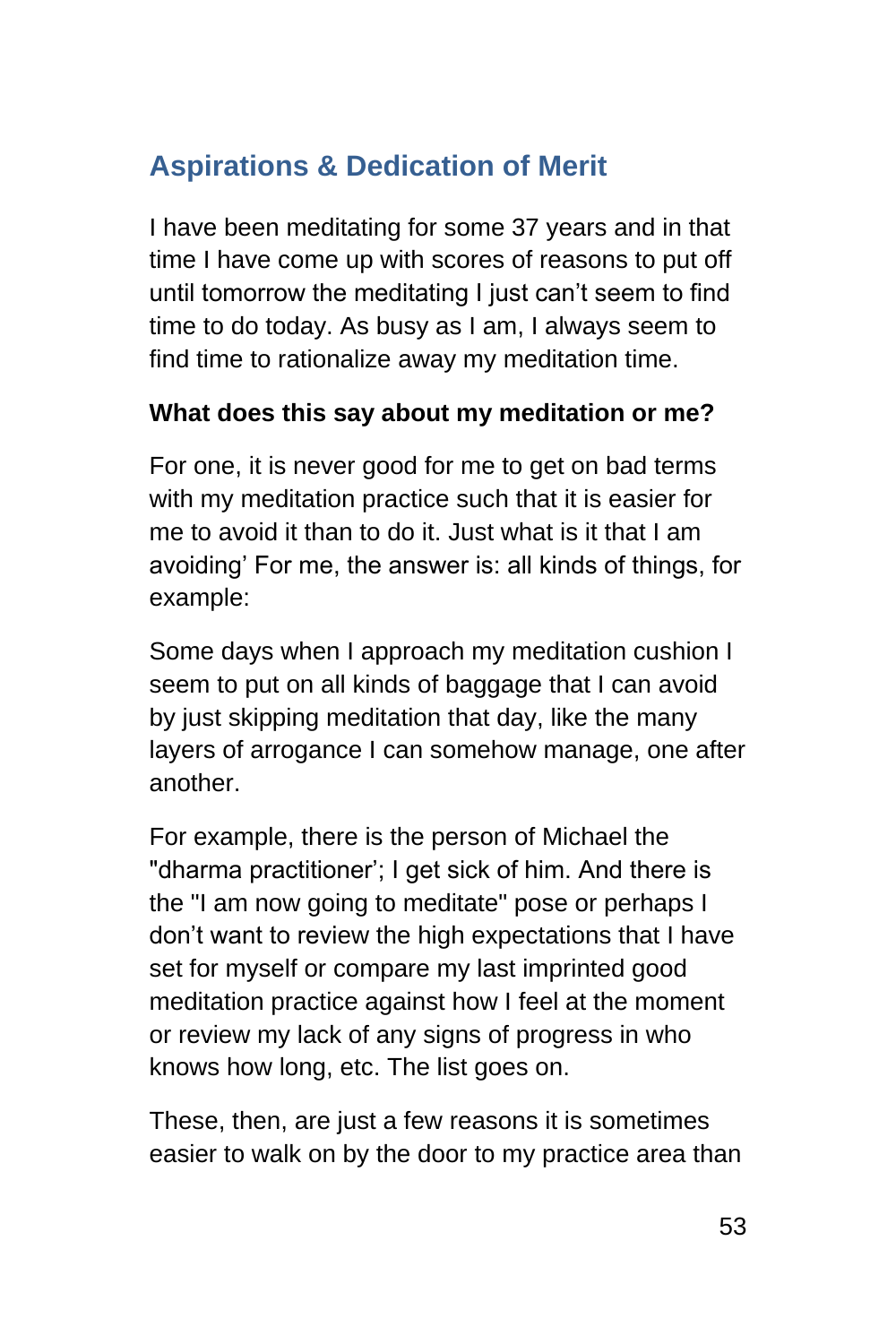## Aspirations & Dedication of Merit

I have been meditating for some 37 years and in that time I have come up with scores of reasons to put off until tomorrow the meditating I just can't seem to find time to do today. As busy as I am, I always seem to find time to rationalize away my meditation time.

**What does this say about my meditation or me?**

For one, it is never good for me to get on bad terms with my meditation practice such that it is easier for me to avoid it than to do it. Just what is it that I am avoiding' For me, the answer is: all kinds of things, for example:

Some days when I approach my meditation cushion I seem to put on all kinds of baggage that I can avoid by just skipping meditation that day, like the many layers of arrogance I can somehow manage, one after another.

For example, there is the person of Michael the "dharma practitioner'; I get sick of him. And there is the "I am now going to meditate" pose or perhaps I don't want to review the high expectations that I have set for myself or compare my last imprinted good meditation practice against how I feel at the moment or review my lack of any signs of progress in who knows how long, etc. The list goes on.

These, then, are just a few reasons it is sometimes easier to walk on by the door to my practice area than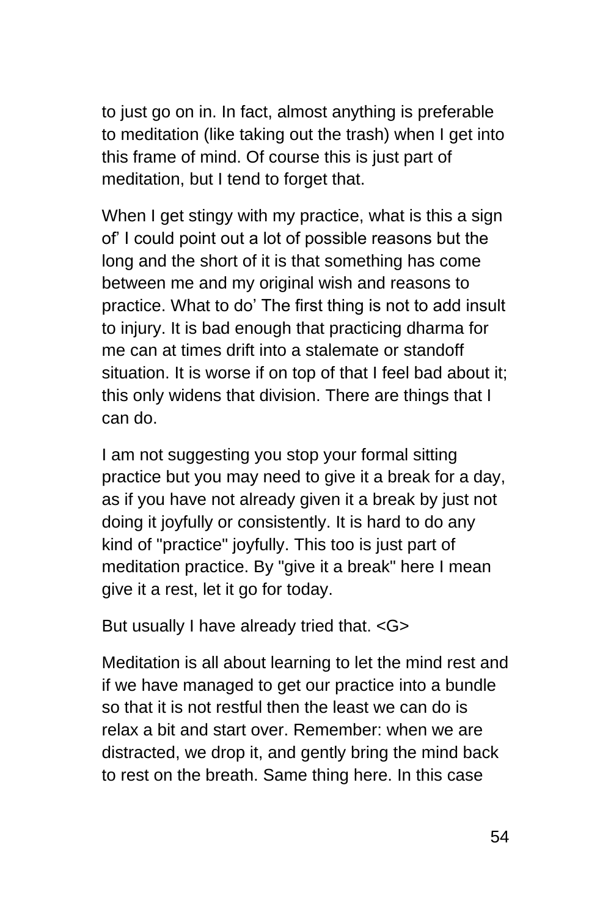to just go on in. In fact, almost anything is preferable to meditation (like taking out the trash) when I get into this frame of mind. Of course this is just part of meditation, but I tend to forget that.

When I get stingy with my practice, what is this a sign of' I could point out a lot of possible reasons but the long and the short of it is that something has come between me and my original wish and reasons to practice. What to do' The first thing is not to add insult to injury. It is bad enough that practicing dharma for me can at times drift into a stalemate or standoff situation. It is worse if on top of that I feel bad about it; this only widens that division. There are things that I can do.

I am not suggesting you stop your formal sitting practice but you may need to give it a break for a day, as if you have not already given it a break by just not doing it joyfully or consistently. It is hard to do any kind of "practice" joyfully. This too is just part of meditation practice. By "give it a break" here I mean give it a rest, let it go for today.

But usually I have already tried that. <G>

Meditation is all about learning to let the mind rest and if we have managed to get our practice into a bundle so that it is not restful then the least we can do is relax a bit and start over. Remember: when we are distracted, we drop it, and gently bring the mind back to rest on the breath. Same thing here. In this case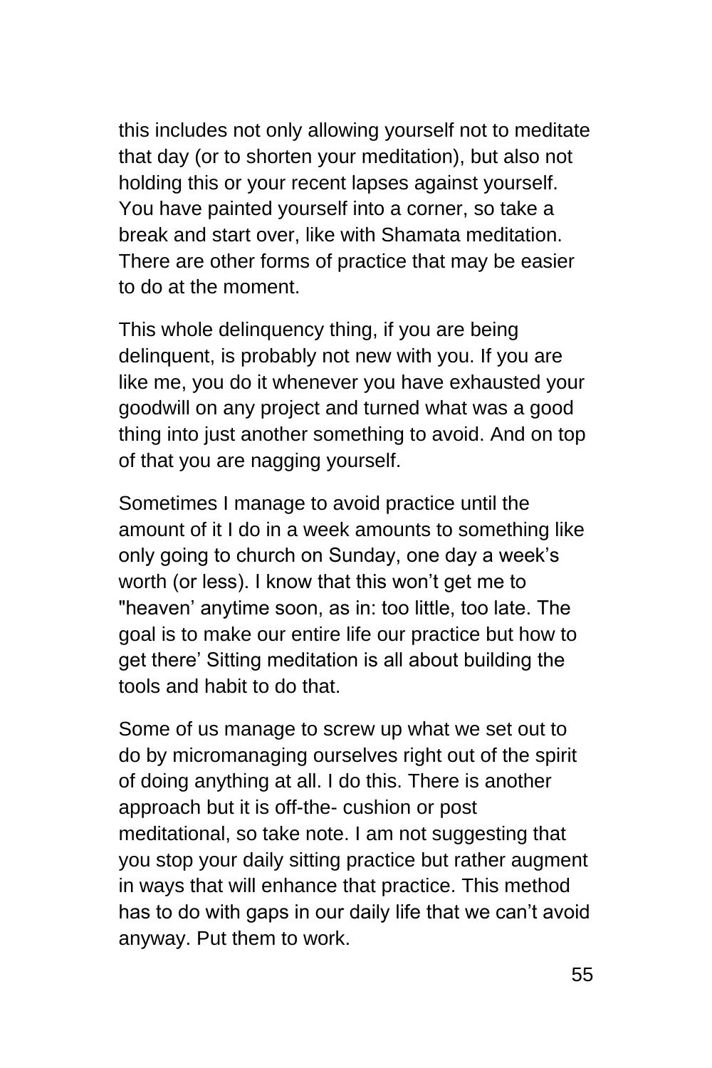this includes not only allowing yourself not to meditate that day (or to shorten your meditation), but also not holding this or your recent lapses against yourself. You have painted yourself into a corner, so take a break and start over, like with Shamata meditation. There are other forms of practice that may be easier to do at the moment.

This whole delinquency thing, if you are being delinquent, is probably not new with you. If you are like me, you do it whenever you have exhausted your goodwill on any project and turned what was a good thing into just another something to avoid. And on top of that you are nagging yourself.

Sometimes I manage to avoid practice until the amount of it I do in a week amounts to something like only going to church on Sunday, one day a week's worth (or less). I know that this won't get me to "heaven' anytime soon, as in: too little, too late. The goal is to make our entire life our practice but how to get there' Sitting meditation is all about building the tools and habit to do that.

Some of us manage to screw up what we set out to do by micromanaging ourselves right out of the spirit of doing anything at all. I do this. There is another approach but it is off-the- cushion or post meditational, so take note. I am not suggesting that you stop your daily sitting practice but rather augment in ways that will enhance that practice. This method has to do with gaps in our daily life that we can't avoid anyway. Put them to work.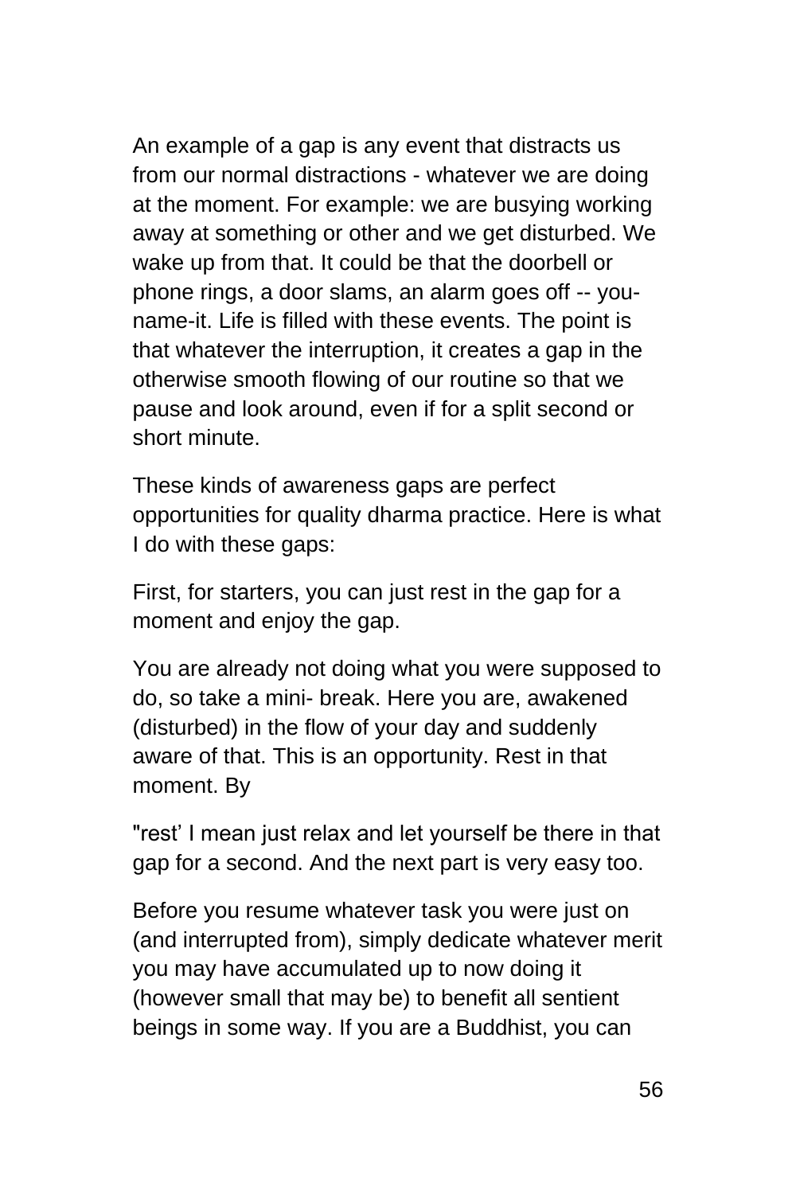An example of a gap is any event that distracts us from our normal distractions - whatever we are doing at the moment. For example: we are busying working away at something or other and we get disturbed. We wake up from that. It could be that the doorbell or phone rings, a door slams, an alarm goes off -- you-name-it. Life is filled with these events. The point is that whatever the interruption, it creates a gap in the otherwise smooth flowing of our routine so that we pause and look around, even if for a split second or short minute.

These kinds of awareness gaps are perfect opportunities for quality dharma practice. Here is what I do with these gaps:

First, for starters, you can just rest in the gap for a moment and enjoy the gap.

You are already not doing what you were supposed to do, so take a mini- break. Here you are, awakened (disturbed) in the flow of your day and suddenly aware of that. This is an opportunity. Rest in that moment. By

"rest' I mean just relax and let yourself be there in that gap for a second. And the next part is very easy too.

Before you resume whatever task you were just on (and interrupted from), simply dedicate whatever merit you may have accumulated up to now doing it (however small that may be) to benefit all sentient beings in some way. If you are a Buddhist, you can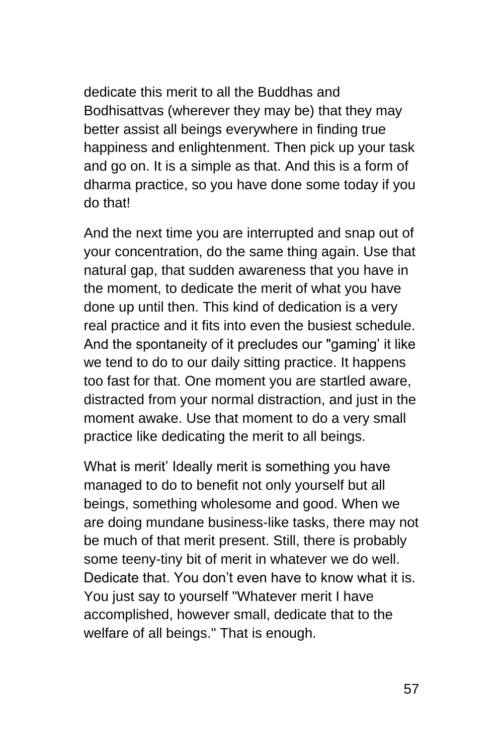dedicate this merit to all the Buddhas and Bodhisattvas (wherever they may be) that they may better assist all beings everywhere in finding true happiness and enlightenment. Then pick up your task and go on. It is a simple as that. And this is a form of dharma practice, so you have done some today if you do that!

And the next time you are interrupted and snap out of your concentration, do the same thing again. Use that natural gap, that sudden awareness that you have in the moment, to dedicate the merit of what you have done up until then. This kind of dedication is a very real practice and it fits into even the busiest schedule. And the spontaneity of it precludes our "gaming' it like we tend to do to our daily sitting practice. It happens too fast for that. One moment you are startled aware, distracted from your normal distraction, and just in the moment awake. Use that moment to do a very small practice like dedicating the merit to all beings.

What is merit' Ideally merit is something you have managed to do to benefit not only yourself but all beings, something wholesome and good. When we are doing mundane business-like tasks, there may not be much of that merit present. Still, there is probably some teeny-tiny bit of merit in whatever we do well. Dedicate that. You don't even have to know what it is. You just say to yourself "Whatever merit I have accomplished, however small, dedicate that to the welfare of all beings." That is enough.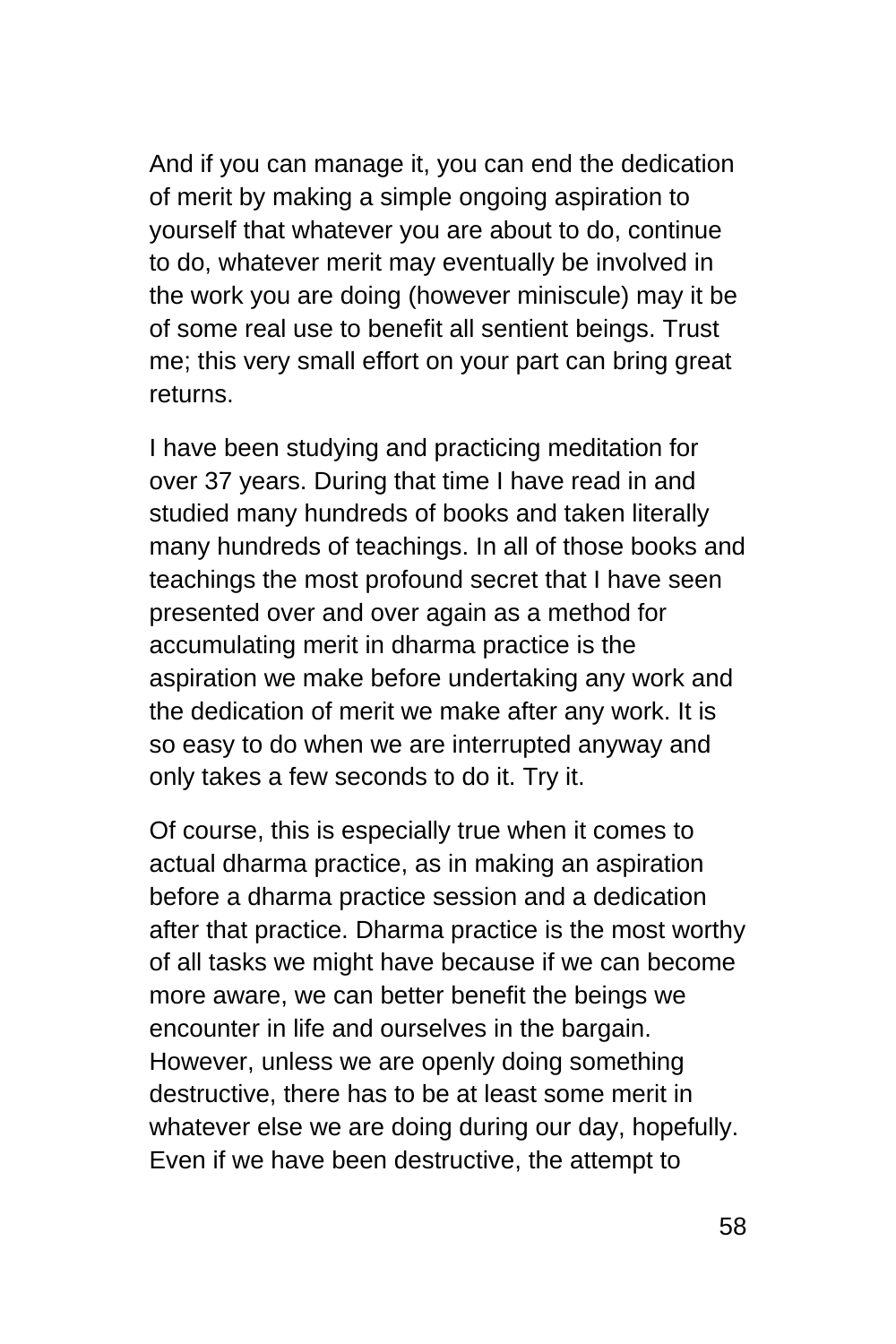And if you can manage it, you can end the dedication of merit by making a simple ongoing aspiration to yourself that whatever you are about to do, continue to do, whatever merit may eventually be involved in the work you are doing (however miniscule) may it be of some real use to benefit all sentient beings. Trust me; this very small effort on your part can bring great returns.

I have been studying and practicing meditation for over 37 years. During that time I have read in and studied many hundreds of books and taken literally many hundreds of teachings. In all of those books and teachings the most profound secret that I have seen presented over and over again as a method for accumulating merit in dharma practice is the aspiration we make before undertaking any work and the dedication of merit we make after any work. It is so easy to do when we are interrupted anyway and only takes a few seconds to do it. Try it.

Of course, this is especially true when it comes to actual dharma practice, as in making an aspiration before a dharma practice session and a dedication after that practice. Dharma practice is the most worthy of all tasks we might have because if we can become more aware, we can better benefit the beings we encounter in life and ourselves in the bargain. However, unless we are openly doing something destructive, there has to be at least some merit in whatever else we are doing during our day, hopefully. Even if we have been destructive, the attempt to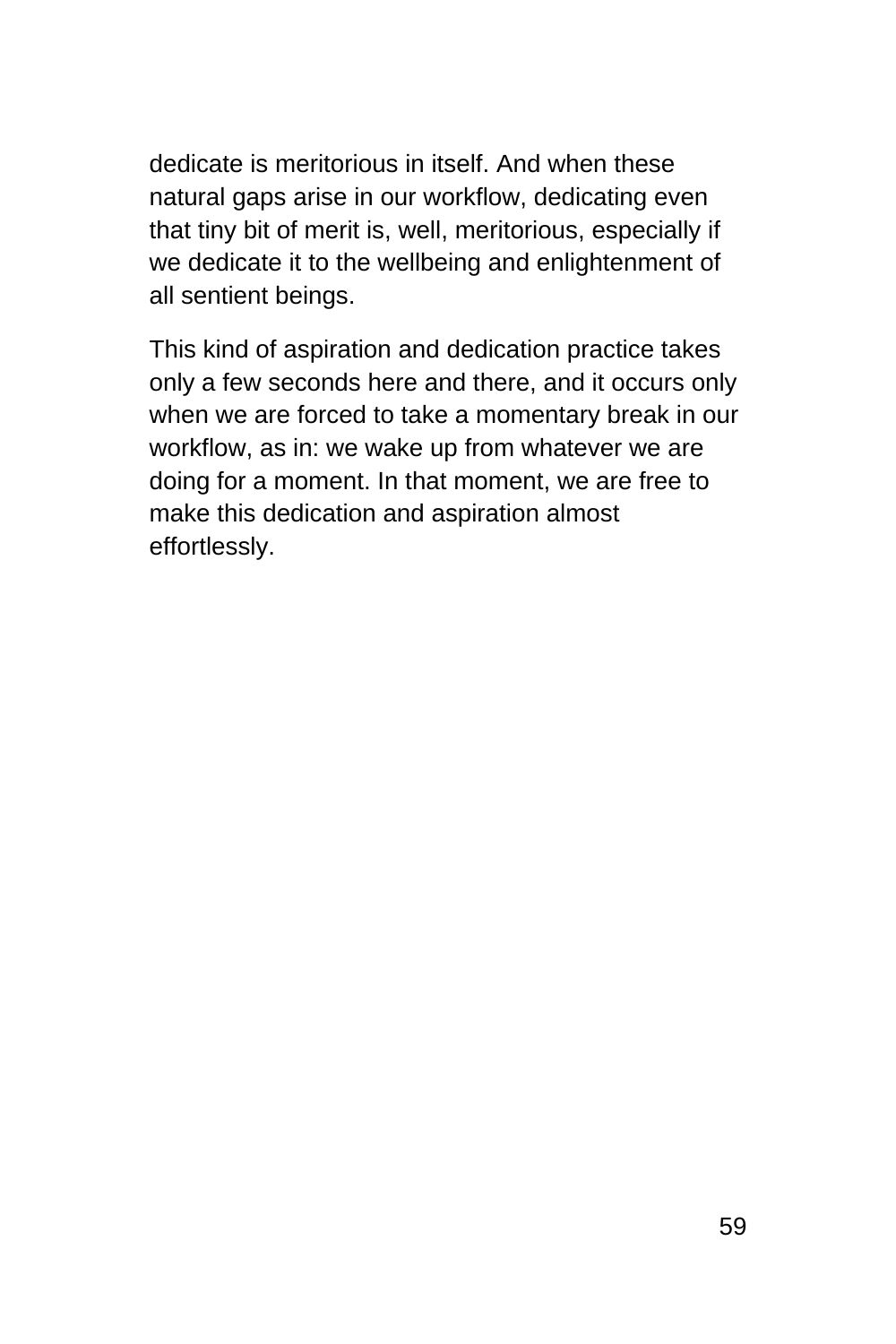dedicate is meritorious in itself. And when these natural gaps arise in our workflow, dedicating even that tiny bit of merit is, well, meritorious, especially if we dedicate it to the wellbeing and enlightenment of all sentient beings.

This kind of aspiration and dedication practice takes only a few seconds here and there, and it occurs only when we are forced to take a momentary break in our workflow, as in: we wake up from whatever we are doing for a moment. In that moment, we are free to make this dedication and aspiration almost effortlessly.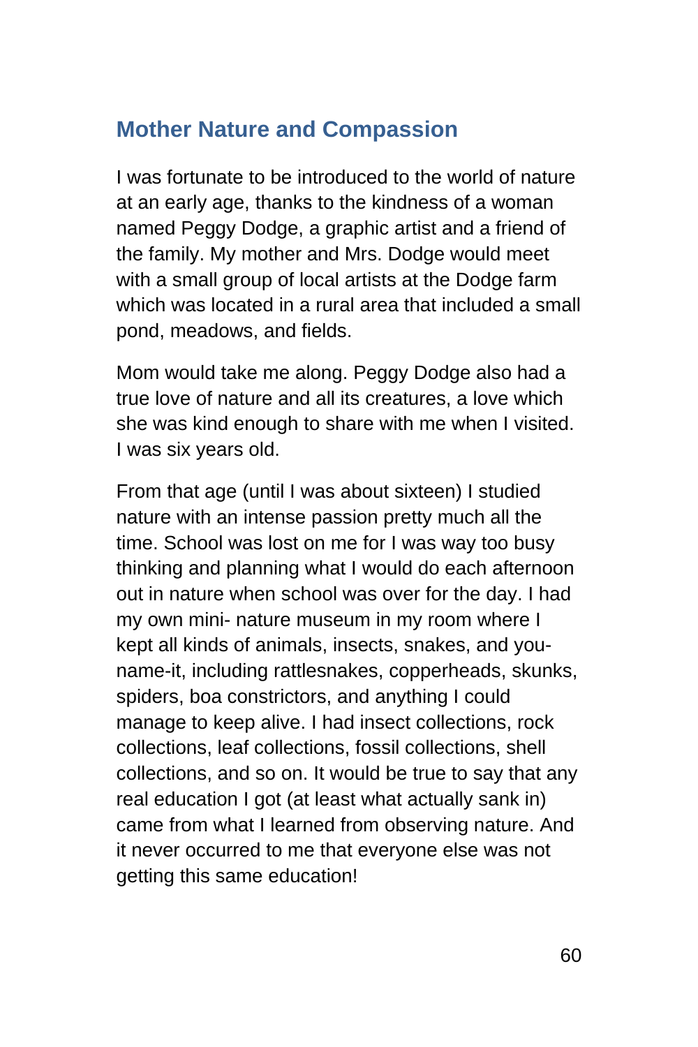## Mother Nature and Compassion

I was fortunate to be introduced to the world of nature at an early age, thanks to the kindness of a woman named Peggy Dodge, a graphic artist and a friend of the family. My mother and Mrs. Dodge would meet with a small group of local artists at the Dodge farm which was located in a rural area that included a small pond, meadows, and fields.

Mom would take me along. Peggy Dodge also had a true love of nature and all its creatures, a love which she was kind enough to share with me when I visited. I was six years old.

From that age (until I was about sixteen) I studied nature with an intense passion pretty much all the time. School was lost on me for I was way too busy thinking and planning what I would do each afternoon out in nature when school was over for the day. I had my own mini- nature museum in my room where I kept all kinds of animals, insects, snakes, and you-name-it, including rattlesnakes, copperheads, skunks, spiders, boa constrictors, and anything I could manage to keep alive. I had insect collections, rock collections, leaf collections, fossil collections, shell collections, and so on. It would be true to say that any real education I got (at least what actually sank in) came from what I learned from observing nature. And it never occurred to me that everyone else was not getting this same education!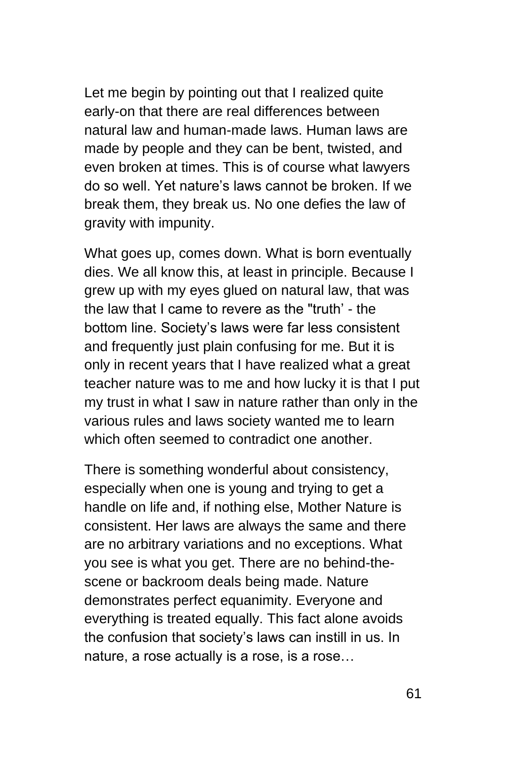Let me begin by pointing out that I realized quite early-on that there are real differences between natural law and human-made laws. Human laws are made by people and they can be bent, twisted, and even broken at times. This is of course what lawyers do so well. Yet nature's laws cannot be broken. If we break them, they break us. No one defies the law of gravity with impunity.

What goes up, comes down. What is born eventually dies. We all know this, at least in principle. Because I grew up with my eyes glued on natural law, that was the law that I came to revere as the "truth' - the bottom line. Society's laws were far less consistent and frequently just plain confusing for me. But it is only in recent years that I have realized what a great teacher nature was to me and how lucky it is that I put my trust in what I saw in nature rather than only in the various rules and laws society wanted me to learn which often seemed to contradict one another.

There is something wonderful about consistency, especially when one is young and trying to get a handle on life and, if nothing else, Mother Nature is consistent. Her laws are always the same and there are no arbitrary variations and no exceptions. What you see is what you get. There are no behind-the-scene or backroom deals being made. Nature demonstrates perfect equanimity. Everyone and everything is treated equally. This fact alone avoids the confusion that society's laws can instill in us. In nature, a rose actually is a rose, is a rose…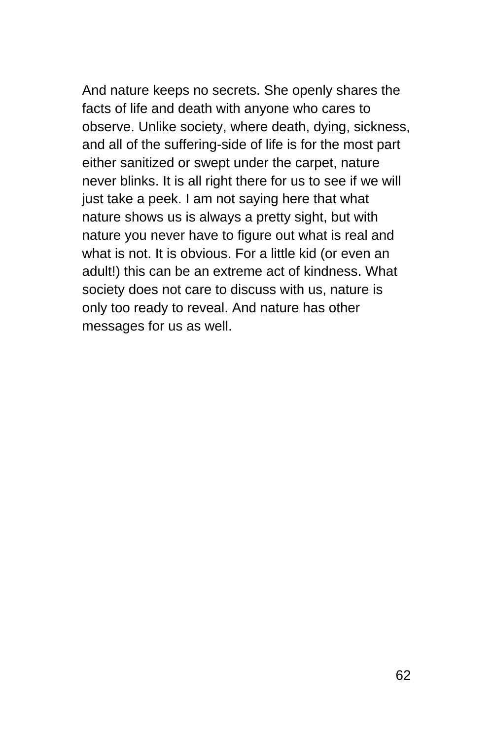And nature keeps no secrets. She openly shares the facts of life and death with anyone who cares to observe. Unlike society, where death, dying, sickness, and all of the suffering-side of life is for the most part either sanitized or swept under the carpet, nature never blinks. It is all right there for us to see if we will just take a peek. I am not saying here that what nature shows us is always a pretty sight, but with nature you never have to figure out what is real and what is not. It is obvious. For a little kid (or even an adult!) this can be an extreme act of kindness. What society does not care to discuss with us, nature is only too ready to reveal. And nature has other messages for us as well.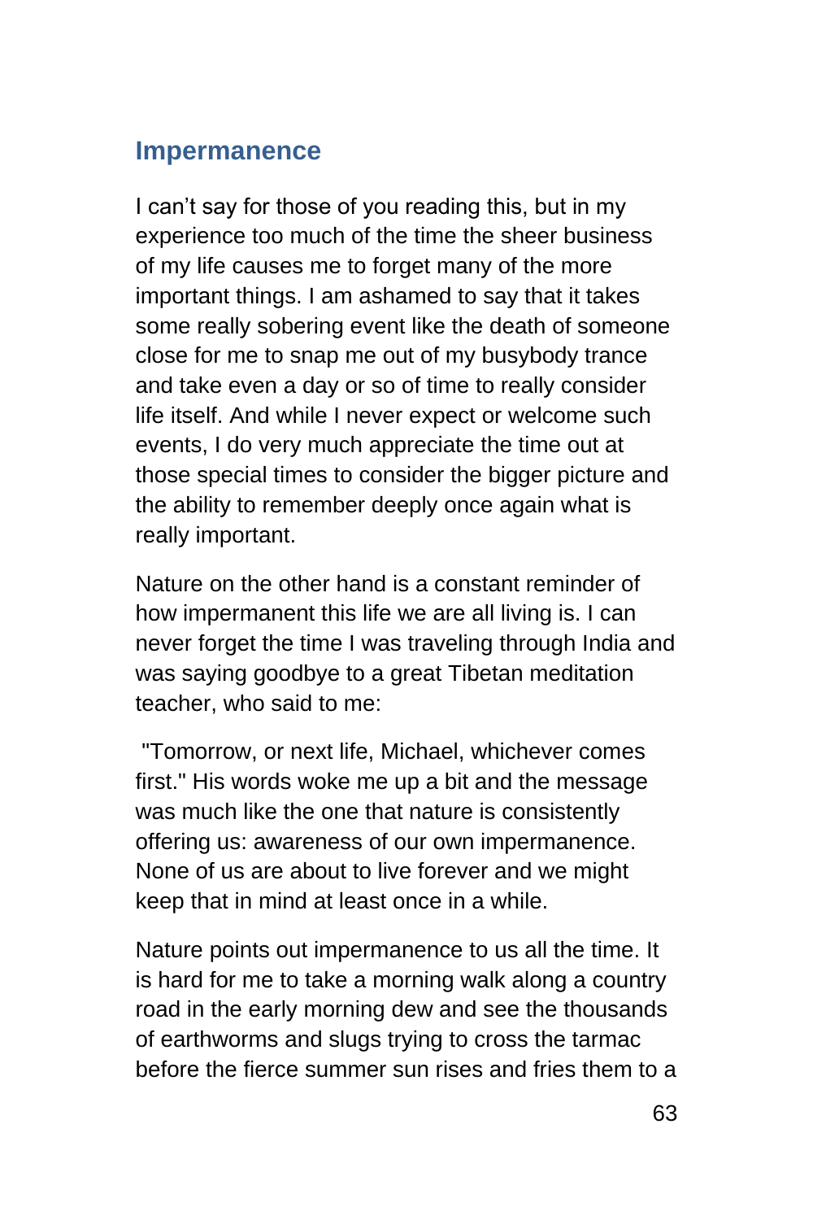## Impermanence

I can't say for those of you reading this, but in my experience too much of the time the sheer business of my life causes me to forget many of the more important things. I am ashamed to say that it takes some really sobering event like the death of someone close for me to snap me out of my busybody trance and take even a day or so of time to really consider life itself. And while I never expect or welcome such events, I do very much appreciate the time out at those special times to consider the bigger picture and the ability to remember deeply once again what is really important.

Nature on the other hand is a constant reminder of how impermanent this life we are all living is. I can never forget the time I was traveling through India and was saying goodbye to a great Tibetan meditation teacher, who said to me:

"Tomorrow, or next life, Michael, whichever comes first." His words woke me up a bit and the message was much like the one that nature is consistently offering us: awareness of our own impermanence. None of us are about to live forever and we might keep that in mind at least once in a while.

Nature points out impermanence to us all the time. It is hard for me to take a morning walk along a country road in the early morning dew and see the thousands of earthworms and slugs trying to cross the tarmac before the fierce summer sun rises and fries them to a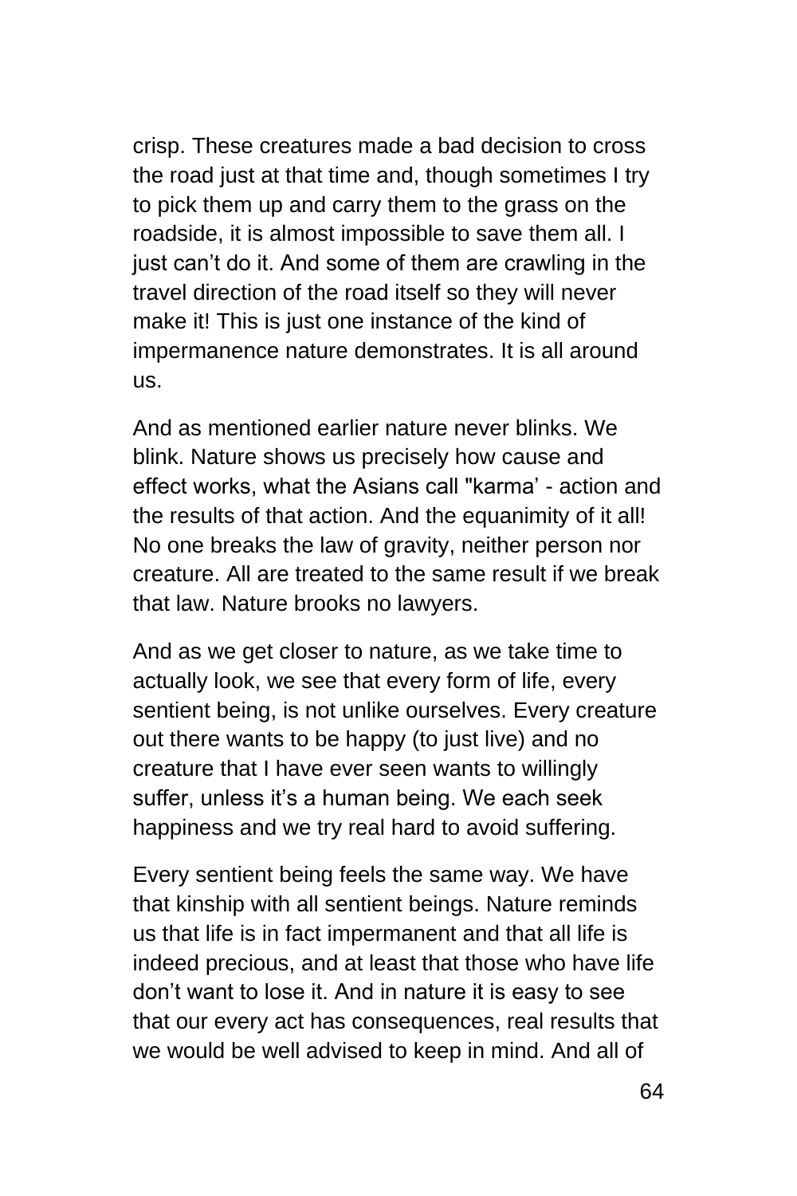crisp. These creatures made a bad decision to cross the road just at that time and, though sometimes I try to pick them up and carry them to the grass on the roadside, it is almost impossible to save them all. I just can't do it. And some of them are crawling in the travel direction of the road itself so they will never make it! This is just one instance of the kind of impermanence nature demonstrates. It is all around us.

And as mentioned earlier nature never blinks. We blink. Nature shows us precisely how cause and effect works, what the Asians call "karma' - action and the results of that action. And the equanimity of it all! No one breaks the law of gravity, neither person nor creature. All are treated to the same result if we break that law. Nature brooks no lawyers.

And as we get closer to nature, as we take time to actually look, we see that every form of life, every sentient being, is not unlike ourselves. Every creature out there wants to be happy (to just live) and no creature that I have ever seen wants to willingly suffer, unless it's a human being. We each seek happiness and we try real hard to avoid suffering.

Every sentient being feels the same way. We have that kinship with all sentient beings. Nature reminds us that life is in fact impermanent and that all life is indeed precious, and at least that those who have life don't want to lose it. And in nature it is easy to see that our every act has consequences, real results that we would be well advised to keep in mind. And all of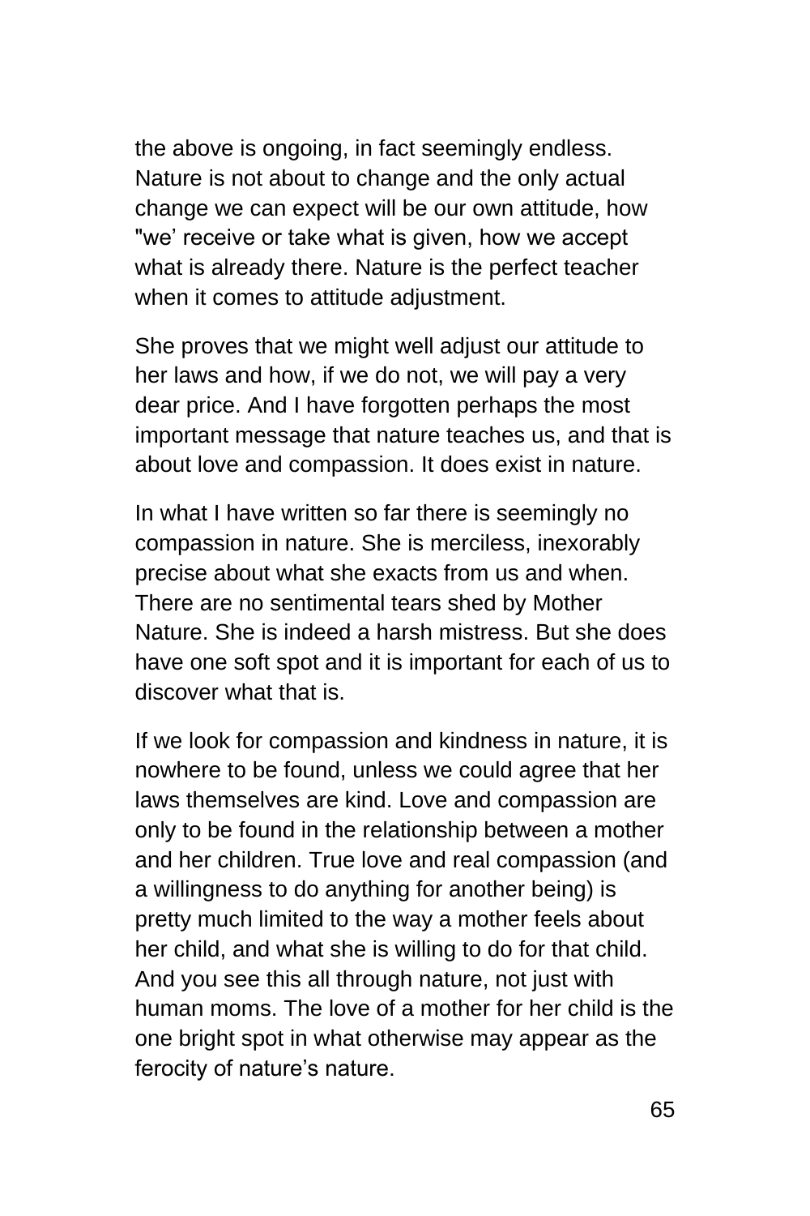the above is ongoing, in fact seemingly endless. Nature is not about to change and the only actual change we can expect will be our own attitude, how "we' receive or take what is given, how we accept what is already there. Nature is the perfect teacher when it comes to attitude adjustment.

She proves that we might well adjust our attitude to her laws and how, if we do not, we will pay a very dear price. And I have forgotten perhaps the most important message that nature teaches us, and that is about love and compassion. It does exist in nature.

In what I have written so far there is seemingly no compassion in nature. She is merciless, inexorably precise about what she exacts from us and when. There are no sentimental tears shed by Mother Nature. She is indeed a harsh mistress. But she does have one soft spot and it is important for each of us to discover what that is.

If we look for compassion and kindness in nature, it is nowhere to be found, unless we could agree that her laws themselves are kind. Love and compassion are only to be found in the relationship between a mother and her children. True love and real compassion (and a willingness to do anything for another being) is pretty much limited to the way a mother feels about her child, and what she is willing to do for that child. And you see this all through nature, not just with human moms. The love of a mother for her child is the one bright spot in what otherwise may appear as the ferocity of nature's nature.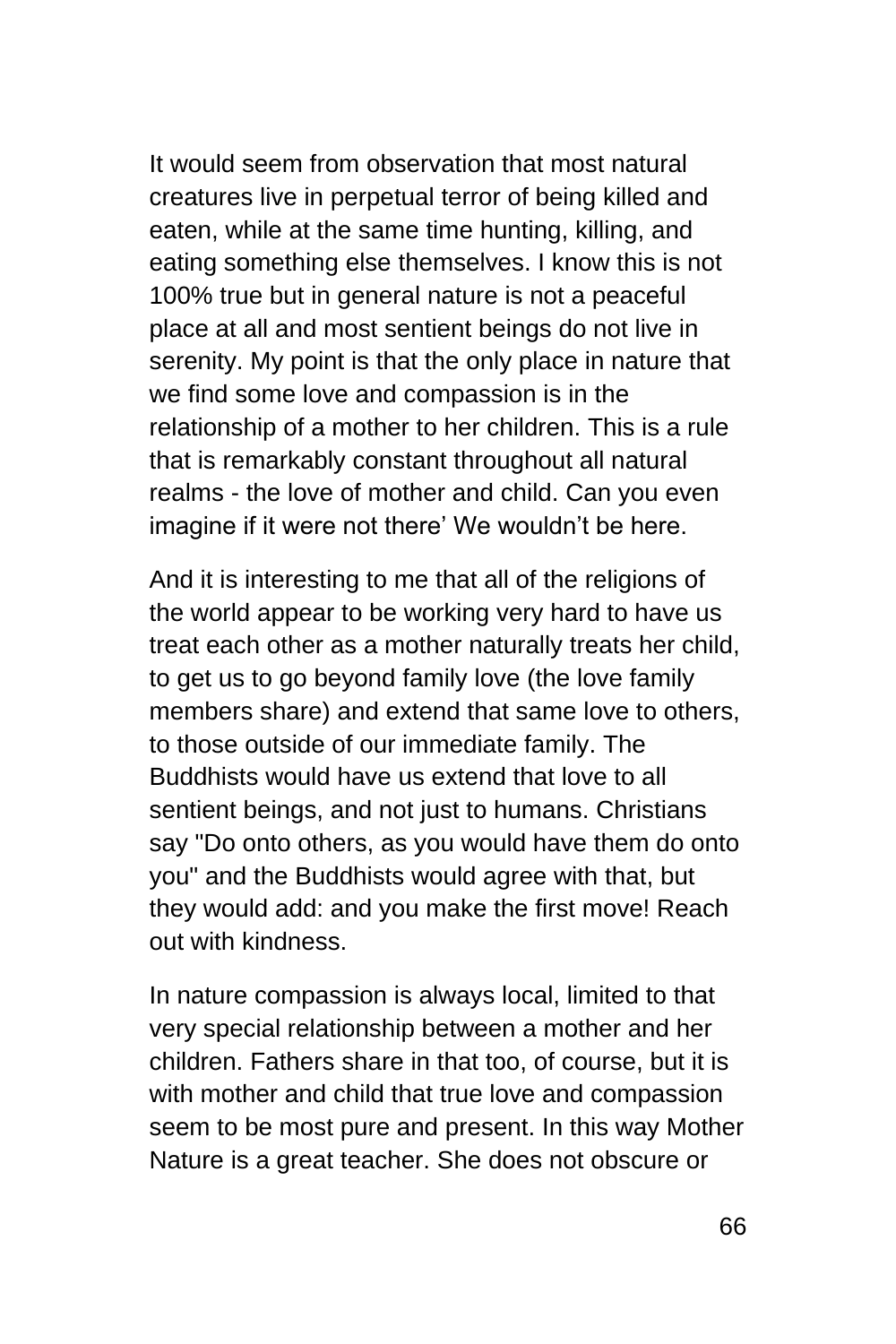It would seem from observation that most natural creatures live in perpetual terror of being killed and eaten, while at the same time hunting, killing, and eating something else themselves. I know this is not 100% true but in general nature is not a peaceful place at all and most sentient beings do not live in serenity. My point is that the only place in nature that we find some love and compassion is in the relationship of a mother to her children. This is a rule that is remarkably constant throughout all natural realms - the love of mother and child. Can you even imagine if it were not there' We wouldn't be here.

And it is interesting to me that all of the religions of the world appear to be working very hard to have us treat each other as a mother naturally treats her child, to get us to go beyond family love (the love family members share) and extend that same love to others, to those outside of our immediate family. The Buddhists would have us extend that love to all sentient beings, and not just to humans. Christians say "Do onto others, as you would have them do onto you" and the Buddhists would agree with that, but they would add: and you make the first move! Reach out with kindness.

In nature compassion is always local, limited to that very special relationship between a mother and her children. Fathers share in that too, of course, but it is with mother and child that true love and compassion seem to be most pure and present. In this way Mother Nature is a great teacher. She does not obscure or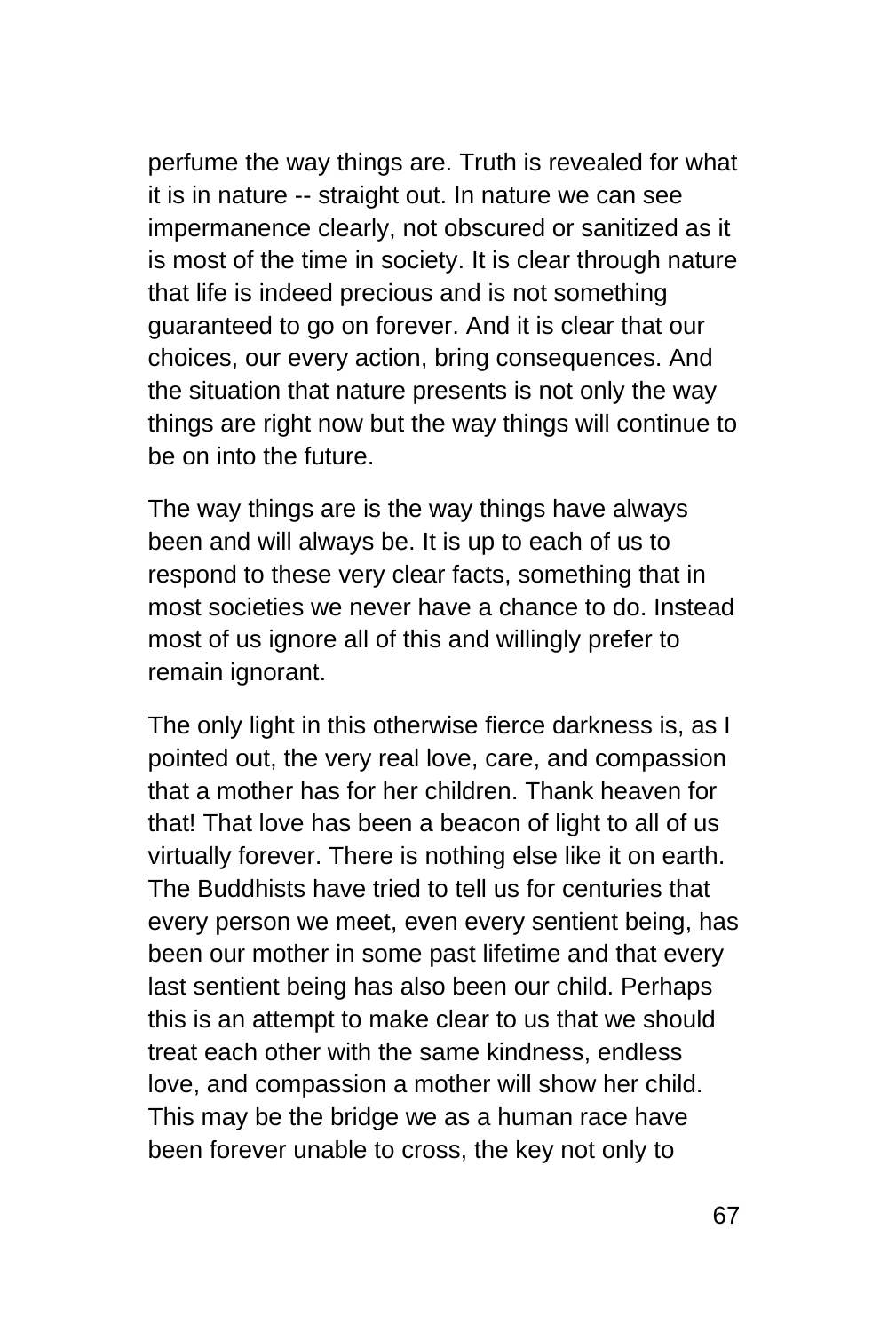perfume the way things are. Truth is revealed for what it is in nature -- straight out. In nature we can see impermanence clearly, not obscured or sanitized as it is most of the time in society. It is clear through nature that life is indeed precious and is not something guaranteed to go on forever. And it is clear that our choices, our every action, bring consequences. And the situation that nature presents is not only the way things are right now but the way things will continue to be on into the future.

The way things are is the way things have always been and will always be. It is up to each of us to respond to these very clear facts, something that in most societies we never have a chance to do. Instead most of us ignore all of this and willingly prefer to remain ignorant.

The only light in this otherwise fierce darkness is, as I pointed out, the very real love, care, and compassion that a mother has for her children. Thank heaven for that! That love has been a beacon of light to all of us virtually forever. There is nothing else like it on earth. The Buddhists have tried to tell us for centuries that every person we meet, even every sentient being, has been our mother in some past lifetime and that every last sentient being has also been our child. Perhaps this is an attempt to make clear to us that we should treat each other with the same kindness, endless love, and compassion a mother will show her child. This may be the bridge we as a human race have been forever unable to cross, the key not only to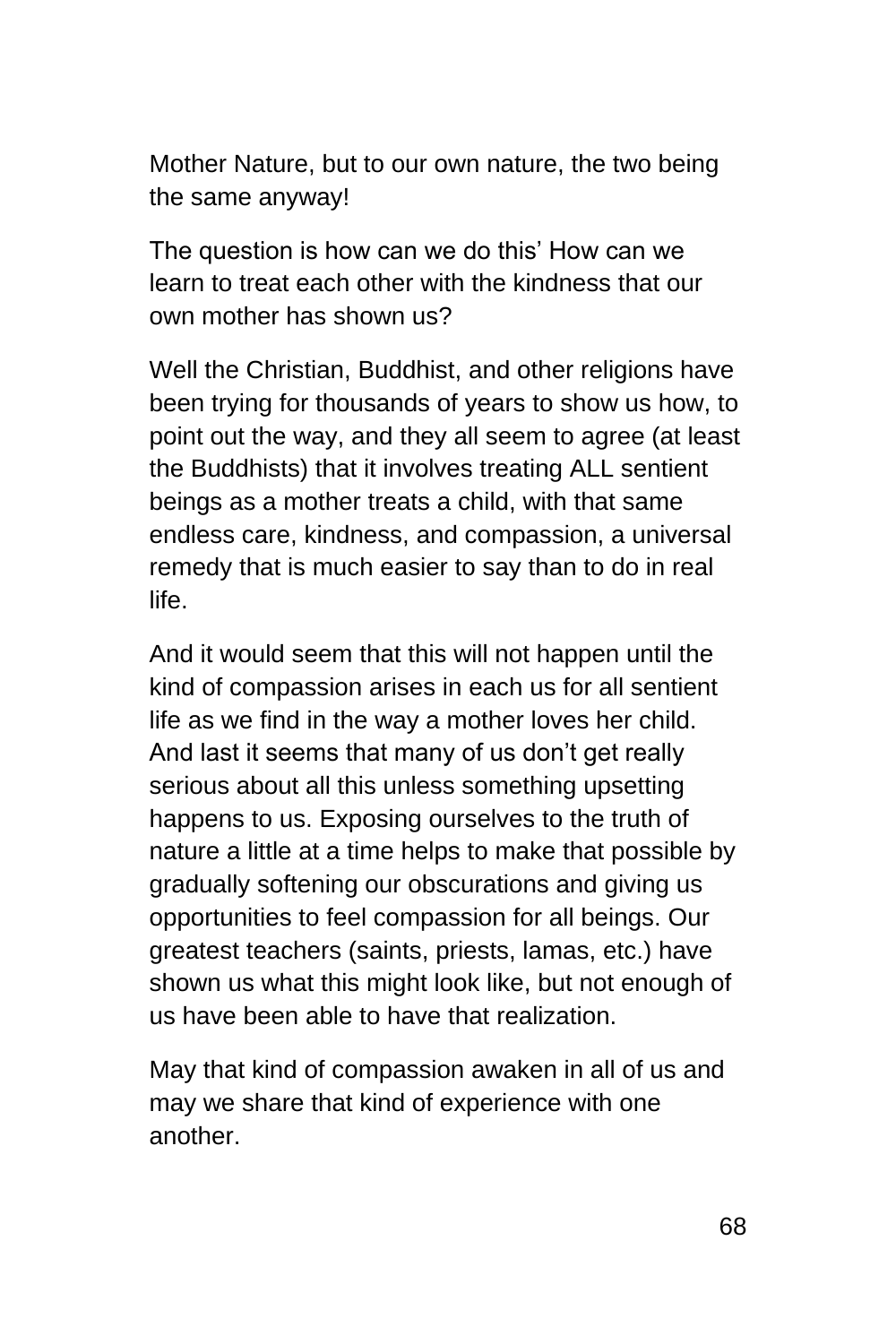Mother Nature, but to our own nature, the two being the same anyway!

The question is how can we do this' How can we learn to treat each other with the kindness that our own mother has shown us?

Well the Christian, Buddhist, and other religions have been trying for thousands of years to show us how, to point out the way, and they all seem to agree (at least the Buddhists) that it involves treating ALL sentient beings as a mother treats a child, with that same endless care, kindness, and compassion, a universal remedy that is much easier to say than to do in real life.

And it would seem that this will not happen until the kind of compassion arises in each us for all sentient life as we find in the way a mother loves her child. And last it seems that many of us don't get really serious about all this unless something upsetting happens to us. Exposing ourselves to the truth of nature a little at a time helps to make that possible by gradually softening our obscurations and giving us opportunities to feel compassion for all beings. Our greatest teachers (saints, priests, lamas, etc.) have shown us what this might look like, but not enough of us have been able to have that realization.

May that kind of compassion awaken in all of us and may we share that kind of experience with one another.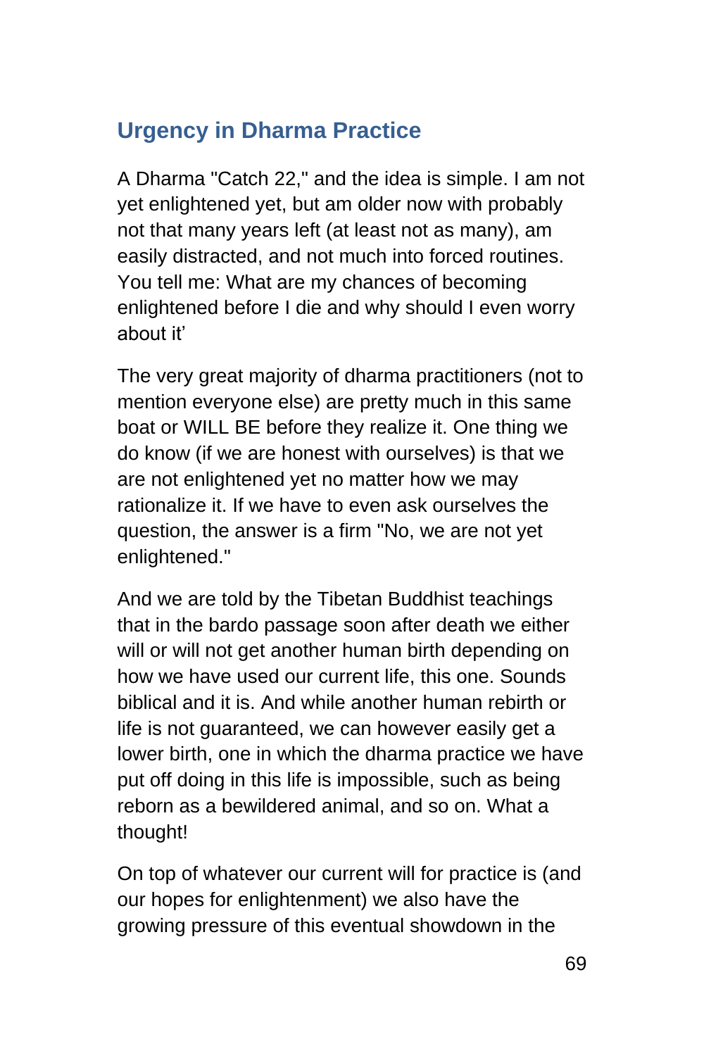## Urgency in Dharma Practice

A Dharma "Catch 22," and the idea is simple. I am not yet enlightened yet, but am older now with probably not that many years left (at least not as many), am easily distracted, and not much into forced routines. You tell me: What are my chances of becoming enlightened before I die and why should I even worry about it’

The very great majority of dharma practitioners (not to mention everyone else) are pretty much in this same boat or WILL BE before they realize it. One thing we do know (if we are honest with ourselves) is that we are not enlightened yet no matter how we may rationalize it. If we have to even ask ourselves the question, the answer is a firm "No, we are not yet enlightened."

And we are told by the Tibetan Buddhist teachings that in the bardo passage soon after death we either will or will not get another human birth depending on how we have used our current life, this one. Sounds biblical and it is. And while another human rebirth or life is not guaranteed, we can however easily get a lower birth, one in which the dharma practice we have put off doing in this life is impossible, such as being reborn as a bewildered animal, and so on. What a thought!

On top of whatever our current will for practice is (and our hopes for enlightenment) we also have the growing pressure of this eventual showdown in the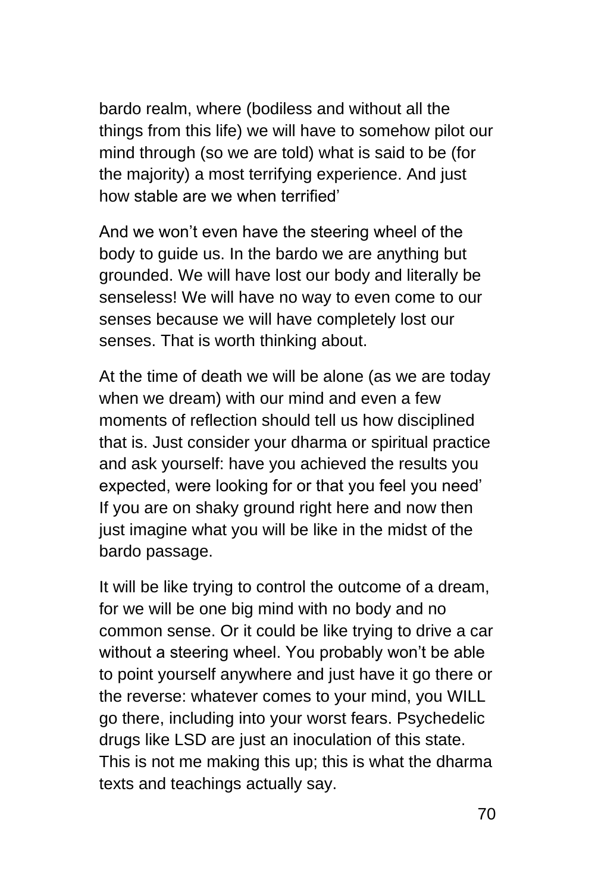bardo realm, where (bodiless and without all the things from this life) we will have to somehow pilot our mind through (so we are told) what is said to be (for the majority) a most terrifying experience. And just how stable are we when terrified'

And we won't even have the steering wheel of the body to guide us. In the bardo we are anything but grounded. We will have lost our body and literally be senseless! We will have no way to even come to our senses because we will have completely lost our senses. That is worth thinking about.

At the time of death we will be alone (as we are today when we dream) with our mind and even a few moments of reflection should tell us how disciplined that is. Just consider your dharma or spiritual practice and ask yourself: have you achieved the results you expected, were looking for or that you feel you need' If you are on shaky ground right here and now then just imagine what you will be like in the midst of the bardo passage.

It will be like trying to control the outcome of a dream, for we will be one big mind with no body and no common sense. Or it could be like trying to drive a car without a steering wheel. You probably won't be able to point yourself anywhere and just have it go there or the reverse: whatever comes to your mind, you WILL go there, including into your worst fears. Psychedelic drugs like LSD are just an inoculation of this state. This is not me making this up; this is what the dharma texts and teachings actually say.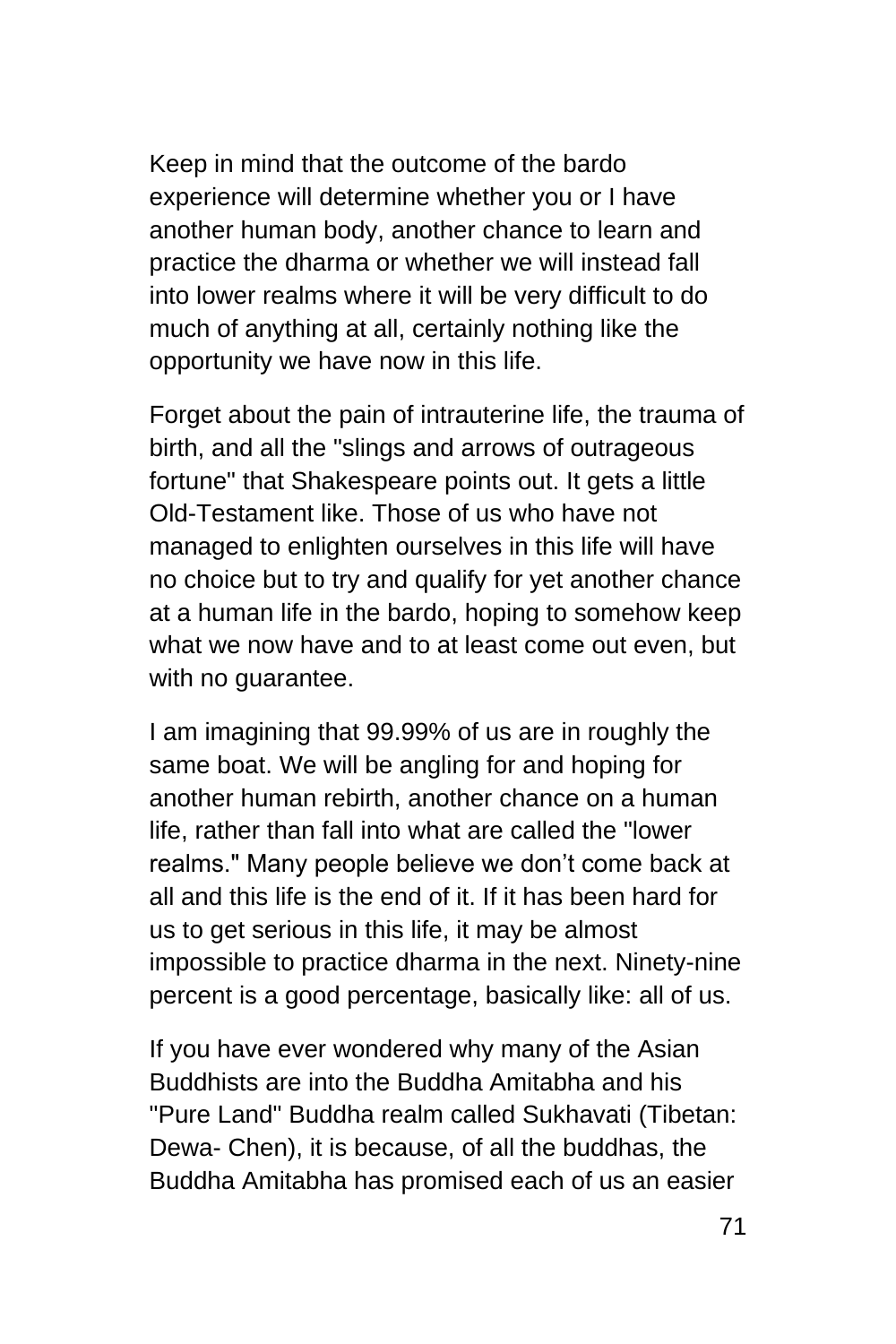Keep in mind that the outcome of the bardo experience will determine whether you or I have another human body, another chance to learn and practice the dharma or whether we will instead fall into lower realms where it will be very difficult to do much of anything at all, certainly nothing like the opportunity we have now in this life.

Forget about the pain of intrauterine life, the trauma of birth, and all the "slings and arrows of outrageous fortune" that Shakespeare points out. It gets a little Old-Testament like. Those of us who have not managed to enlighten ourselves in this life will have no choice but to try and qualify for yet another chance at a human life in the bardo, hoping to somehow keep what we now have and to at least come out even, but with no guarantee.

I am imagining that 99.99% of us are in roughly the same boat. We will be angling for and hoping for another human rebirth, another chance on a human life, rather than fall into what are called the "lower realms." Many people believe we don't come back at all and this life is the end of it. If it has been hard for us to get serious in this life, it may be almost impossible to practice dharma in the next. Ninety-nine percent is a good percentage, basically like: all of us.

If you have ever wondered why many of the Asian Buddhists are into the Buddha Amitabha and his "Pure Land" Buddha realm called Sukhavati (Tibetan: Dewa- Chen), it is because, of all the buddhas, the Buddha Amitabha has promised each of us an easier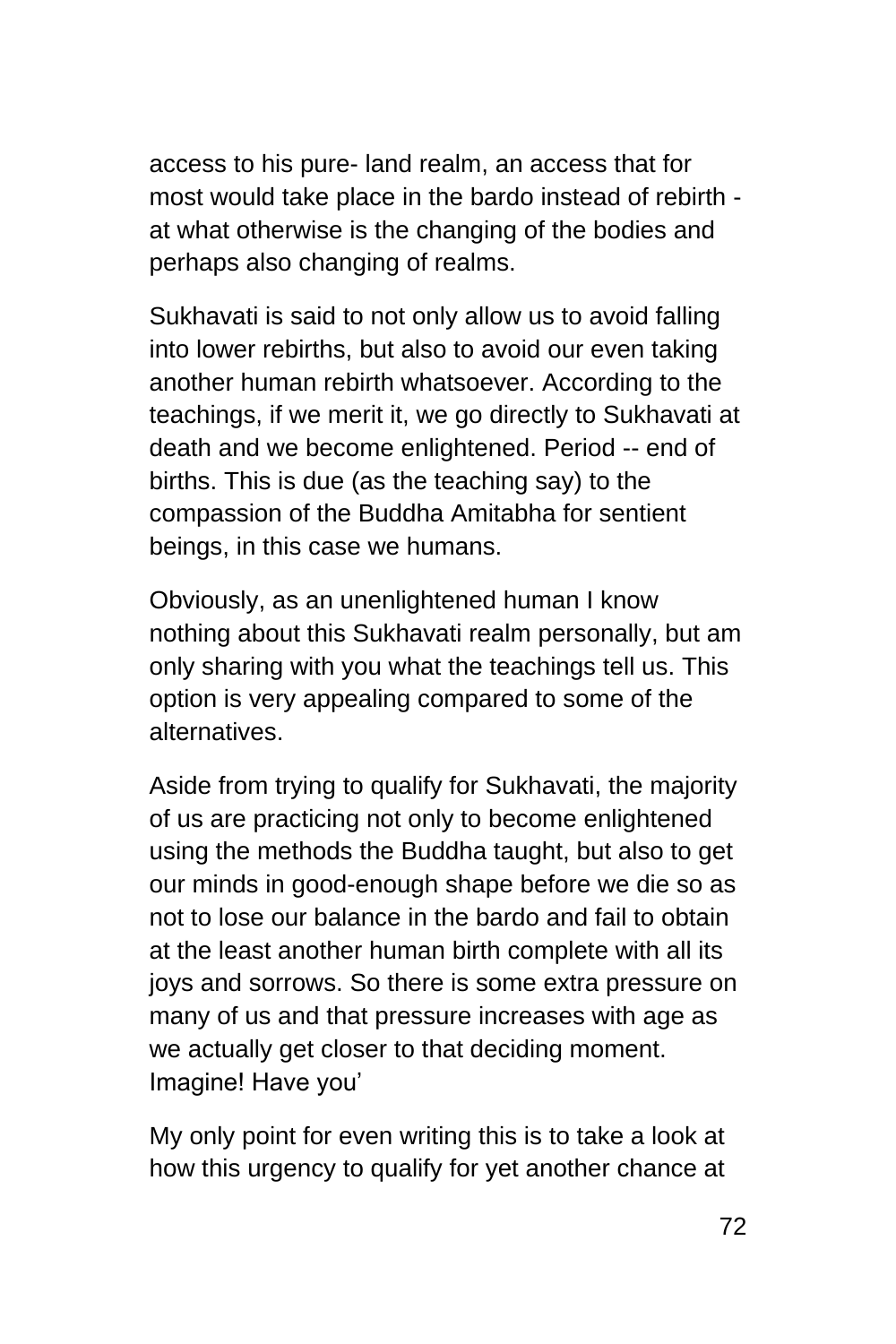access to his pure- land realm, an access that for most would take place in the bardo instead of rebirth - at what otherwise is the changing of the bodies and perhaps also changing of realms.

Sukhavati is said to not only allow us to avoid falling into lower rebirths, but also to avoid our even taking another human rebirth whatsoever. According to the teachings, if we merit it, we go directly to Sukhavati at death and we become enlightened. Period -- end of births. This is due (as the teaching say) to the compassion of the Buddha Amitabha for sentient beings, in this case we humans.

Obviously, as an unenlightened human I know nothing about this Sukhavati realm personally, but am only sharing with you what the teachings tell us. This option is very appealing compared to some of the alternatives.

Aside from trying to qualify for Sukhavati, the majority of us are practicing not only to become enlightened using the methods the Buddha taught, but also to get our minds in good-enough shape before we die so as not to lose our balance in the bardo and fail to obtain at the least another human birth complete with all its joys and sorrows. So there is some extra pressure on many of us and that pressure increases with age as we actually get closer to that deciding moment. Imagine! Have you'

My only point for even writing this is to take a look at how this urgency to qualify for yet another chance at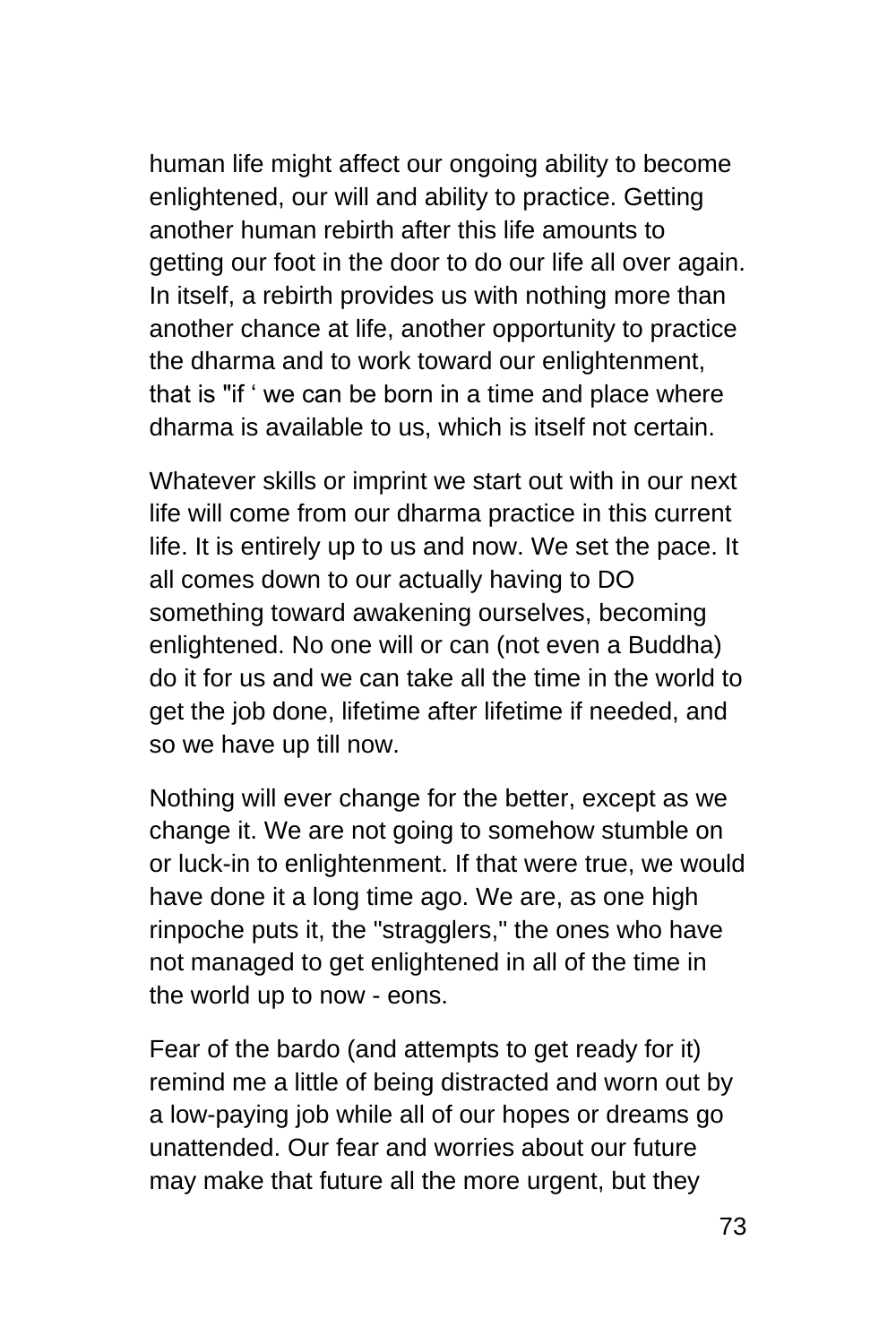human life might affect our ongoing ability to become enlightened, our will and ability to practice. Getting another human rebirth after this life amounts to getting our foot in the door to do our life all over again. In itself, a rebirth provides us with nothing more than another chance at life, another opportunity to practice the dharma and to work toward our enlightenment, that is "if ' we can be born in a time and place where dharma is available to us, which is itself not certain.

Whatever skills or imprint we start out with in our next life will come from our dharma practice in this current life. It is entirely up to us and now. We set the pace. It all comes down to our actually having to DO something toward awakening ourselves, becoming enlightened. No one will or can (not even a Buddha) do it for us and we can take all the time in the world to get the job done, lifetime after lifetime if needed, and so we have up till now.

Nothing will ever change for the better, except as we change it. We are not going to somehow stumble on or luck-in to enlightenment. If that were true, we would have done it a long time ago. We are, as one high rinpoche puts it, the "stragglers," the ones who have not managed to get enlightened in all of the time in the world up to now - eons.

Fear of the bardo (and attempts to get ready for it) remind me a little of being distracted and worn out by a low-paying job while all of our hopes or dreams go unattended. Our fear and worries about our future may make that future all the more urgent, but they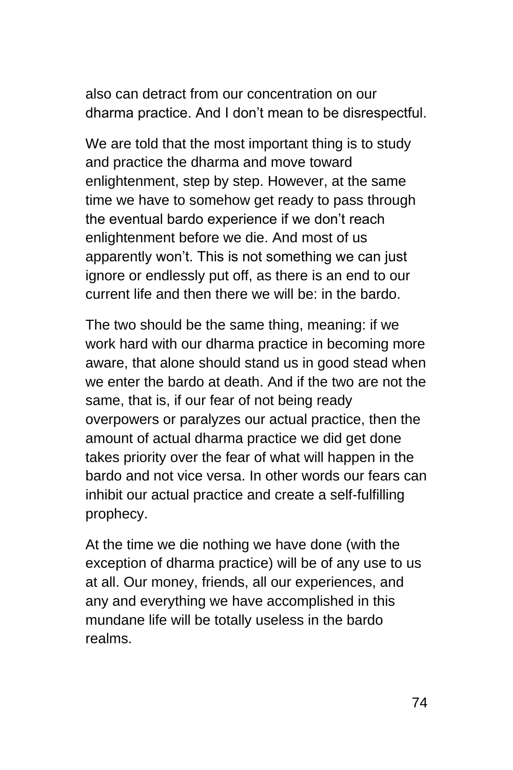also can detract from our concentration on our dharma practice. And I don't mean to be disrespectful.

We are told that the most important thing is to study and practice the dharma and move toward enlightenment, step by step. However, at the same time we have to somehow get ready to pass through the eventual bardo experience if we don't reach enlightenment before we die. And most of us apparently won't. This is not something we can just ignore or endlessly put off, as there is an end to our current life and then there we will be: in the bardo.

The two should be the same thing, meaning: if we work hard with our dharma practice in becoming more aware, that alone should stand us in good stead when we enter the bardo at death. And if the two are not the same, that is, if our fear of not being ready overpowers or paralyzes our actual practice, then the amount of actual dharma practice we did get done takes priority over the fear of what will happen in the bardo and not vice versa. In other words our fears can inhibit our actual practice and create a self-fulfilling prophecy.

At the time we die nothing we have done (with the exception of dharma practice) will be of any use to us at all. Our money, friends, all our experiences, and any and everything we have accomplished in this mundane life will be totally useless in the bardo realms.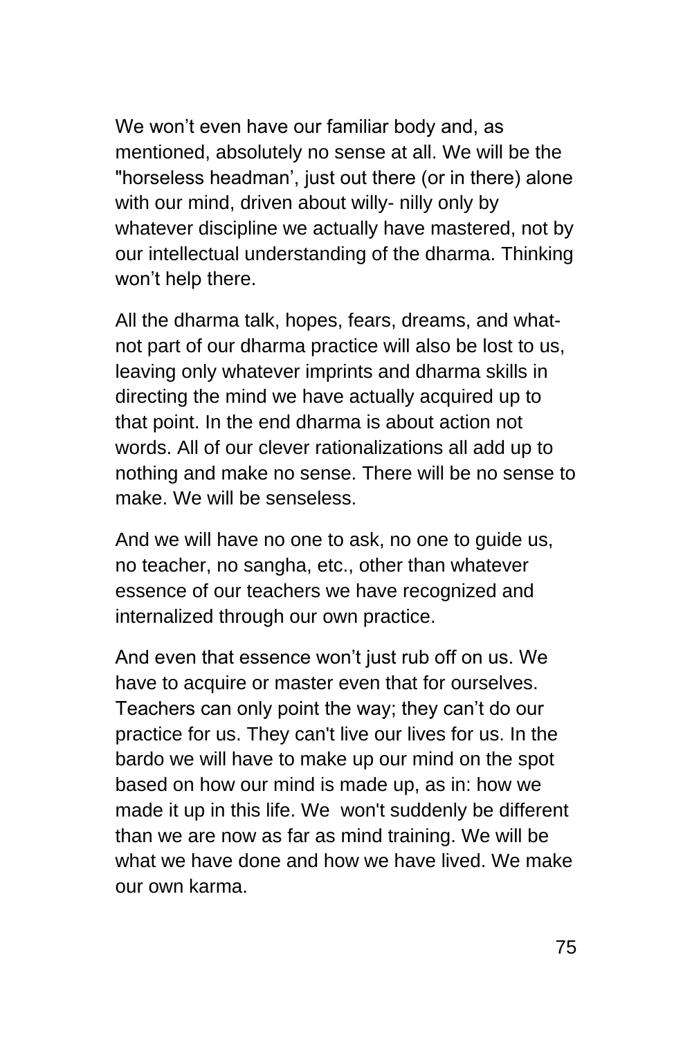We won't even have our familiar body and, as mentioned, absolutely no sense at all. We will be the "horseless headman', just out there (or in there) alone with our mind, driven about willy- nilly only by whatever discipline we actually have mastered, not by our intellectual understanding of the dharma. Thinking won't help there.

All the dharma talk, hopes, fears, dreams, and what-not part of our dharma practice will also be lost to us, leaving only whatever imprints and dharma skills in directing the mind we have actually acquired up to that point. In the end dharma is about action not words. All of our clever rationalizations all add up to nothing and make no sense. There will be no sense to make. We will be senseless.

And we will have no one to ask, no one to guide us, no teacher, no sangha, etc., other than whatever essence of our teachers we have recognized and internalized through our own practice.

And even that essence won't just rub off on us. We have to acquire or master even that for ourselves. Teachers can only point the way; they can't do our practice for us. They can't live our lives for us. In the bardo we will have to make up our mind on the spot based on how our mind is made up, as in: how we made it up in this life. We won't suddenly be different than we are now as far as mind training. We will be what we have done and how we have lived. We make our own karma.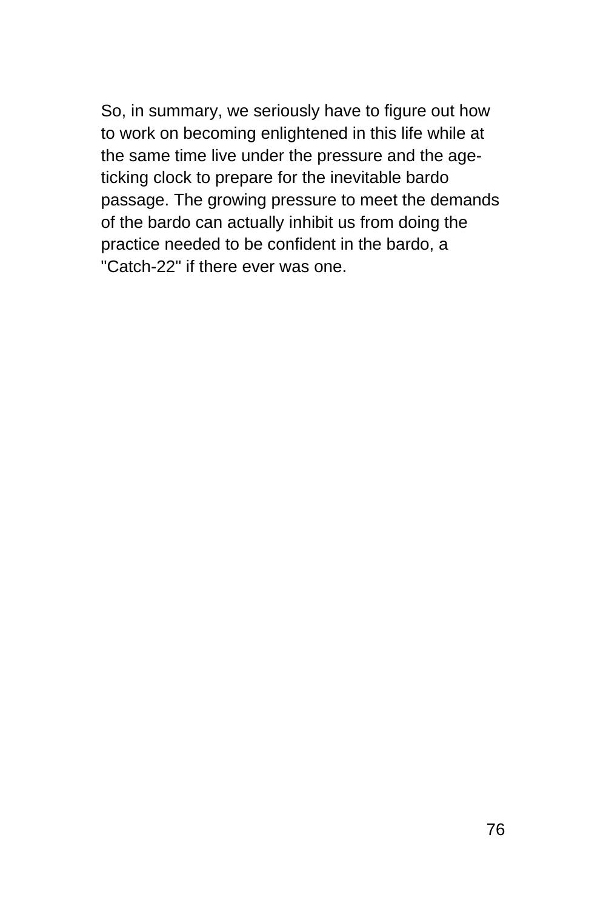So, in summary, we seriously have to figure out how to work on becoming enlightened in this life while at the same time live under the pressure and the age-ticking clock to prepare for the inevitable bardo passage. The growing pressure to meet the demands of the bardo can actually inhibit us from doing the practice needed to be confident in the bardo, a "Catch-22" if there ever was one.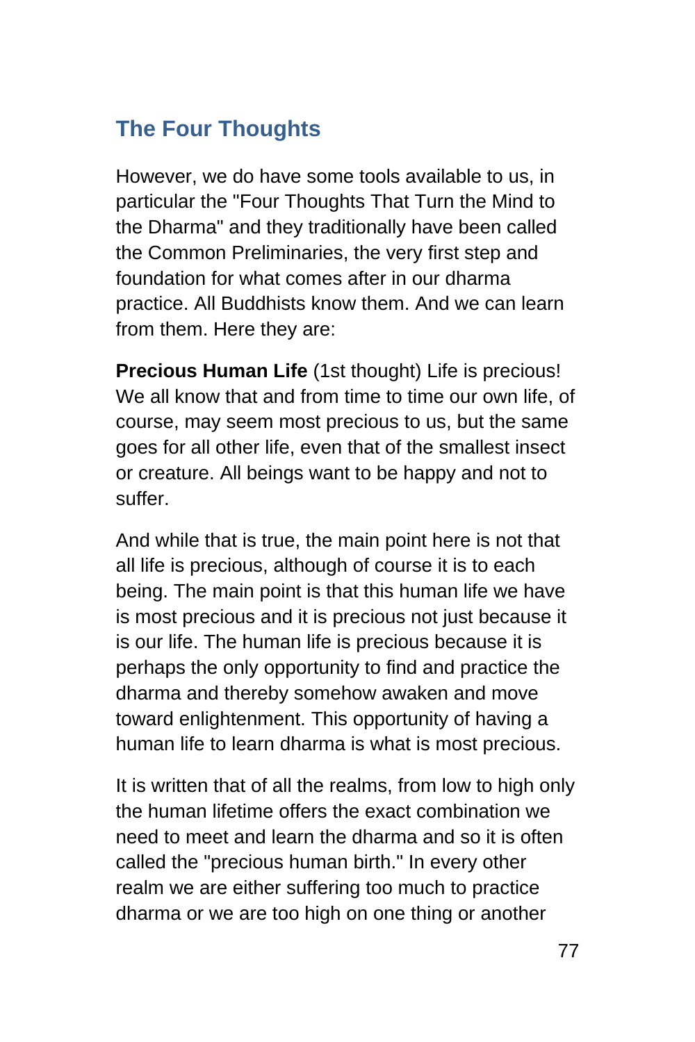## The Four Thoughts

However, we do have some tools available to us, in particular the "Four Thoughts That Turn the Mind to the Dharma" and they traditionally have been called the Common Preliminaries, the very first step and foundation for what comes after in our dharma practice. All Buddhists know them. And we can learn from them. Here they are:

**Precious Human Life** (1st thought) Life is precious! We all know that and from time to time our own life, of course, may seem most precious to us, but the same goes for all other life, even that of the smallest insect or creature. All beings want to be happy and not to suffer.

And while that is true, the main point here is not that all life is precious, although of course it is to each being. The main point is that this human life we have is most precious and it is precious not just because it is our life. The human life is precious because it is perhaps the only opportunity to find and practice the dharma and thereby somehow awaken and move toward enlightenment. This opportunity of having a human life to learn dharma is what is most precious.

It is written that of all the realms, from low to high only the human lifetime offers the exact combination we need to meet and learn the dharma and so it is often called the "precious human birth." In every other realm we are either suffering too much to practice dharma or we are too high on one thing or another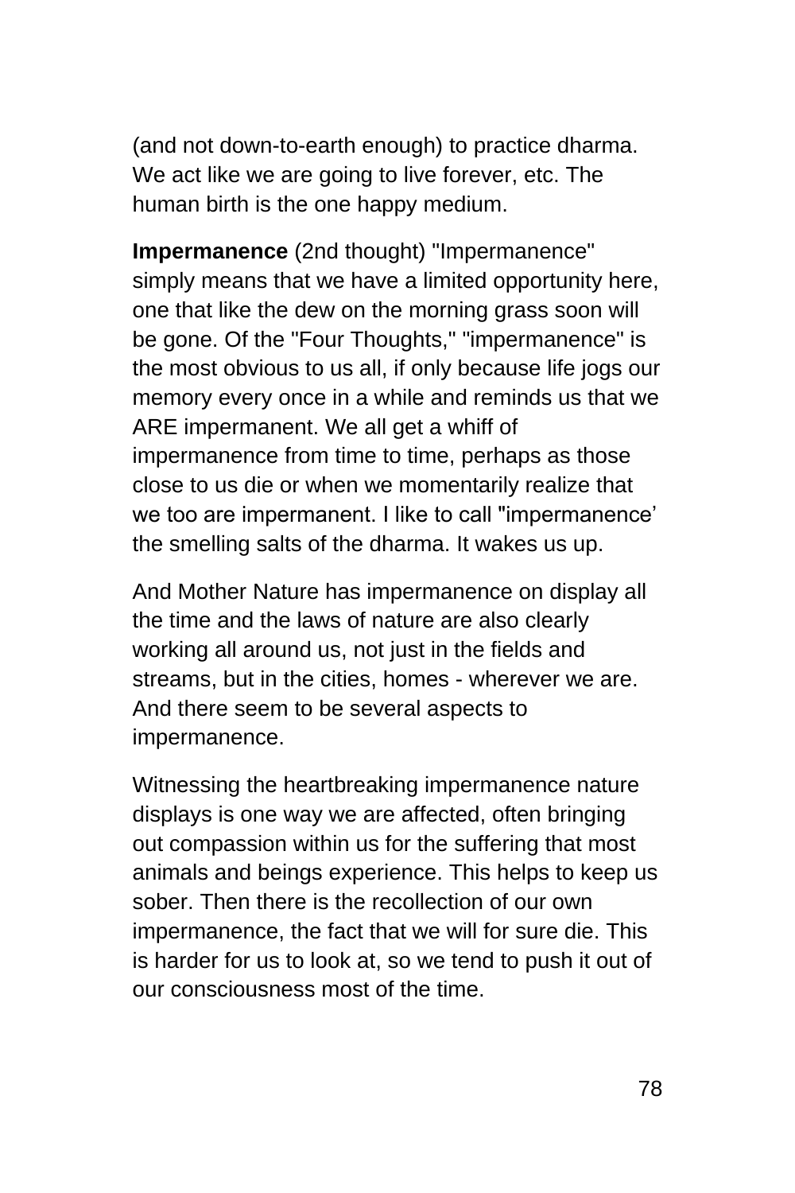(and not down-to-earth enough) to practice dharma. We act like we are going to live forever, etc. The human birth is the one happy medium.

**Impermanence** (2nd thought) "Impermanence" simply means that we have a limited opportunity here, one that like the dew on the morning grass soon will be gone. Of the "Four Thoughts," "impermanence" is the most obvious to us all, if only because life jogs our memory every once in a while and reminds us that we ARE impermanent. We all get a whiff of impermanence from time to time, perhaps as those close to us die or when we momentarily realize that we too are impermanent. I like to call "impermanence' the smelling salts of the dharma. It wakes us up.

And Mother Nature has impermanence on display all the time and the laws of nature are also clearly working all around us, not just in the fields and streams, but in the cities, homes - wherever we are. And there seem to be several aspects to impermanence.

Witnessing the heartbreaking impermanence nature displays is one way we are affected, often bringing out compassion within us for the suffering that most animals and beings experience. This helps to keep us sober. Then there is the recollection of our own impermanence, the fact that we will for sure die. This is harder for us to look at, so we tend to push it out of our consciousness most of the time.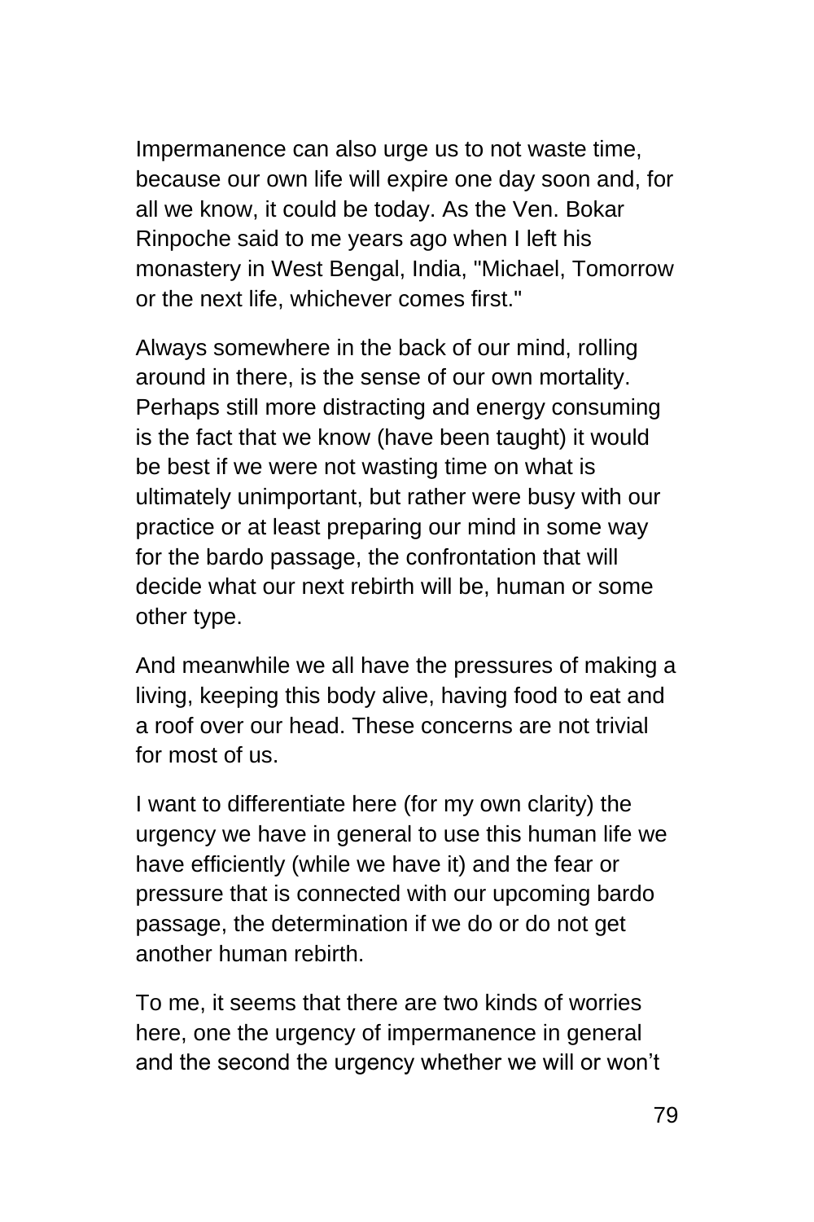Impermanence can also urge us to not waste time, because our own life will expire one day soon and, for all we know, it could be today. As the Ven. Bokar Rinpoche said to me years ago when I left his monastery in West Bengal, India, "Michael, Tomorrow or the next life, whichever comes first."

Always somewhere in the back of our mind, rolling around in there, is the sense of our own mortality. Perhaps still more distracting and energy consuming is the fact that we know (have been taught) it would be best if we were not wasting time on what is ultimately unimportant, but rather were busy with our practice or at least preparing our mind in some way for the bardo passage, the confrontation that will decide what our next rebirth will be, human or some other type.

And meanwhile we all have the pressures of making a living, keeping this body alive, having food to eat and a roof over our head. These concerns are not trivial for most of us.

I want to differentiate here (for my own clarity) the urgency we have in general to use this human life we have efficiently (while we have it) and the fear or pressure that is connected with our upcoming bardo passage, the determination if we do or do not get another human rebirth.

To me, it seems that there are two kinds of worries here, one the urgency of impermanence in general and the second the urgency whether we will or won't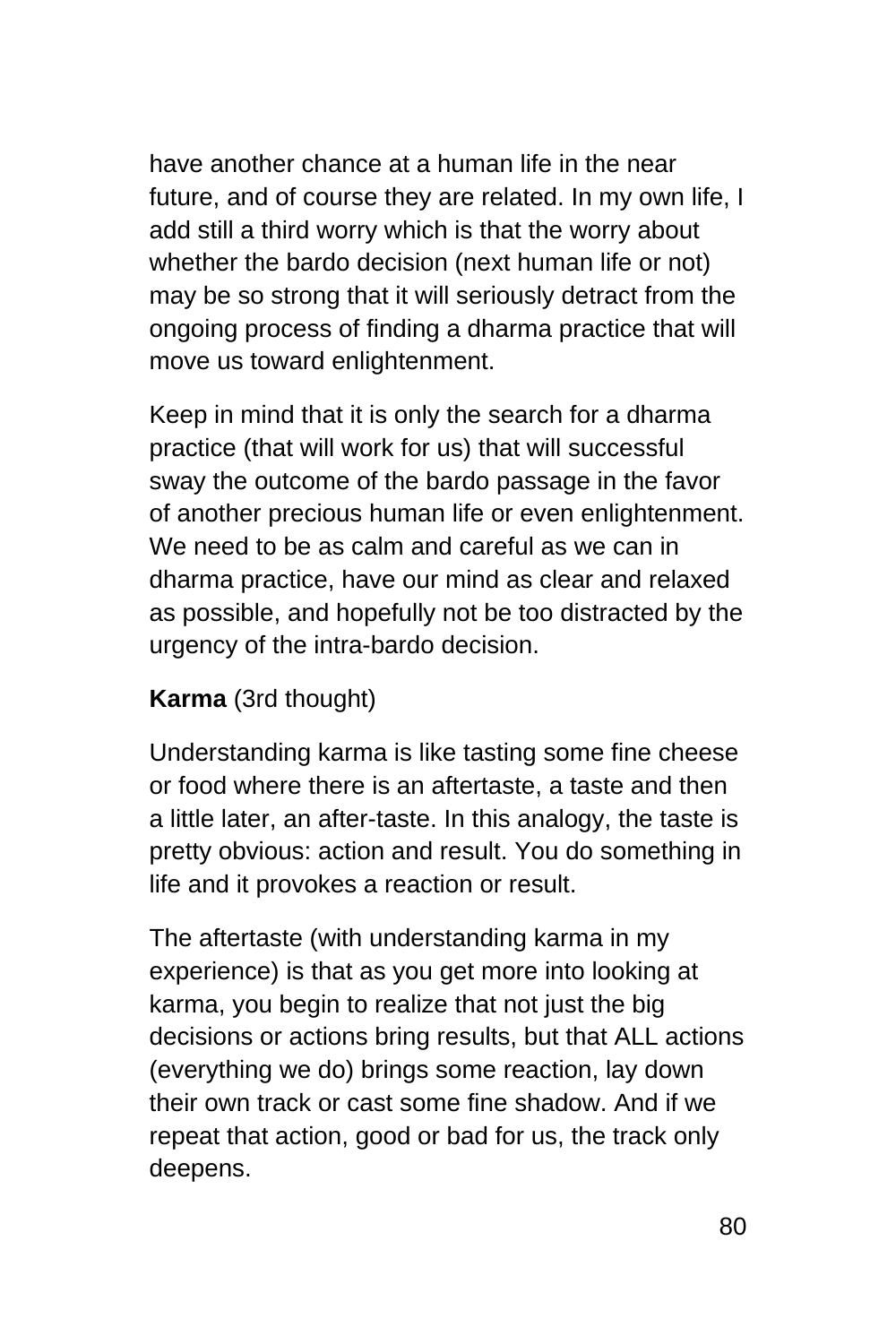have another chance at a human life in the near future, and of course they are related. In my own life, I add still a third worry which is that the worry about whether the bardo decision (next human life or not) may be so strong that it will seriously detract from the ongoing process of finding a dharma practice that will move us toward enlightenment.

Keep in mind that it is only the search for a dharma practice (that will work for us) that will successful sway the outcome of the bardo passage in the favor of another precious human life or even enlightenment. We need to be as calm and careful as we can in dharma practice, have our mind as clear and relaxed as possible, and hopefully not be too distracted by the urgency of the intra-bardo decision.

**Karma** (3rd thought)

Understanding karma is like tasting some fine cheese or food where there is an aftertaste, a taste and then a little later, an after-taste. In this analogy, the taste is pretty obvious: action and result. You do something in life and it provokes a reaction or result.

The aftertaste (with understanding karma in my experience) is that as you get more into looking at karma, you begin to realize that not just the big decisions or actions bring results, but that ALL actions (everything we do) brings some reaction, lay down their own track or cast some fine shadow. And if we repeat that action, good or bad for us, the track only deepens.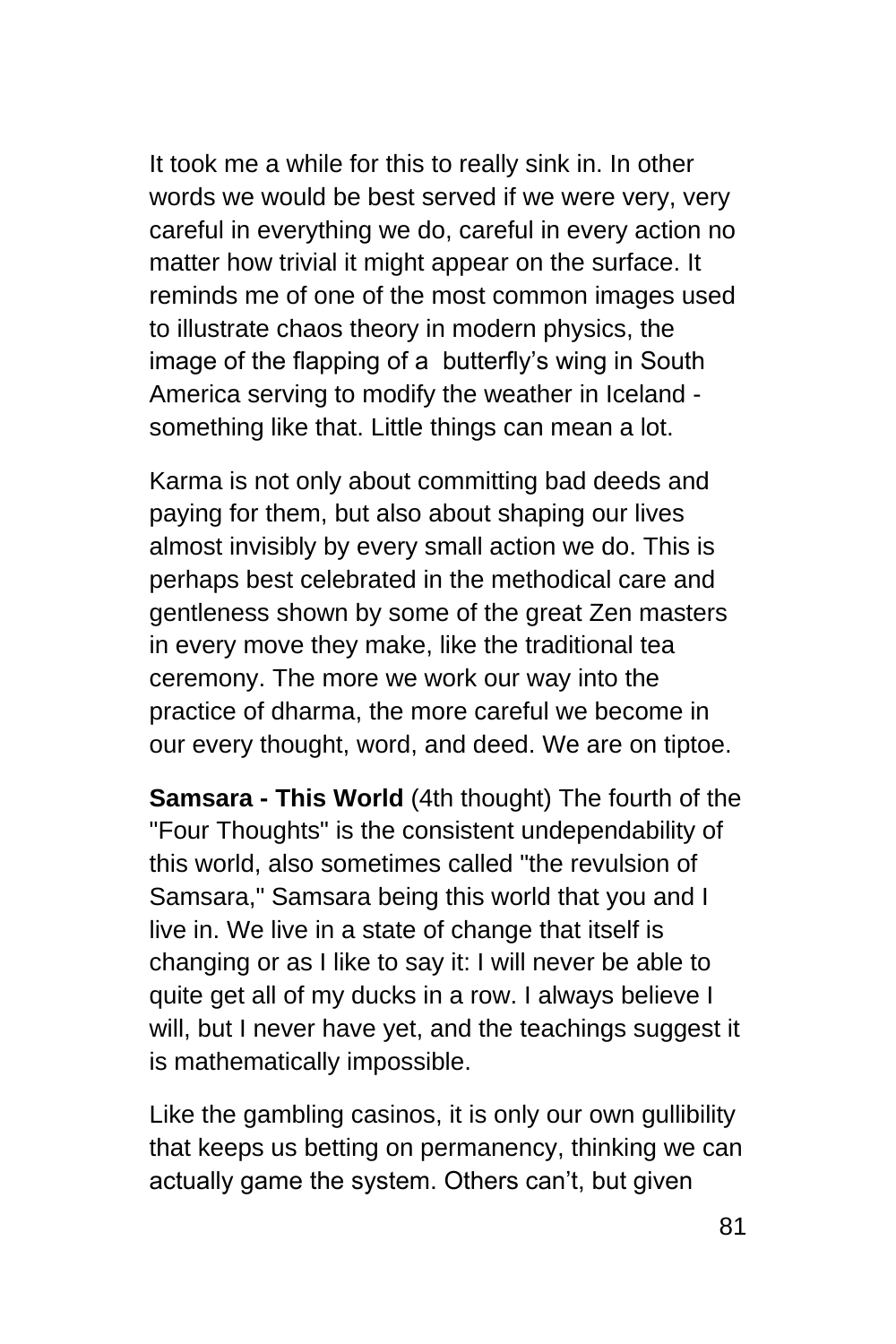It took me a while for this to really sink in. In other words we would be best served if we were very, very careful in everything we do, careful in every action no matter how trivial it might appear on the surface. It reminds me of one of the most common images used to illustrate chaos theory in modern physics, the image of the flapping of a butterfly's wing in South America serving to modify the weather in Iceland - something like that. Little things can mean a lot.

Karma is not only about committing bad deeds and paying for them, but also about shaping our lives almost invisibly by every small action we do. This is perhaps best celebrated in the methodical care and gentleness shown by some of the great Zen masters in every move they make, like the traditional tea ceremony. The more we work our way into the practice of dharma, the more careful we become in our every thought, word, and deed. We are on tiptoe.

**Samsara - This World** (4th thought) The fourth of the "Four Thoughts" is the consistent undependability of this world, also sometimes called "the revulsion of Samsara," Samsara being this world that you and I live in. We live in a state of change that itself is changing or as I like to say it: I will never be able to quite get all of my ducks in a row. I always believe I will, but I never have yet, and the teachings suggest it is mathematically impossible.

Like the gambling casinos, it is only our own gullibility that keeps us betting on permanency, thinking we can actually game the system. Others can't, but given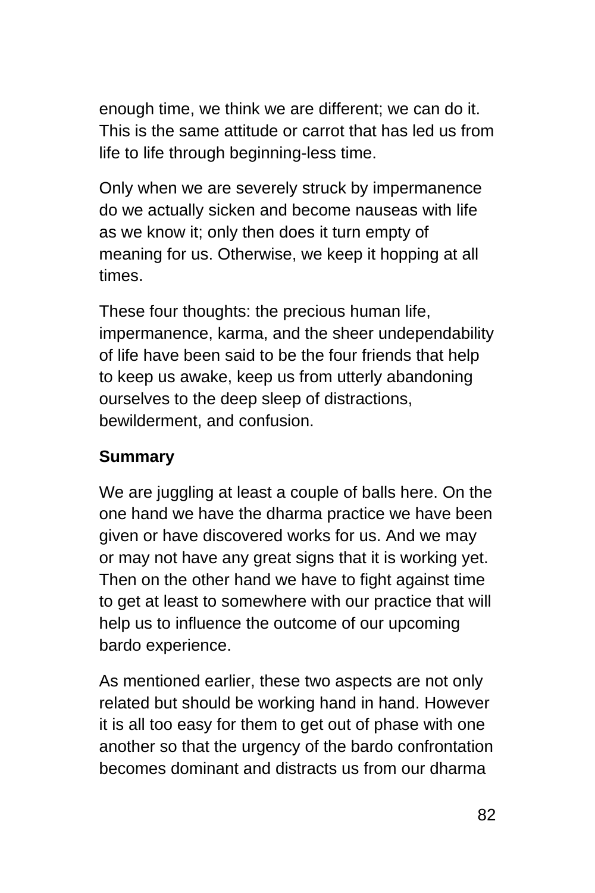enough time, we think we are different; we can do it. This is the same attitude or carrot that has led us from life to life through beginning-less time.

Only when we are severely struck by impermanence do we actually sicken and become nauseas with life as we know it; only then does it turn empty of meaning for us. Otherwise, we keep it hopping at all times.

These four thoughts: the precious human life, impermanence, karma, and the sheer undependability of life have been said to be the four friends that help to keep us awake, keep us from utterly abandoning ourselves to the deep sleep of distractions, bewilderment, and confusion.

**Summary**

We are juggling at least a couple of balls here. On the one hand we have the dharma practice we have been given or have discovered works for us. And we may or may not have any great signs that it is working yet. Then on the other hand we have to fight against time to get at least to somewhere with our practice that will help us to influence the outcome of our upcoming bardo experience.

As mentioned earlier, these two aspects are not only related but should be working hand in hand. However it is all too easy for them to get out of phase with one another so that the urgency of the bardo confrontation becomes dominant and distracts us from our dharma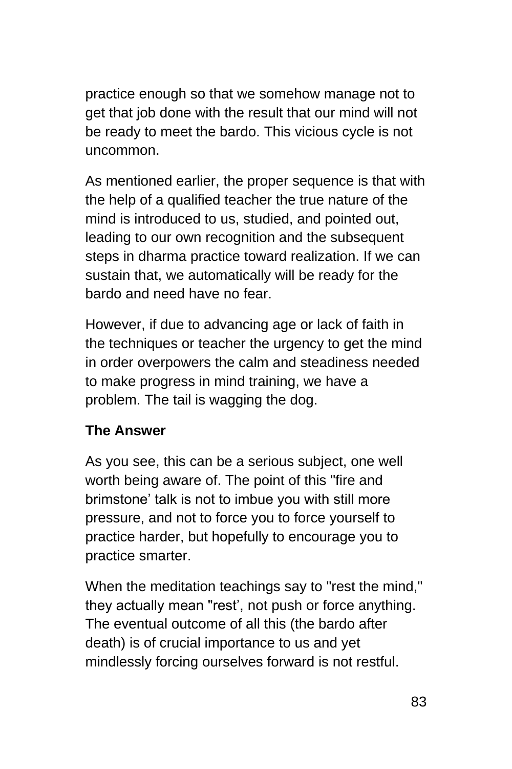practice enough so that we somehow manage not to get that job done with the result that our mind will not be ready to meet the bardo. This vicious cycle is not uncommon.

As mentioned earlier, the proper sequence is that with the help of a qualified teacher the true nature of the mind is introduced to us, studied, and pointed out, leading to our own recognition and the subsequent steps in dharma practice toward realization. If we can sustain that, we automatically will be ready for the bardo and need have no fear.

However, if due to advancing age or lack of faith in the techniques or teacher the urgency to get the mind in order overpowers the calm and steadiness needed to make progress in mind training, we have a problem. The tail is wagging the dog.

**The Answer**

As you see, this can be a serious subject, one well worth being aware of. The point of this "fire and brimstone' talk is not to imbue you with still more pressure, and not to force you to force yourself to practice harder, but hopefully to encourage you to practice smarter.

When the meditation teachings say to "rest the mind," they actually mean "rest', not push or force anything. The eventual outcome of all this (the bardo after death) is of crucial importance to us and yet mindlessly forcing ourselves forward is not restful.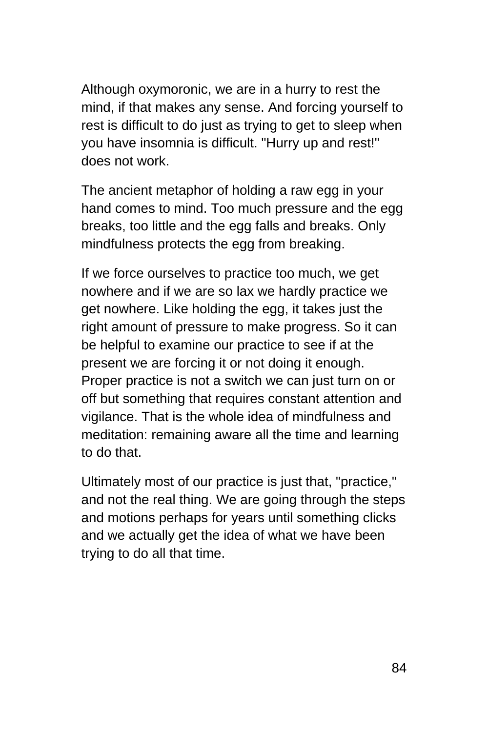Although oxymoronic, we are in a hurry to rest the mind, if that makes any sense. And forcing yourself to rest is difficult to do just as trying to get to sleep when you have insomnia is difficult. "Hurry up and rest!" does not work.

The ancient metaphor of holding a raw egg in your hand comes to mind. Too much pressure and the egg breaks, too little and the egg falls and breaks. Only mindfulness protects the egg from breaking.

If we force ourselves to practice too much, we get nowhere and if we are so lax we hardly practice we get nowhere. Like holding the egg, it takes just the right amount of pressure to make progress. So it can be helpful to examine our practice to see if at the present we are forcing it or not doing it enough. Proper practice is not a switch we can just turn on or off but something that requires constant attention and vigilance. That is the whole idea of mindfulness and meditation: remaining aware all the time and learning to do that.

Ultimately most of our practice is just that, "practice," and not the real thing. We are going through the steps and motions perhaps for years until something clicks and we actually get the idea of what we have been trying to do all that time.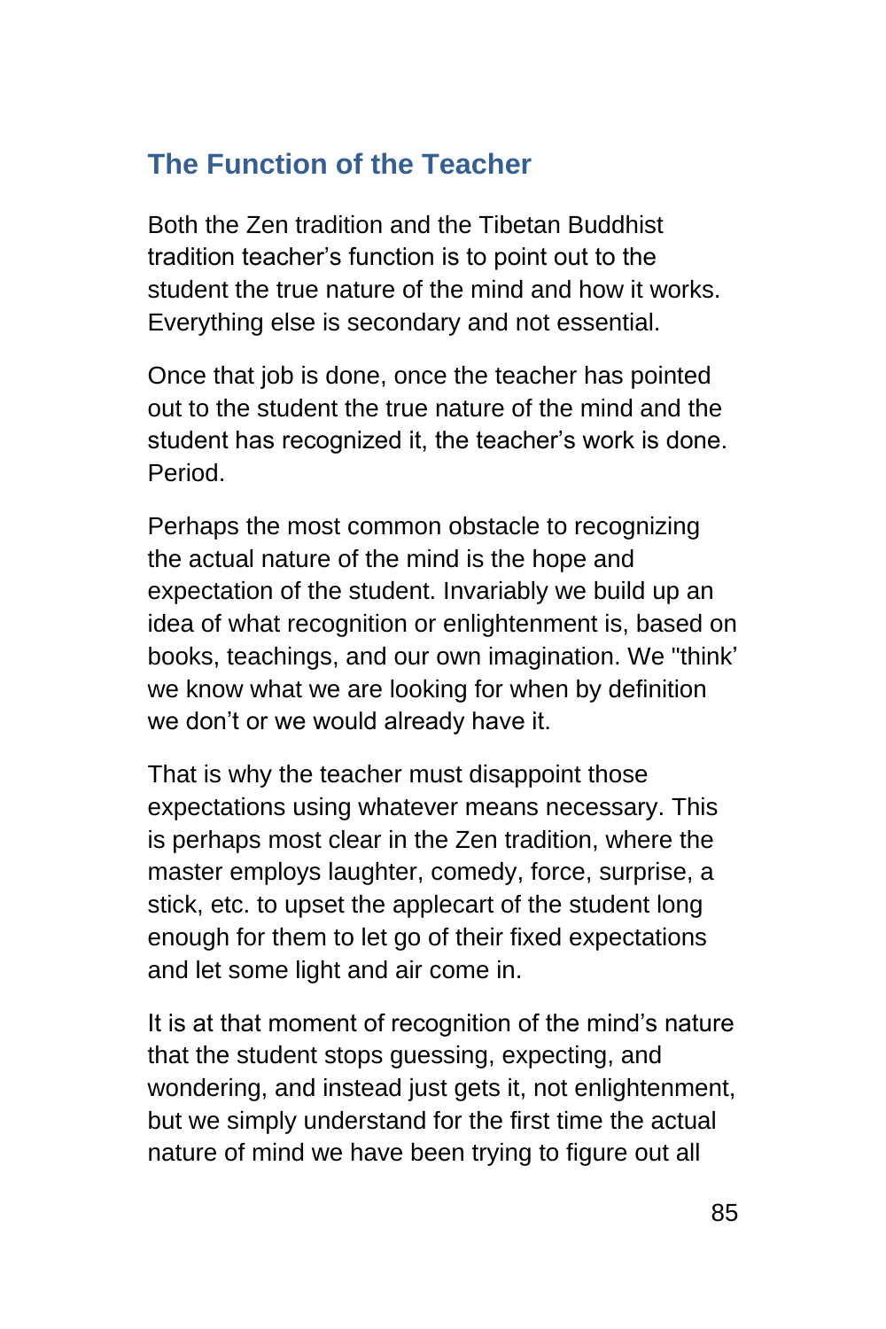## The Function of the Teacher

Both the Zen tradition and the Tibetan Buddhist tradition teacher's function is to point out to the student the true nature of the mind and how it works. Everything else is secondary and not essential.

Once that job is done, once the teacher has pointed out to the student the true nature of the mind and the student has recognized it, the teacher's work is done. Period.

Perhaps the most common obstacle to recognizing the actual nature of the mind is the hope and expectation of the student. Invariably we build up an idea of what recognition or enlightenment is, based on books, teachings, and our own imagination. We "think' we know what we are looking for when by definition we don't or we would already have it.

That is why the teacher must disappoint those expectations using whatever means necessary. This is perhaps most clear in the Zen tradition, where the master employs laughter, comedy, force, surprise, a stick, etc. to upset the applecart of the student long enough for them to let go of their fixed expectations and let some light and air come in.

It is at that moment of recognition of the mind's nature that the student stops guessing, expecting, and wondering, and instead just gets it, not enlightenment, but we simply understand for the first time the actual nature of mind we have been trying to figure out all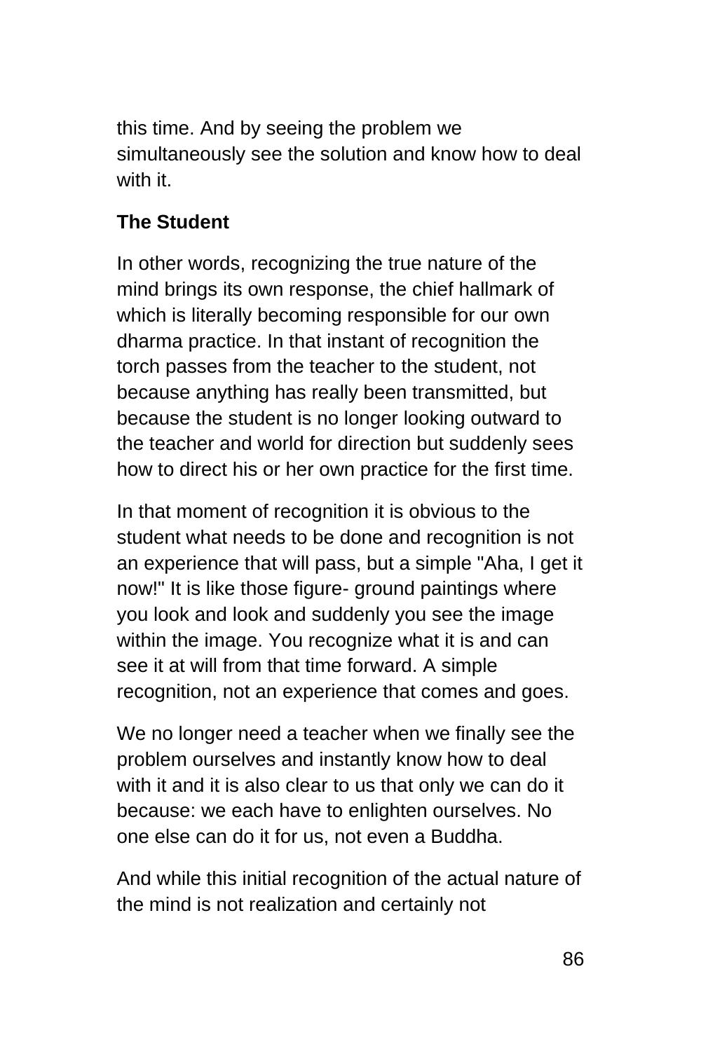this time. And by seeing the problem we simultaneously see the solution and know how to deal with it.

### The Student

In other words, recognizing the true nature of the mind brings its own response, the chief hallmark of which is literally becoming responsible for our own dharma practice. In that instant of recognition the torch passes from the teacher to the student, not because anything has really been transmitted, but because the student is no longer looking outward to the teacher and world for direction but suddenly sees how to direct his or her own practice for the first time.

In that moment of recognition it is obvious to the student what needs to be done and recognition is not an experience that will pass, but a simple "Aha, I get it now!" It is like those figure- ground paintings where you look and look and suddenly you see the image within the image. You recognize what it is and can see it at will from that time forward. A simple recognition, not an experience that comes and goes.

We no longer need a teacher when we finally see the problem ourselves and instantly know how to deal with it and it is also clear to us that only we can do it because: we each have to enlighten ourselves. No one else can do it for us, not even a Buddha.

And while this initial recognition of the actual nature of the mind is not realization and certainly not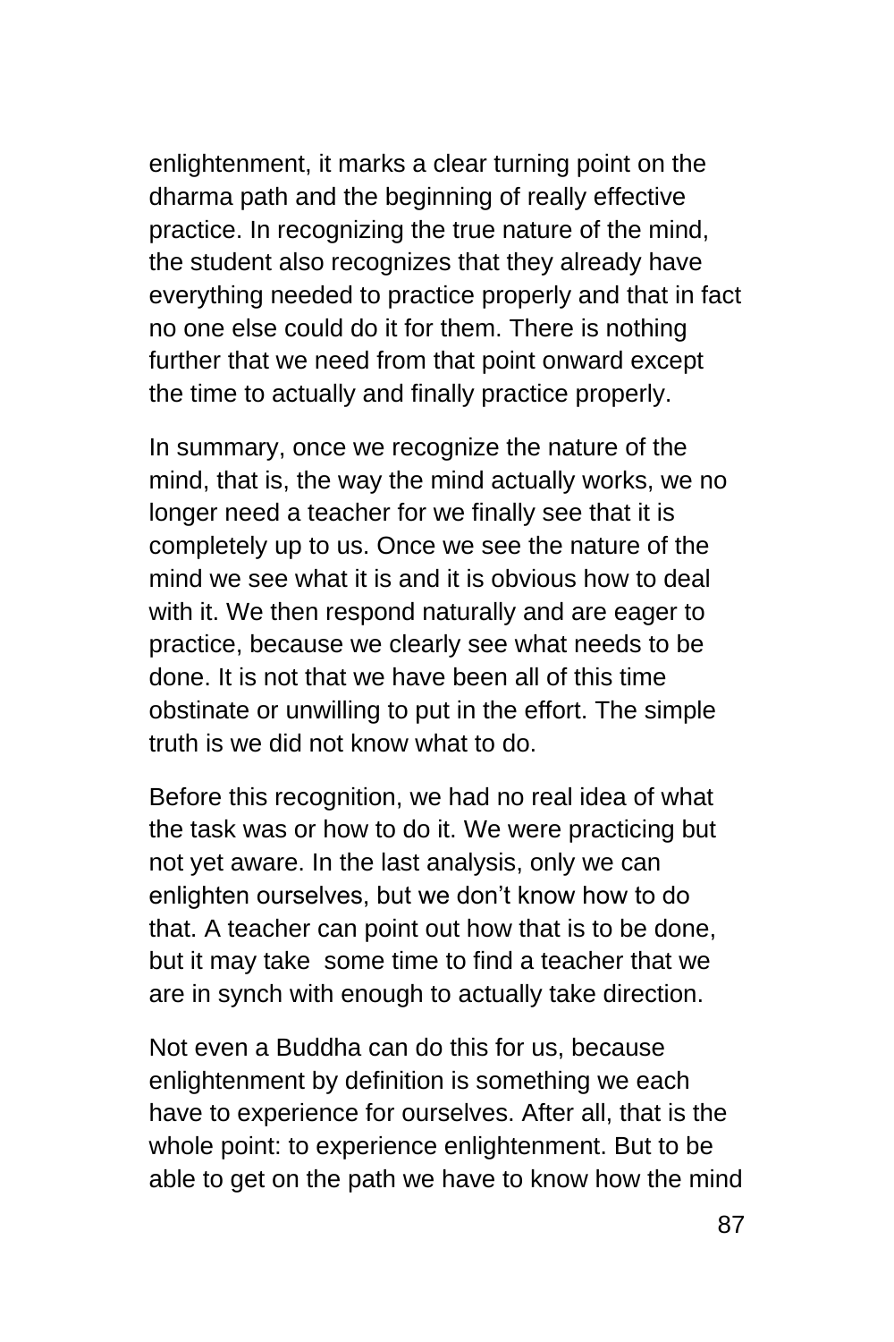enlightenment, it marks a clear turning point on the dharma path and the beginning of really effective practice. In recognizing the true nature of the mind, the student also recognizes that they already have everything needed to practice properly and that in fact no one else could do it for them. There is nothing further that we need from that point onward except the time to actually and finally practice properly.

In summary, once we recognize the nature of the mind, that is, the way the mind actually works, we no longer need a teacher for we finally see that it is completely up to us. Once we see the nature of the mind we see what it is and it is obvious how to deal with it. We then respond naturally and are eager to practice, because we clearly see what needs to be done. It is not that we have been all of this time obstinate or unwilling to put in the effort. The simple truth is we did not know what to do.

Before this recognition, we had no real idea of what the task was or how to do it. We were practicing but not yet aware. In the last analysis, only we can enlighten ourselves, but we don't know how to do that. A teacher can point out how that is to be done, but it may take some time to find a teacher that we are in synch with enough to actually take direction.

Not even a Buddha can do this for us, because enlightenment by definition is something we each have to experience for ourselves. After all, that is the whole point: to experience enlightenment. But to be able to get on the path we have to know how the mind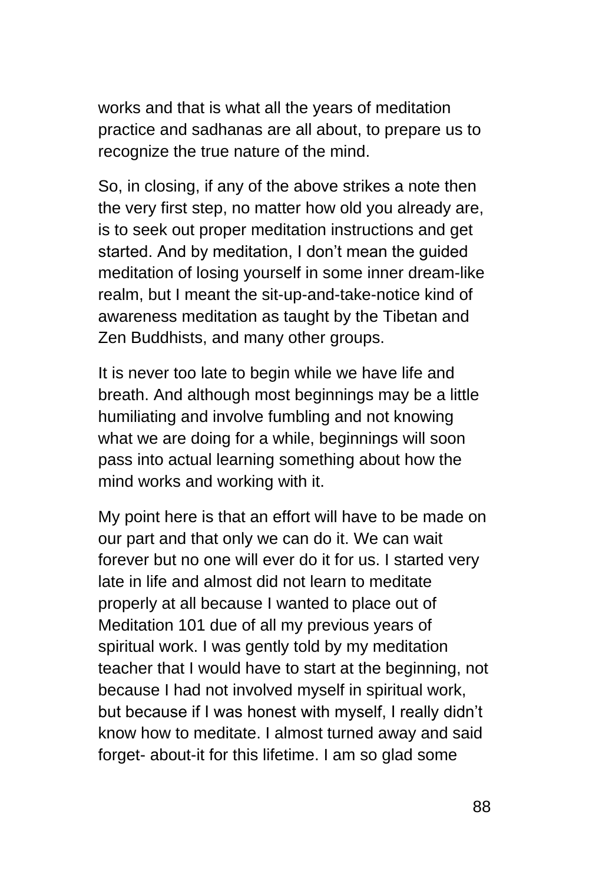works and that is what all the years of meditation practice and sadhanas are all about, to prepare us to recognize the true nature of the mind.

So, in closing, if any of the above strikes a note then the very first step, no matter how old you already are, is to seek out proper meditation instructions and get started. And by meditation, I don't mean the guided meditation of losing yourself in some inner dream-like realm, but I meant the sit-up-and-take-notice kind of awareness meditation as taught by the Tibetan and Zen Buddhists, and many other groups.

It is never too late to begin while we have life and breath. And although most beginnings may be a little humiliating and involve fumbling and not knowing what we are doing for a while, beginnings will soon pass into actual learning something about how the mind works and working with it.

My point here is that an effort will have to be made on our part and that only we can do it. We can wait forever but no one will ever do it for us. I started very late in life and almost did not learn to meditate properly at all because I wanted to place out of Meditation 101 due of all my previous years of spiritual work. I was gently told by my meditation teacher that I would have to start at the beginning, not because I had not involved myself in spiritual work, but because if I was honest with myself, I really didn't know how to meditate. I almost turned away and said forget- about-it for this lifetime. I am so glad some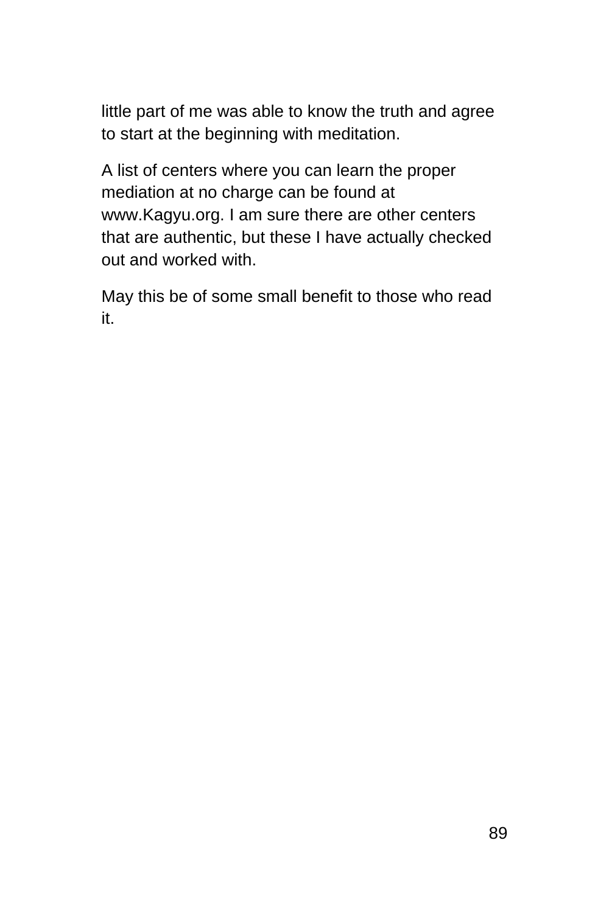little part of me was able to know the truth and agree to start at the beginning with meditation.

A list of centers where you can learn the proper mediation at no charge can be found at www.Kagyu.org. I am sure there are other centers that are authentic, but these I have actually checked out and worked with.

May this be of some small benefit to those who read it.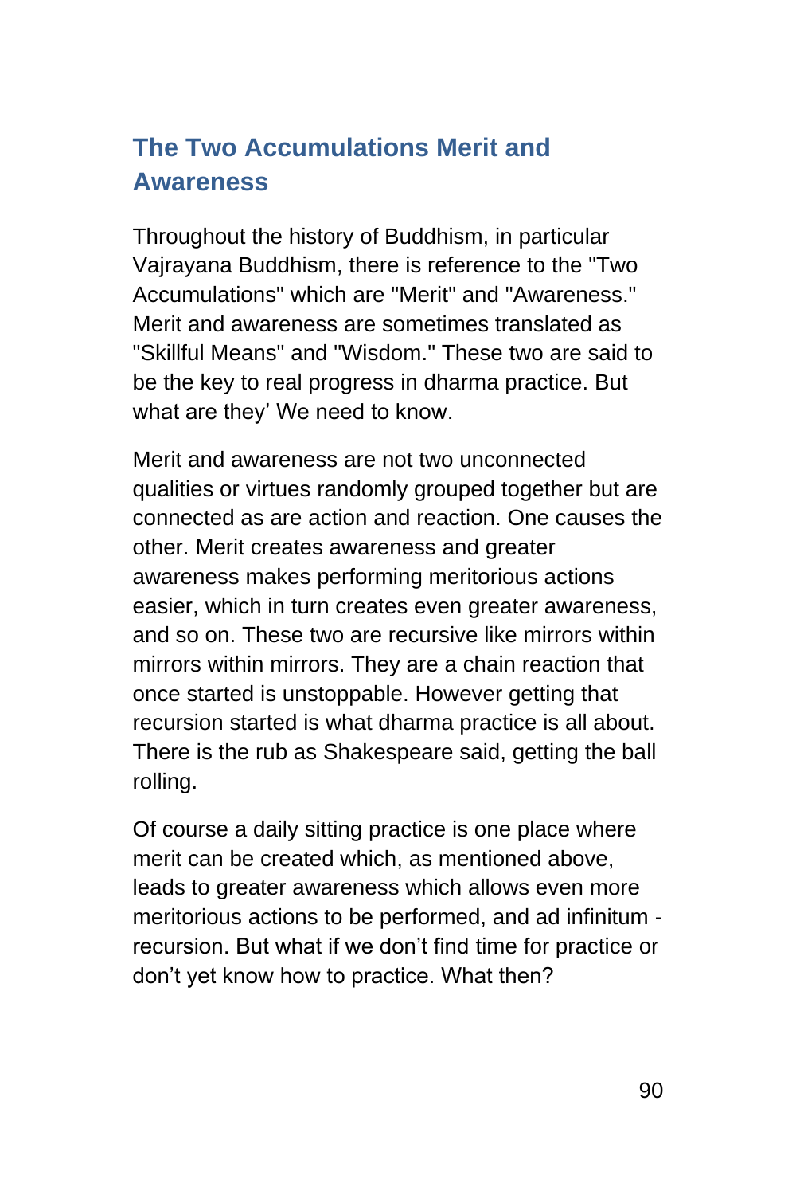## The Two Accumulations Merit and Awareness

Throughout the history of Buddhism, in particular Vajrayana Buddhism, there is reference to the "Two Accumulations" which are "Merit" and "Awareness." Merit and awareness are sometimes translated as "Skillful Means" and "Wisdom." These two are said to be the key to real progress in dharma practice. But what are they' We need to know.

Merit and awareness are not two unconnected qualities or virtues randomly grouped together but are connected as are action and reaction. One causes the other. Merit creates awareness and greater awareness makes performing meritorious actions easier, which in turn creates even greater awareness, and so on. These two are recursive like mirrors within mirrors within mirrors. They are a chain reaction that once started is unstoppable. However getting that recursion started is what dharma practice is all about. There is the rub as Shakespeare said, getting the ball rolling.

Of course a daily sitting practice is one place where merit can be created which, as mentioned above, leads to greater awareness which allows even more meritorious actions to be performed, and ad infinitum - recursion. But what if we don't find time for practice or don't yet know how to practice. What then?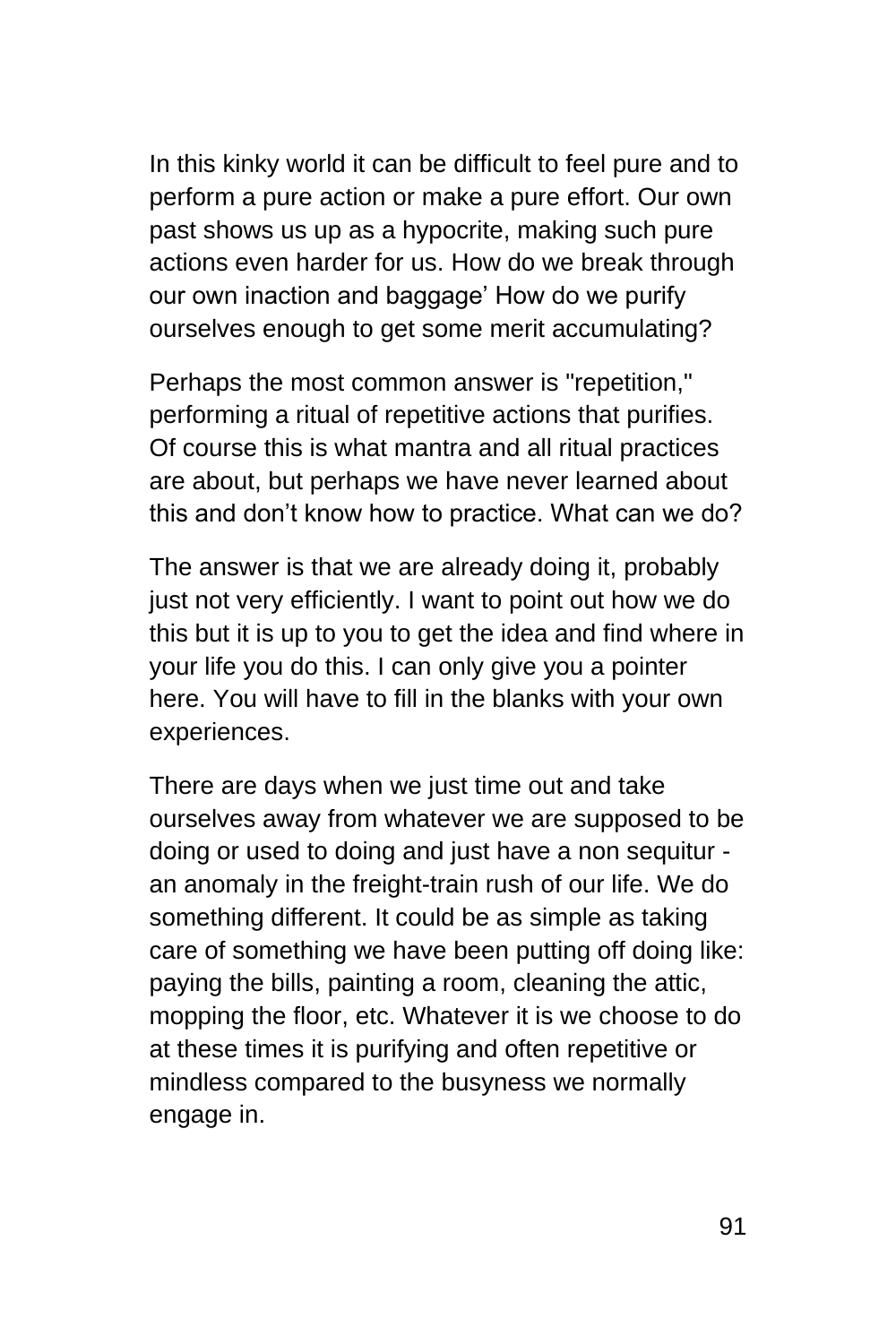In this kinky world it can be difficult to feel pure and to perform a pure action or make a pure effort. Our own past shows us up as a hypocrite, making such pure actions even harder for us. How do we break through our own inaction and baggage’ How do we purify ourselves enough to get some merit accumulating?

Perhaps the most common answer is "repetition," performing a ritual of repetitive actions that purifies. Of course this is what mantra and all ritual practices are about, but perhaps we have never learned about this and don’t know how to practice. What can we do?

The answer is that we are already doing it, probably just not very efficiently. I want to point out how we do this but it is up to you to get the idea and find where in your life you do this. I can only give you a pointer here. You will have to fill in the blanks with your own experiences.

There are days when we just time out and take ourselves away from whatever we are supposed to be doing or used to doing and just have a non sequitur - an anomaly in the freight-train rush of our life. We do something different. It could be as simple as taking care of something we have been putting off doing like: paying the bills, painting a room, cleaning the attic, mopping the floor, etc. Whatever it is we choose to do at these times it is purifying and often repetitive or mindless compared to the busyness we normally engage in.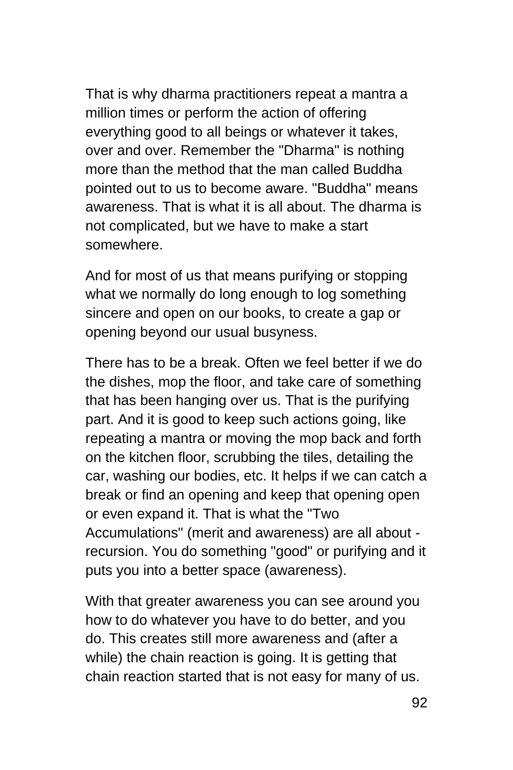That is why dharma practitioners repeat a mantra a million times or perform the action of offering everything good to all beings or whatever it takes, over and over. Remember the "Dharma" is nothing more than the method that the man called Buddha pointed out to us to become aware. "Buddha" means awareness. That is what it is all about. The dharma is not complicated, but we have to make a start somewhere.

And for most of us that means purifying or stopping what we normally do long enough to log something sincere and open on our books, to create a gap or opening beyond our usual busyness.

There has to be a break. Often we feel better if we do the dishes, mop the floor, and take care of something that has been hanging over us. That is the purifying part. And it is good to keep such actions going, like repeating a mantra or moving the mop back and forth on the kitchen floor, scrubbing the tiles, detailing the car, washing our bodies, etc. It helps if we can catch a break or find an opening and keep that opening open or even expand it. That is what the "Two Accumulations" (merit and awareness) are all about - recursion. You do something "good" or purifying and it puts you into a better space (awareness).

With that greater awareness you can see around you how to do whatever you have to do better, and you do. This creates still more awareness and (after a while) the chain reaction is going. It is getting that chain reaction started that is not easy for many of us.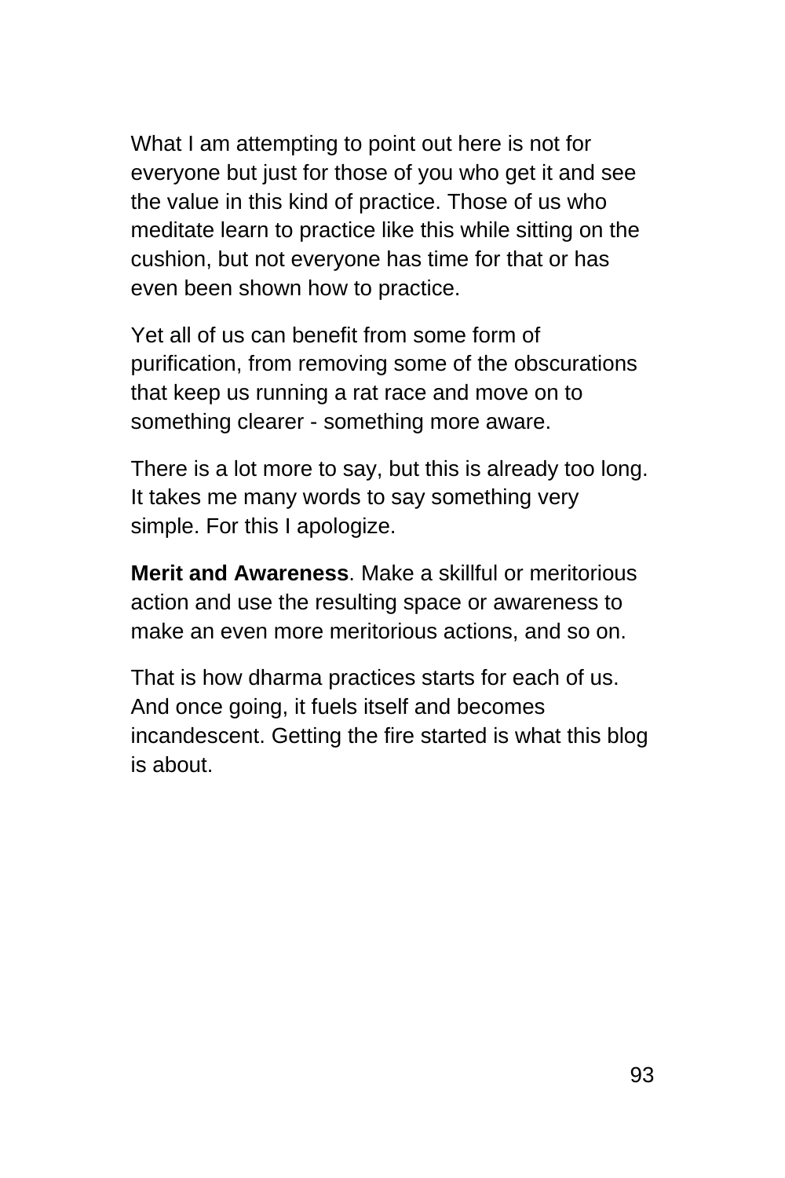What I am attempting to point out here is not for everyone but just for those of you who get it and see the value in this kind of practice. Those of us who meditate learn to practice like this while sitting on the cushion, but not everyone has time for that or has even been shown how to practice.

Yet all of us can benefit from some form of purification, from removing some of the obscurations that keep us running a rat race and move on to something clearer - something more aware.

There is a lot more to say, but this is already too long. It takes me many words to say something very simple. For this I apologize.

**Merit and Awareness**. Make a skillful or meritorious action and use the resulting space or awareness to make an even more meritorious actions, and so on.

That is how dharma practices starts for each of us. And once going, it fuels itself and becomes incandescent. Getting the fire started is what this blog is about.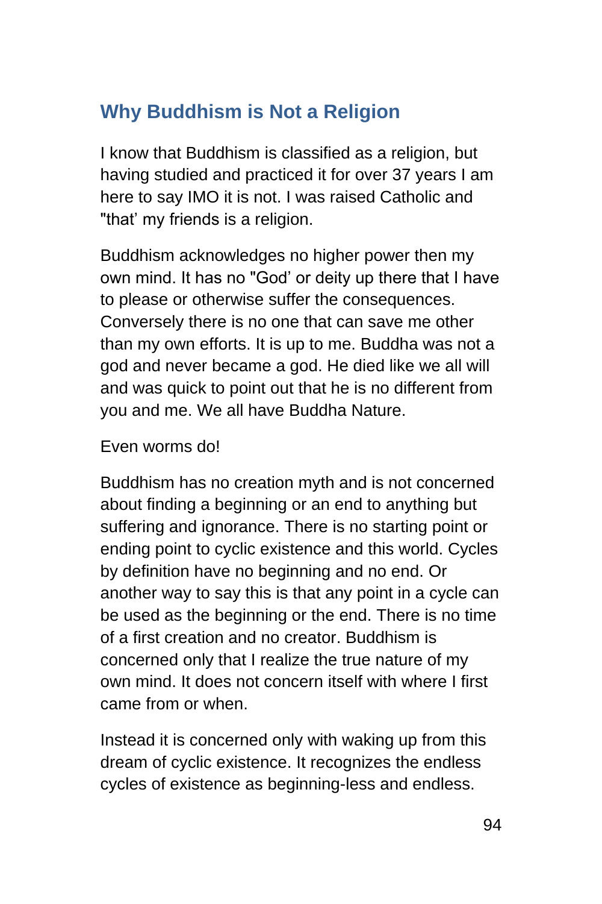## Why Buddhism is Not a Religion

I know that Buddhism is classified as a religion, but having studied and practiced it for over 37 years I am here to say IMO it is not. I was raised Catholic and "that' my friends is a religion.

Buddhism acknowledges no higher power then my own mind. It has no "God' or deity up there that I have to please or otherwise suffer the consequences. Conversely there is no one that can save me other than my own efforts. It is up to me. Buddha was not a god and never became a god. He died like we all will and was quick to point out that he is no different from you and me. We all have Buddha Nature.

Even worms do!

Buddhism has no creation myth and is not concerned about finding a beginning or an end to anything but suffering and ignorance. There is no starting point or ending point to cyclic existence and this world. Cycles by definition have no beginning and no end. Or another way to say this is that any point in a cycle can be used as the beginning or the end. There is no time of a first creation and no creator. Buddhism is concerned only that I realize the true nature of my own mind. It does not concern itself with where I first came from or when.

Instead it is concerned only with waking up from this dream of cyclic existence. It recognizes the endless cycles of existence as beginning-less and endless.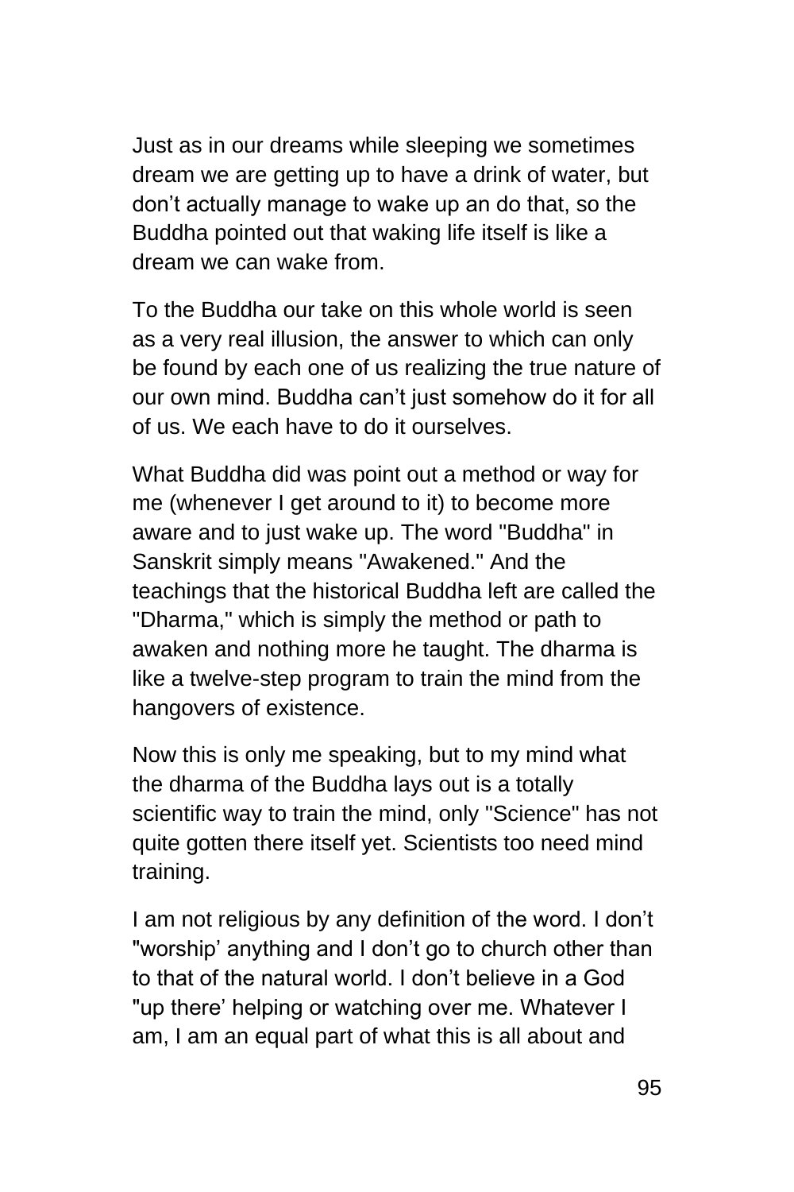Just as in our dreams while sleeping we sometimes dream we are getting up to have a drink of water, but don't actually manage to wake up an do that, so the Buddha pointed out that waking life itself is like a dream we can wake from.

To the Buddha our take on this whole world is seen as a very real illusion, the answer to which can only be found by each one of us realizing the true nature of our own mind. Buddha can't just somehow do it for all of us. We each have to do it ourselves.

What Buddha did was point out a method or way for me (whenever I get around to it) to become more aware and to just wake up. The word "Buddha" in Sanskrit simply means "Awakened." And the teachings that the historical Buddha left are called the "Dharma," which is simply the method or path to awaken and nothing more he taught. The dharma is like a twelve-step program to train the mind from the hangovers of existence.

Now this is only me speaking, but to my mind what the dharma of the Buddha lays out is a totally scientific way to train the mind, only "Science" has not quite gotten there itself yet. Scientists too need mind training.

I am not religious by any definition of the word. I don't "worship' anything and I don't go to church other than to that of the natural world. I don't believe in a God "up there' helping or watching over me. Whatever I am, I am an equal part of what this is all about and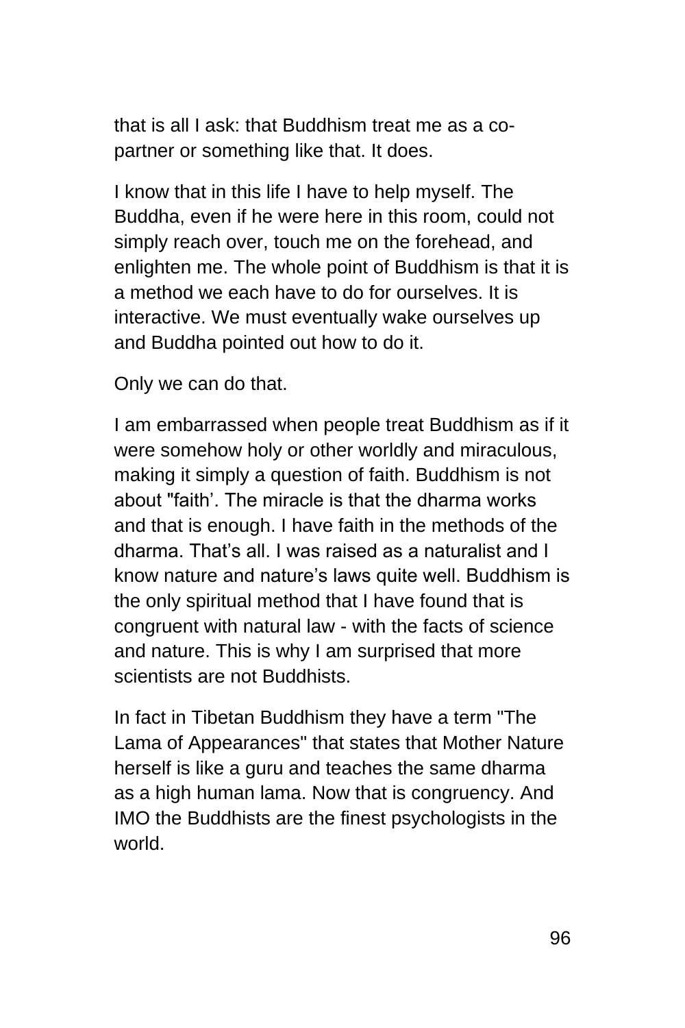that is all I ask: that Buddhism treat me as a co-partner or something like that. It does.

I know that in this life I have to help myself. The Buddha, even if he were here in this room, could not simply reach over, touch me on the forehead, and enlighten me. The whole point of Buddhism is that it is a method we each have to do for ourselves. It is interactive. We must eventually wake ourselves up and Buddha pointed out how to do it.

Only we can do that.

I am embarrassed when people treat Buddhism as if it were somehow holy or other worldly and miraculous, making it simply a question of faith. Buddhism is not about "faith’. The miracle is that the dharma works and that is enough. I have faith in the methods of the dharma. That’s all. I was raised as a naturalist and I know nature and nature’s laws quite well. Buddhism is the only spiritual method that I have found that is congruent with natural law - with the facts of science and nature. This is why I am surprised that more scientists are not Buddhists.

In fact in Tibetan Buddhism they have a term "The Lama of Appearances" that states that Mother Nature herself is like a guru and teaches the same dharma as a high human lama. Now that is congruency. And IMO the Buddhists are the finest psychologists in the world.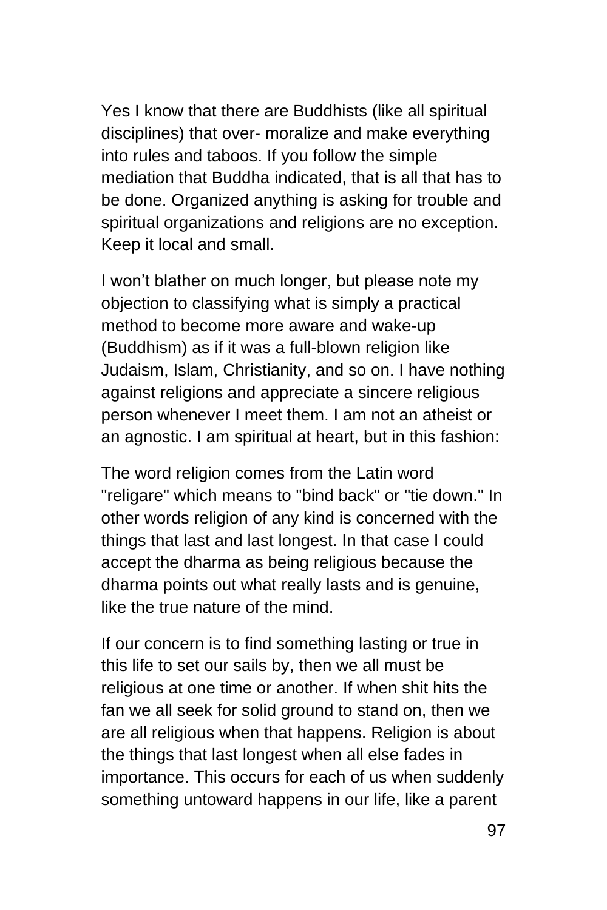Yes I know that there are Buddhists (like all spiritual disciplines) that over- moralize and make everything into rules and taboos. If you follow the simple mediation that Buddha indicated, that is all that has to be done. Organized anything is asking for trouble and spiritual organizations and religions are no exception. Keep it local and small.

I won't blather on much longer, but please note my objection to classifying what is simply a practical method to become more aware and wake-up (Buddhism) as if it was a full-blown religion like Judaism, Islam, Christianity, and so on. I have nothing against religions and appreciate a sincere religious person whenever I meet them. I am not an atheist or an agnostic. I am spiritual at heart, but in this fashion:

The word religion comes from the Latin word "religare" which means to "bind back" or "tie down." In other words religion of any kind is concerned with the things that last and last longest. In that case I could accept the dharma as being religious because the dharma points out what really lasts and is genuine, like the true nature of the mind.

If our concern is to find something lasting or true in this life to set our sails by, then we all must be religious at one time or another. If when shit hits the fan we all seek for solid ground to stand on, then we are all religious when that happens. Religion is about the things that last longest when all else fades in importance. This occurs for each of us when suddenly something untoward happens in our life, like a parent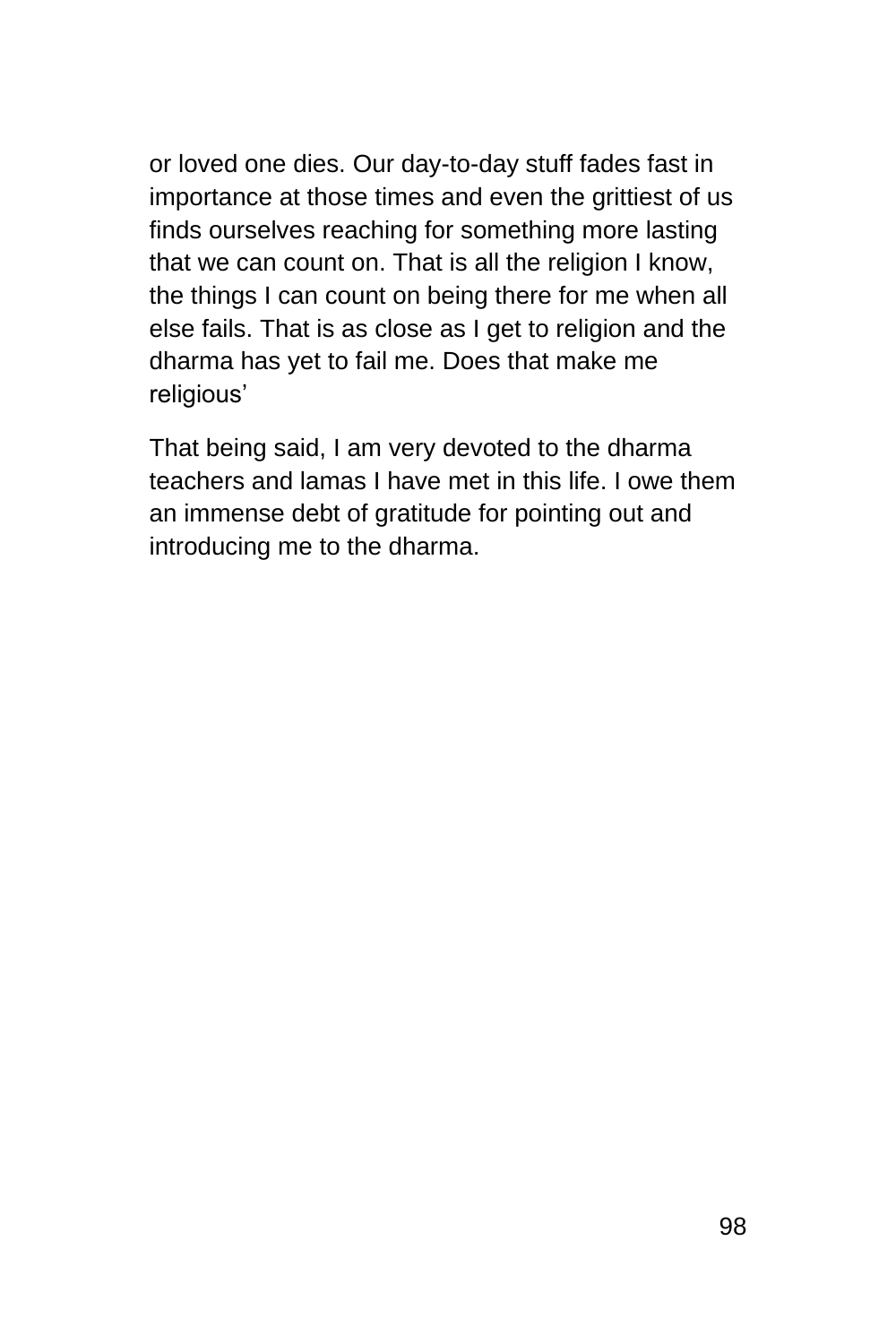or loved one dies. Our day-to-day stuff fades fast in importance at those times and even the grittiest of us finds ourselves reaching for something more lasting that we can count on. That is all the religion I know, the things I can count on being there for me when all else fails. That is as close as I get to religion and the dharma has yet to fail me. Does that make me religious’

That being said, I am very devoted to the dharma teachers and lamas I have met in this life. I owe them an immense debt of gratitude for pointing out and introducing me to the dharma.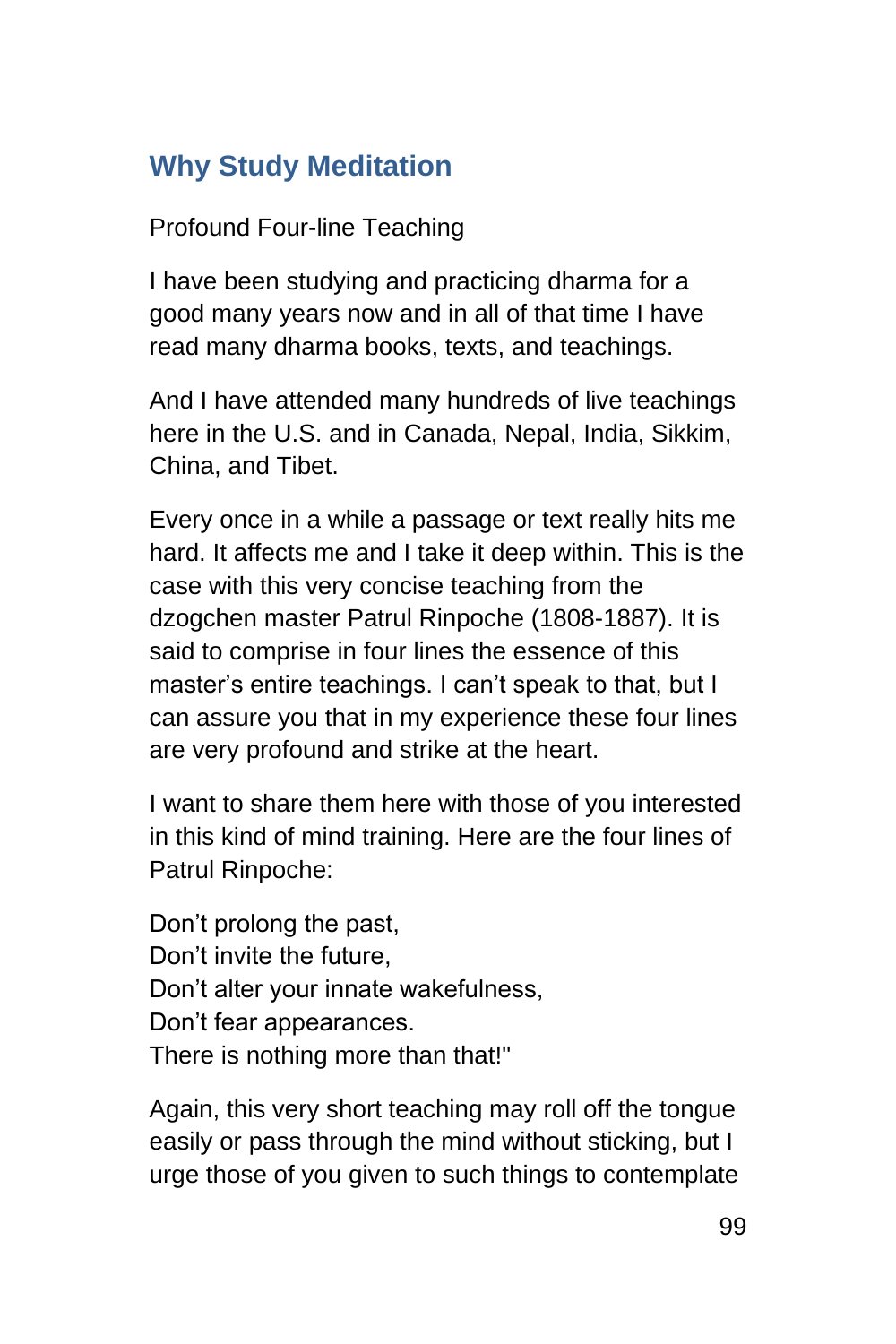## Why Study Meditation

Profound Four-line Teaching

I have been studying and practicing dharma for a good many years now and in all of that time I have read many dharma books, texts, and teachings.

And I have attended many hundreds of live teachings here in the U.S. and in Canada, Nepal, India, Sikkim, China, and Tibet.

Every once in a while a passage or text really hits me hard. It affects me and I take it deep within. This is the case with this very concise teaching from the dzogchen master Patrul Rinpoche (1808-1887). It is said to comprise in four lines the essence of this master's entire teachings. I can't speak to that, but I can assure you that in my experience these four lines are very profound and strike at the heart.

I want to share them here with those of you interested in this kind of mind training. Here are the four lines of Patrul Rinpoche:

Don't prolong the past,  
Don't invite the future,  
Don't alter your innate wakefulness,  
Don't fear appearances.  
There is nothing more than that!"

Again, this very short teaching may roll off the tongue easily or pass through the mind without sticking, but I urge those of you given to such things to contemplate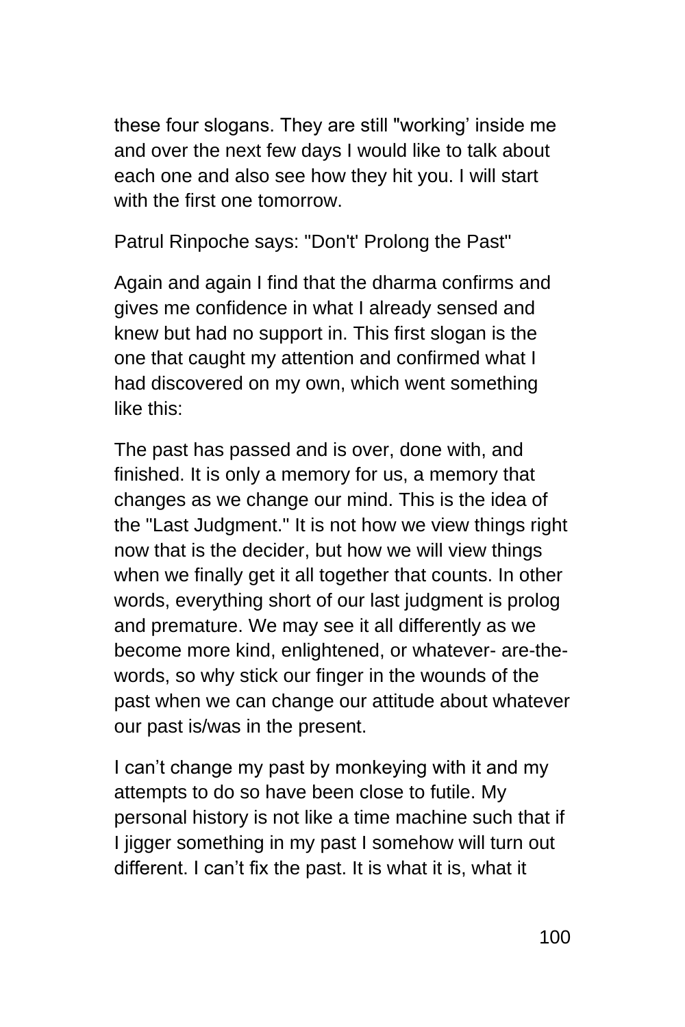these four slogans. They are still "working' inside me and over the next few days I would like to talk about each one and also see how they hit you. I will start with the first one tomorrow.

Patrul Rinpoche says: "Don't' Prolong the Past"

Again and again I find that the dharma confirms and gives me confidence in what I already sensed and knew but had no support in. This first slogan is the one that caught my attention and confirmed what I had discovered on my own, which went something like this:

The past has passed and is over, done with, and finished. It is only a memory for us, a memory that changes as we change our mind. This is the idea of the "Last Judgment." It is not how we view things right now that is the decider, but how we will view things when we finally get it all together that counts. In other words, everything short of our last judgment is prolog and premature. We may see it all differently as we become more kind, enlightened, or whatever- are-the-words, so why stick our finger in the wounds of the past when we can change our attitude about whatever our past is/was in the present.

I can't change my past by monkeying with it and my attempts to do so have been close to futile. My personal history is not like a time machine such that if I jigger something in my past I somehow will turn out different. I can't fix the past. It is what it is, what it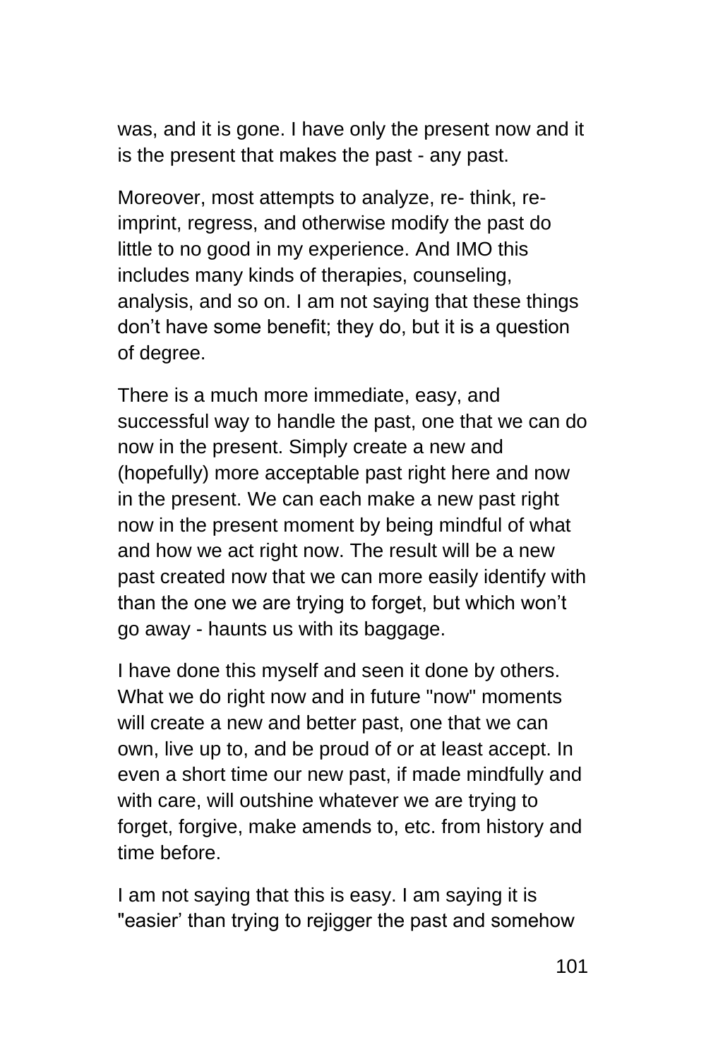was, and it is gone. I have only the present now and it is the present that makes the past - any past.

Moreover, most attempts to analyze, re- think, re-imprint, regress, and otherwise modify the past do little to no good in my experience. And IMO this includes many kinds of therapies, counseling, analysis, and so on. I am not saying that these things don't have some benefit; they do, but it is a question of degree.

There is a much more immediate, easy, and successful way to handle the past, one that we can do now in the present. Simply create a new and (hopefully) more acceptable past right here and now in the present. We can each make a new past right now in the present moment by being mindful of what and how we act right now. The result will be a new past created now that we can more easily identify with than the one we are trying to forget, but which won't go away - haunts us with its baggage.

I have done this myself and seen it done by others. What we do right now and in future "now" moments will create a new and better past, one that we can own, live up to, and be proud of or at least accept. In even a short time our new past, if made mindfully and with care, will outshine whatever we are trying to forget, forgive, make amends to, etc. from history and time before.

I am not saying that this is easy. I am saying it is "easier' than trying to rejigger the past and somehow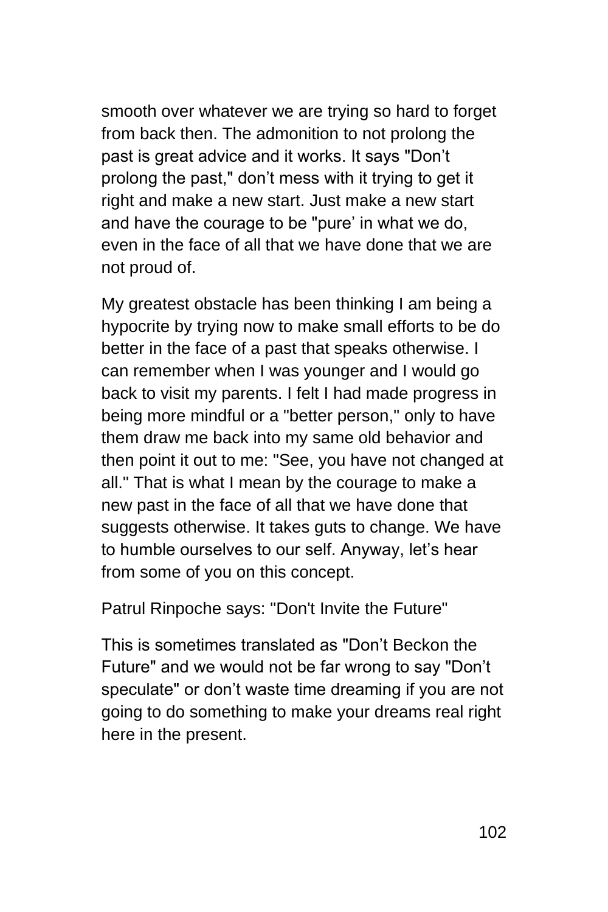smooth over whatever we are trying so hard to forget from back then. The admonition to not prolong the past is great advice and it works. It says "Don't prolong the past," don't mess with it trying to get it right and make a new start. Just make a new start and have the courage to be "pure' in what we do, even in the face of all that we have done that we are not proud of.

My greatest obstacle has been thinking I am being a hypocrite by trying now to make small efforts to be do better in the face of a past that speaks otherwise. I can remember when I was younger and I would go back to visit my parents. I felt I had made progress in being more mindful or a "better person," only to have them draw me back into my same old behavior and then point it out to me: "See, you have not changed at all." That is what I mean by the courage to make a new past in the face of all that we have done that suggests otherwise. It takes guts to change. We have to humble ourselves to our self. Anyway, let's hear from some of you on this concept.

Patrul Rinpoche says: "Don't Invite the Future"

This is sometimes translated as "Don't Beckon the Future" and we would not be far wrong to say "Don't speculate" or don't waste time dreaming if you are not going to do something to make your dreams real right here in the present.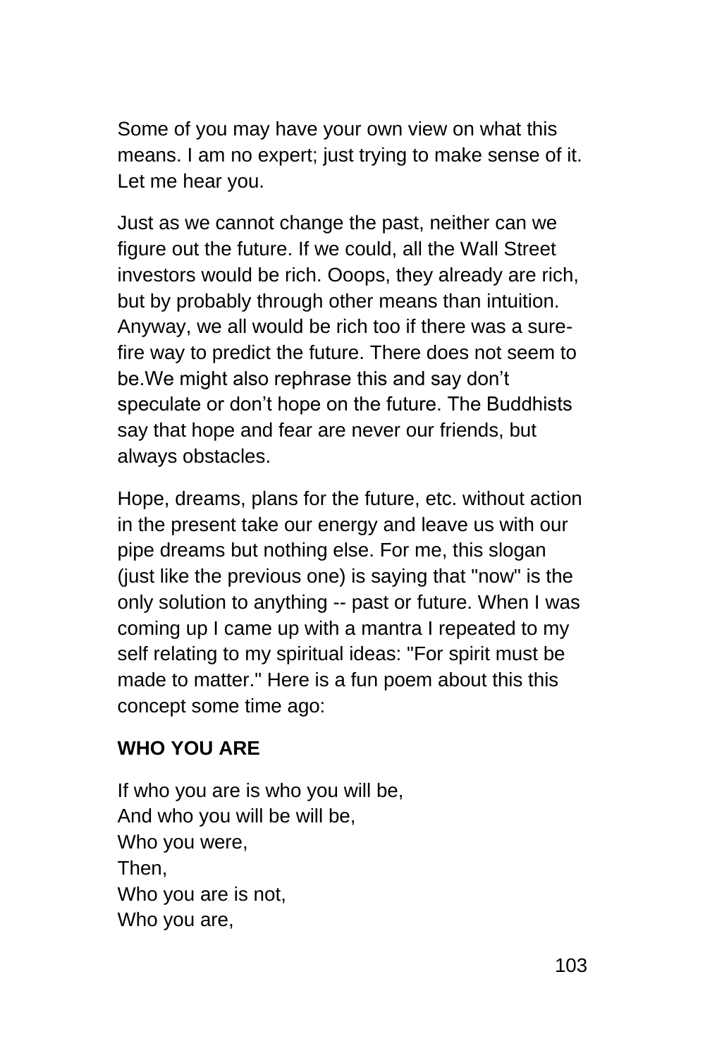Some of you may have your own view on what this means. I am no expert; just trying to make sense of it. Let me hear you.

Just as we cannot change the past, neither can we figure out the future. If we could, all the Wall Street investors would be rich. Ooops, they already are rich, but by probably through other means than intuition. Anyway, we all would be rich too if there was a sure-fire way to predict the future. There does not seem to be.We might also rephrase this and say don’t speculate or don’t hope on the future. The Buddhists say that hope and fear are never our friends, but always obstacles.

Hope, dreams, plans for the future, etc. without action in the present take our energy and leave us with our pipe dreams but nothing else. For me, this slogan (just like the previous one) is saying that "now" is the only solution to anything -- past or future. When I was coming up I came up with a mantra I repeated to my self relating to my spiritual ideas: "For spirit must be made to matter." Here is a fun poem about this this concept some time ago:

**WHO YOU ARE**

If who you are is who you will be,  
And who you will be will be,  
Who you were,  
Then,  
Who you are is not,  
Who you are,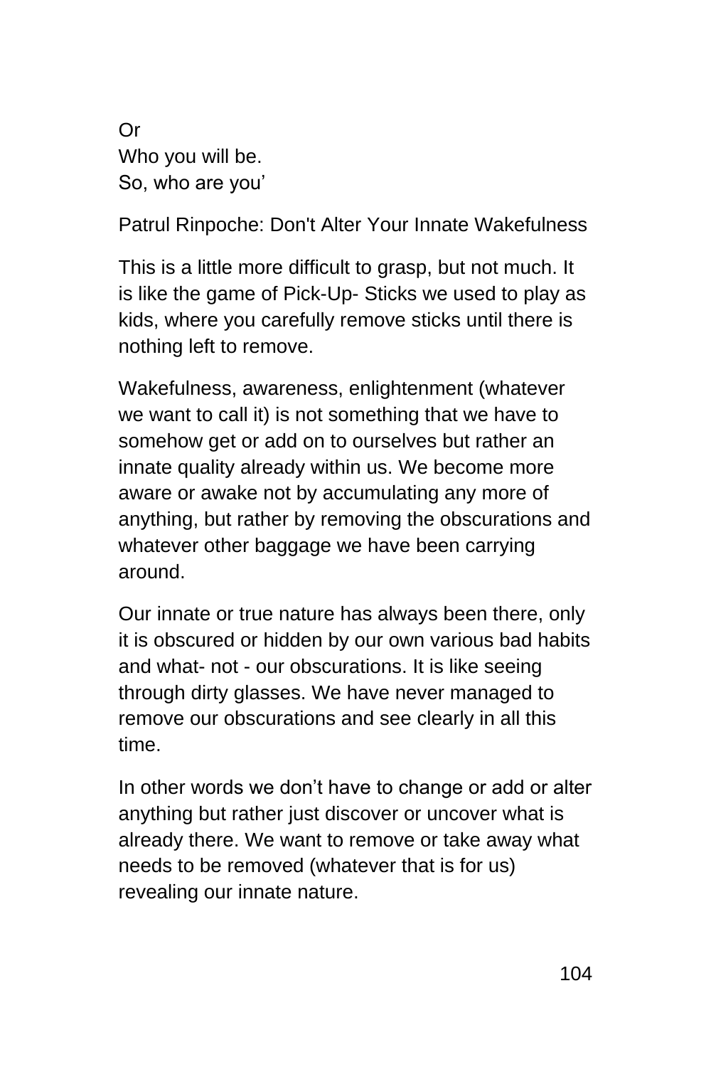Or
Who you will be.
So, who are you'

Patrul Rinpoche: Don't Alter Your Innate Wakefulness

This is a little more difficult to grasp, but not much. It is like the game of Pick-Up- Sticks we used to play as kids, where you carefully remove sticks until there is nothing left to remove.

Wakefulness, awareness, enlightenment (whatever we want to call it) is not something that we have to somehow get or add on to ourselves but rather an innate quality already within us. We become more aware or awake not by accumulating any more of anything, but rather by removing the obscurations and whatever other baggage we have been carrying around.

Our innate or true nature has always been there, only it is obscured or hidden by our own various bad habits and what- not - our obscurations. It is like seeing through dirty glasses. We have never managed to remove our obscurations and see clearly in all this time.

In other words we don't have to change or add or alter anything but rather just discover or uncover what is already there. We want to remove or take away what needs to be removed (whatever that is for us) revealing our innate nature.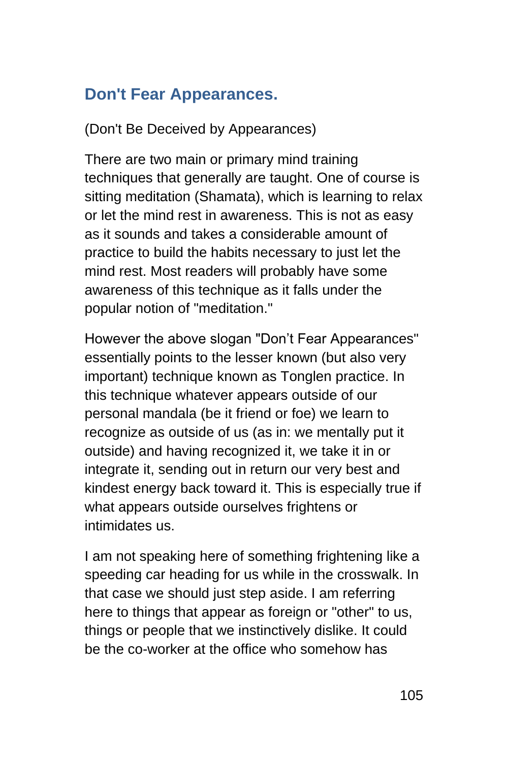## Don't Fear Appearances.

(Don't Be Deceived by Appearances)

There are two main or primary mind training techniques that generally are taught. One of course is sitting meditation (Shamata), which is learning to relax or let the mind rest in awareness. This is not as easy as it sounds and takes a considerable amount of practice to build the habits necessary to just let the mind rest. Most readers will probably have some awareness of this technique as it falls under the popular notion of "meditation."

However the above slogan "Don’t Fear Appearances" essentially points to the lesser known (but also very important) technique known as Tonglen practice. In this technique whatever appears outside of our personal mandala (be it friend or foe) we learn to recognize as outside of us (as in: we mentally put it outside) and having recognized it, we take it in or integrate it, sending out in return our very best and kindest energy back toward it. This is especially true if what appears outside ourselves frightens or intimidates us.

I am not speaking here of something frightening like a speeding car heading for us while in the crosswalk. In that case we should just step aside. I am referring here to things that appear as foreign or "other" to us, things or people that we instinctively dislike. It could be the co-worker at the office who somehow has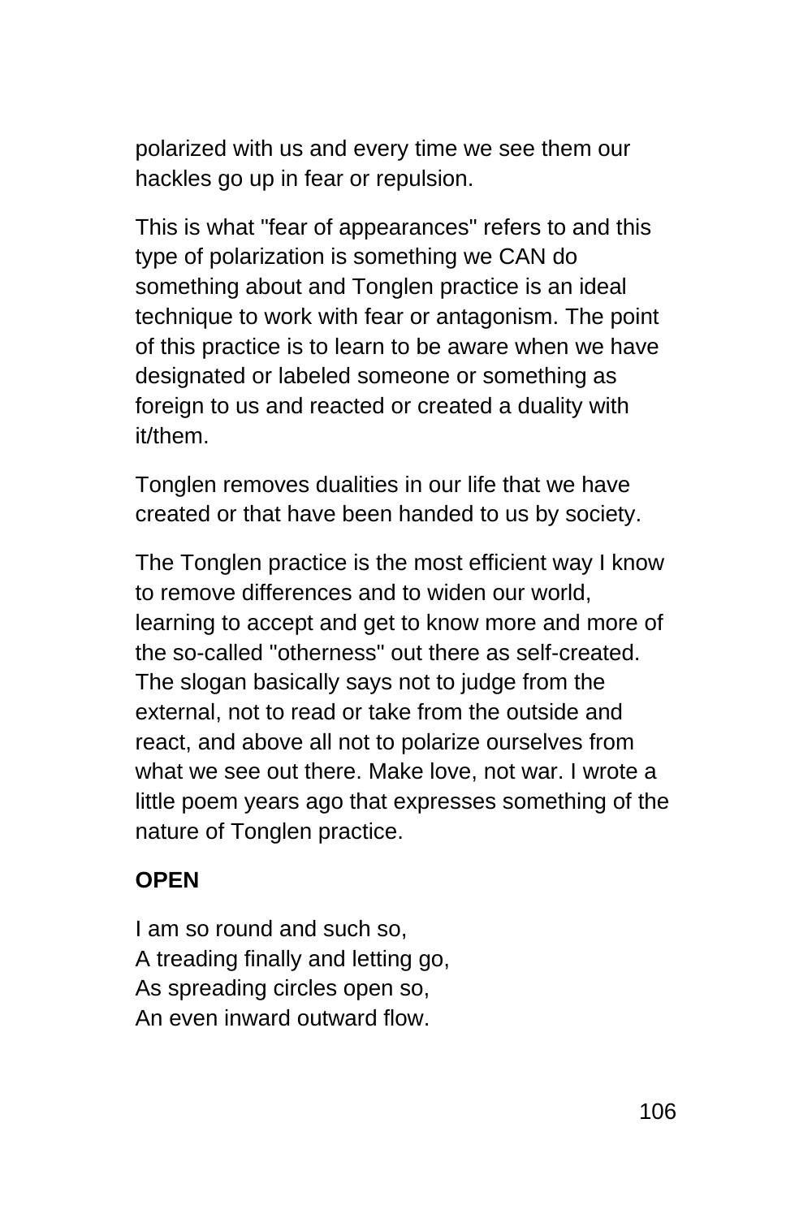polarized with us and every time we see them our hackles go up in fear or repulsion.

This is what "fear of appearances" refers to and this type of polarization is something we CAN do something about and Tonglen practice is an ideal technique to work with fear or antagonism. The point of this practice is to learn to be aware when we have designated or labeled someone or something as foreign to us and reacted or created a duality with it/them.

Tonglen removes dualities in our life that we have created or that have been handed to us by society.

The Tonglen practice is the most efficient way I know to remove differences and to widen our world, learning to accept and get to know more and more of the so-called "otherness" out there as self-created. The slogan basically says not to judge from the external, not to read or take from the outside and react, and above all not to polarize ourselves from what we see out there. Make love, not war. I wrote a little poem years ago that expresses something of the nature of Tonglen practice.

**OPEN**

I am so round and such so,  
A treading finally and letting go,  
As spreading circles open so,  
An even inward outward flow.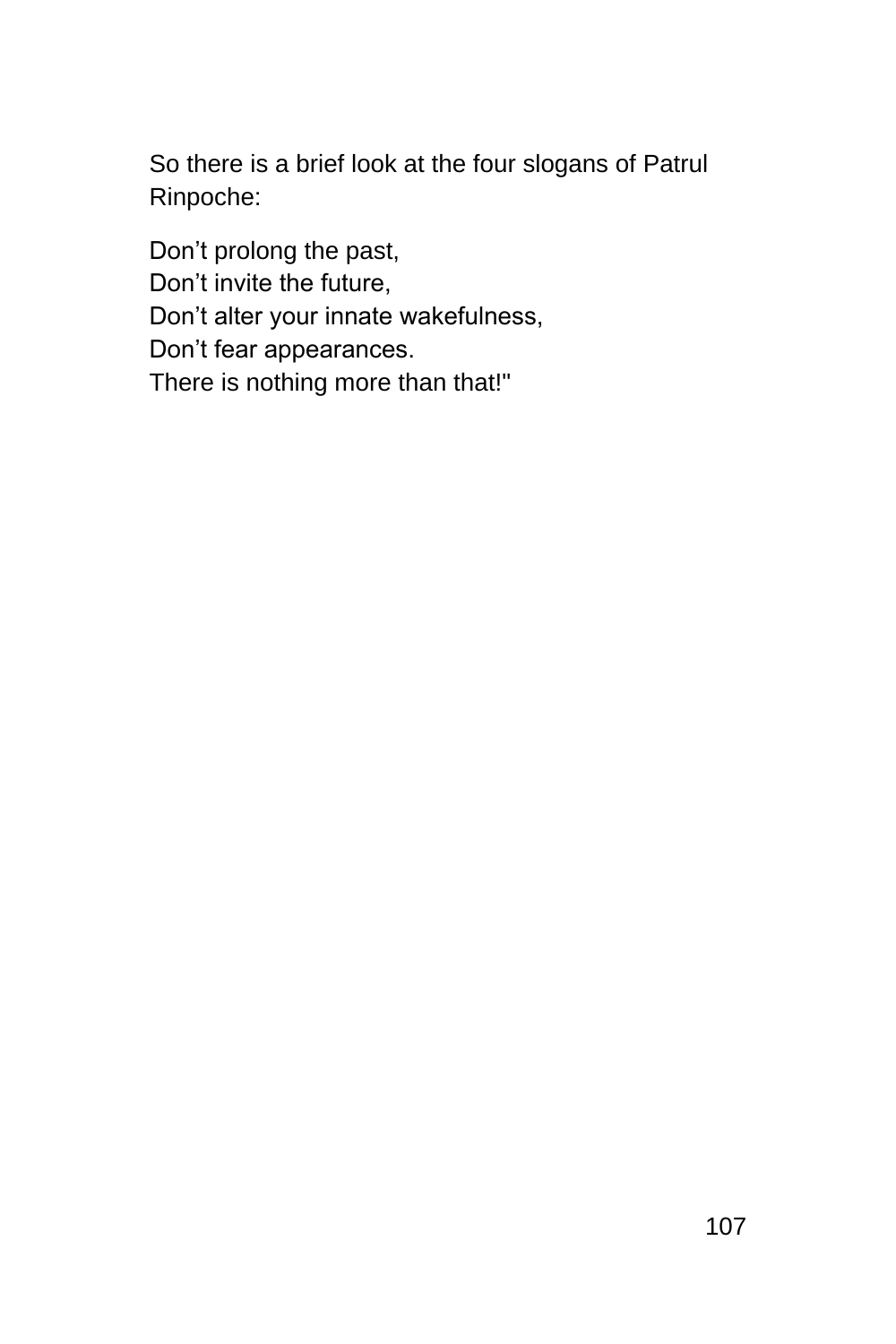So there is a brief look at the four slogans of Patrul Rinpoche:

Don’t prolong the past,  
Don’t invite the future,  
Don’t alter your innate wakefulness,  
Don’t fear appearances.  
There is nothing more than that!"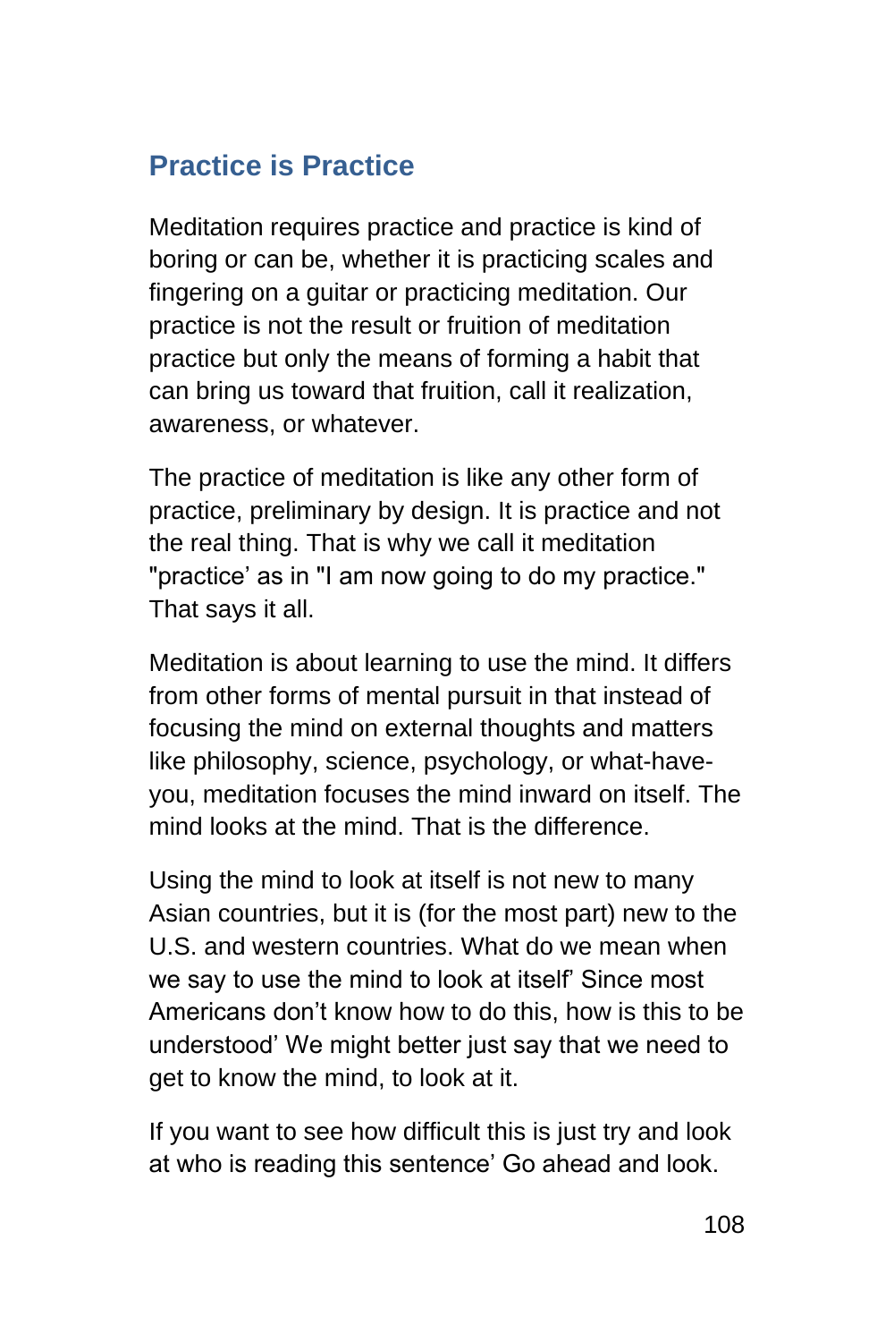## Practice is Practice

Meditation requires practice and practice is kind of boring or can be, whether it is practicing scales and fingering on a guitar or practicing meditation. Our practice is not the result or fruition of meditation practice but only the means of forming a habit that can bring us toward that fruition, call it realization, awareness, or whatever.

The practice of meditation is like any other form of practice, preliminary by design. It is practice and not the real thing. That is why we call it meditation "practice' as in "I am now going to do my practice." That says it all.

Meditation is about learning to use the mind. It differs from other forms of mental pursuit in that instead of focusing the mind on external thoughts and matters like philosophy, science, psychology, or what-have-you, meditation focuses the mind inward on itself. The mind looks at the mind. That is the difference.

Using the mind to look at itself is not new to many Asian countries, but it is (for the most part) new to the U.S. and western countries. What do we mean when we say to use the mind to look at itself' Since most Americans don't know how to do this, how is this to be understood' We might better just say that we need to get to know the mind, to look at it.

If you want to see how difficult this is just try and look at who is reading this sentence' Go ahead and look.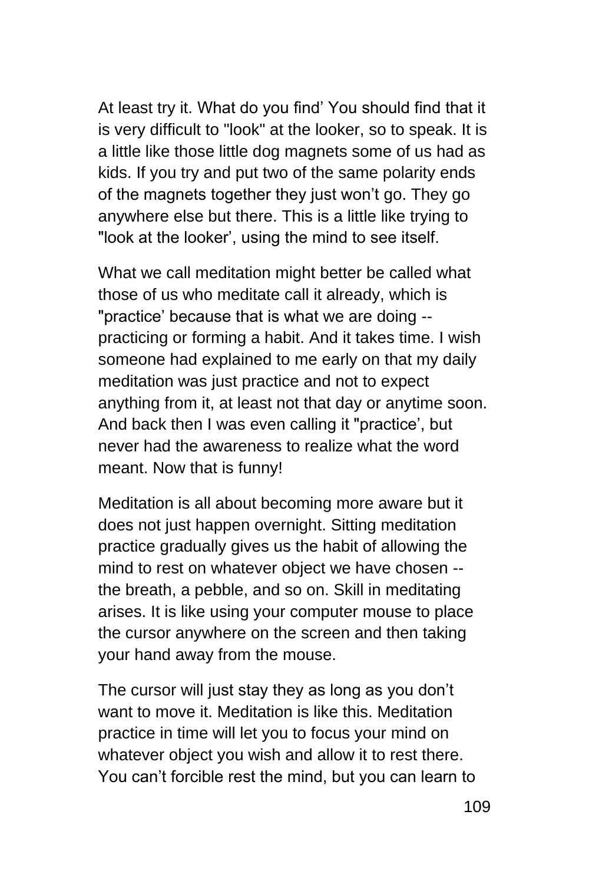At least try it. What do you find' You should find that it is very difficult to "look" at the looker, so to speak. It is a little like those little dog magnets some of us had as kids. If you try and put two of the same polarity ends of the magnets together they just won't go. They go anywhere else but there. This is a little like trying to "look at the looker', using the mind to see itself.

What we call meditation might better be called what those of us who meditate call it already, which is "practice' because that is what we are doing -- practicing or forming a habit. And it takes time. I wish someone had explained to me early on that my daily meditation was just practice and not to expect anything from it, at least not that day or anytime soon. And back then I was even calling it "practice', but never had the awareness to realize what the word meant. Now that is funny!

Meditation is all about becoming more aware but it does not just happen overnight. Sitting meditation practice gradually gives us the habit of allowing the mind to rest on whatever object we have chosen -- the breath, a pebble, and so on. Skill in meditating arises. It is like using your computer mouse to place the cursor anywhere on the screen and then taking your hand away from the mouse.

The cursor will just stay they as long as you don't want to move it. Meditation is like this. Meditation practice in time will let you to focus your mind on whatever object you wish and allow it to rest there. You can't forcible rest the mind, but you can learn to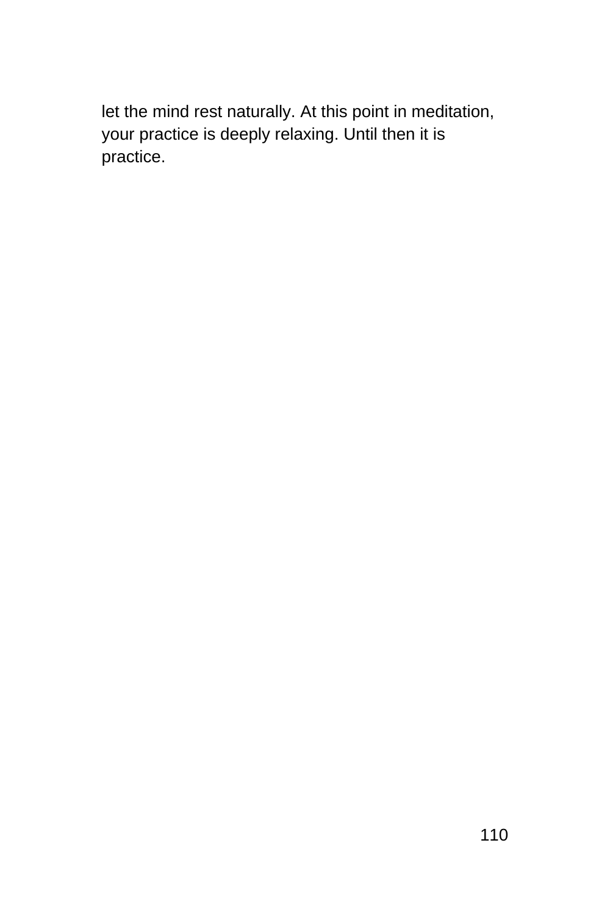let the mind rest naturally. At this point in meditation, your practice is deeply relaxing. Until then it is practice.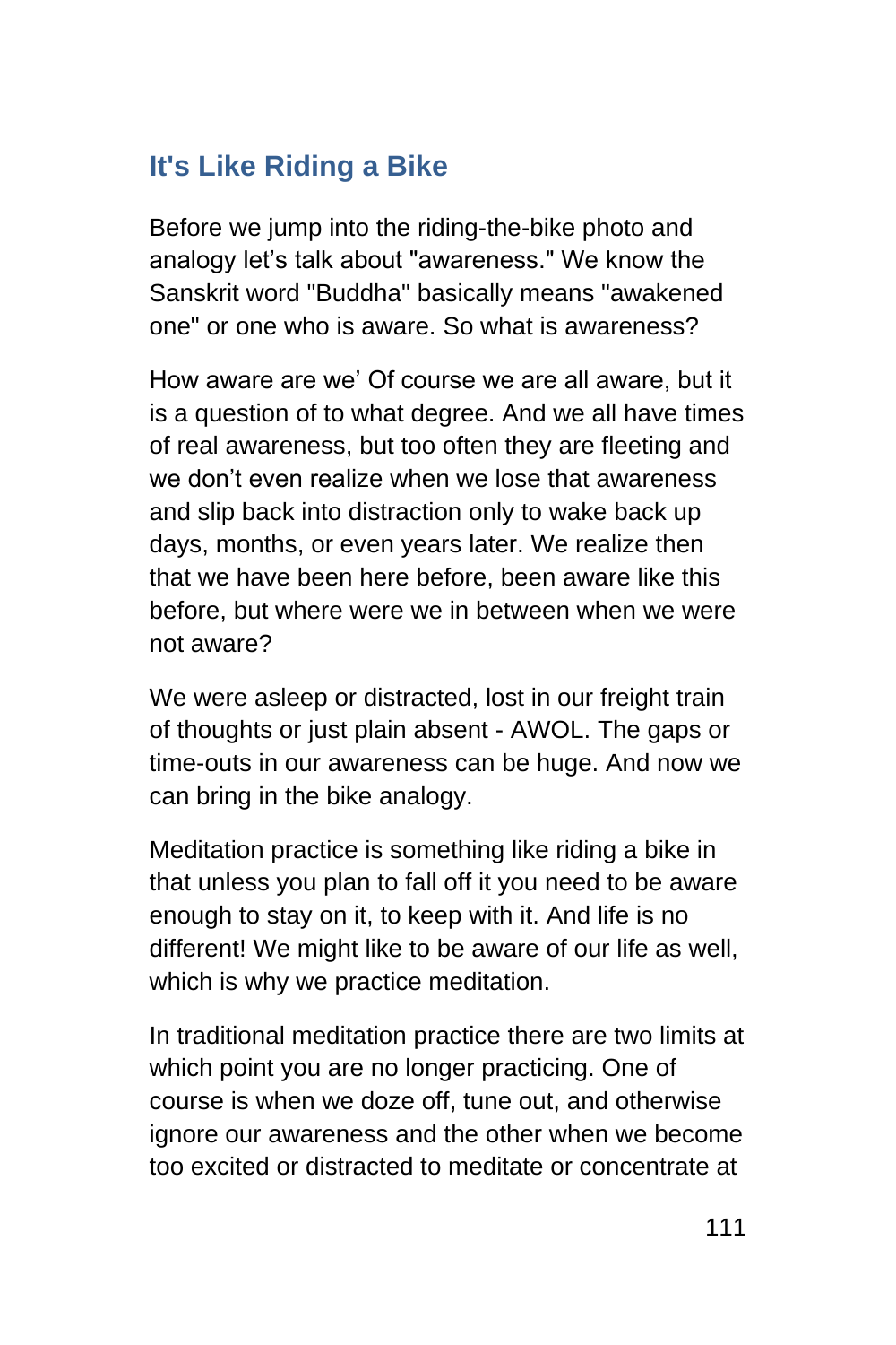## It's Like Riding a Bike

Before we jump into the riding-the-bike photo and analogy let’s talk about "awareness." We know the Sanskrit word "Buddha" basically means "awakened one" or one who is aware. So what is awareness?

How aware are we’ Of course we are all aware, but it is a question of to what degree. And we all have times of real awareness, but too often they are fleeting and we don’t even realize when we lose that awareness and slip back into distraction only to wake back up days, months, or even years later. We realize then that we have been here before, been aware like this before, but where were we in between when we were not aware?

We were asleep or distracted, lost in our freight train of thoughts or just plain absent - AWOL. The gaps or time-outs in our awareness can be huge. And now we can bring in the bike analogy.

Meditation practice is something like riding a bike in that unless you plan to fall off it you need to be aware enough to stay on it, to keep with it. And life is no different! We might like to be aware of our life as well, which is why we practice meditation.

In traditional meditation practice there are two limits at which point you are no longer practicing. One of course is when we doze off, tune out, and otherwise ignore our awareness and the other when we become too excited or distracted to meditate or concentrate at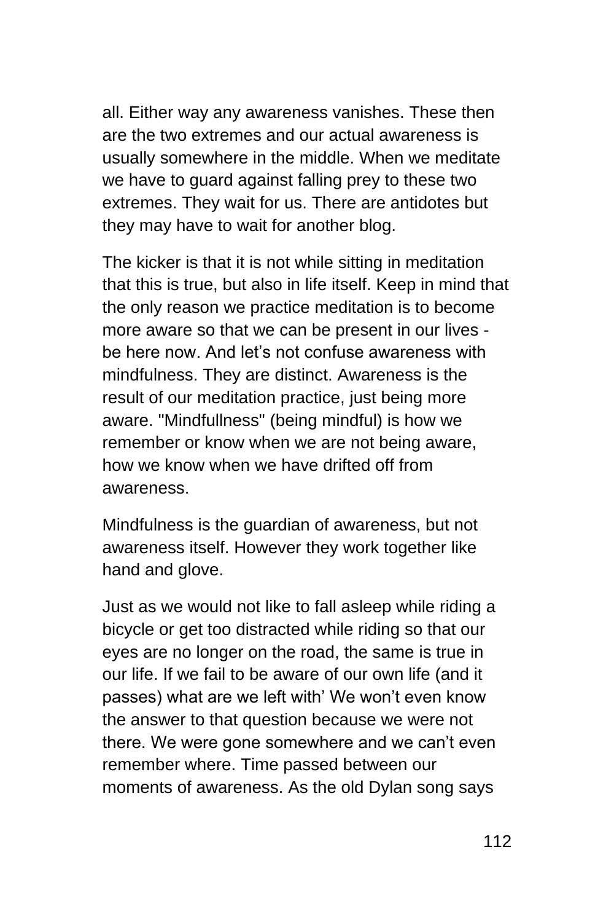all. Either way any awareness vanishes. These then are the two extremes and our actual awareness is usually somewhere in the middle. When we meditate we have to guard against falling prey to these two extremes. They wait for us. There are antidotes but they may have to wait for another blog.

The kicker is that it is not while sitting in meditation that this is true, but also in life itself. Keep in mind that the only reason we practice meditation is to become more aware so that we can be present in our lives - be here now. And let’s not confuse awareness with mindfulness. They are distinct. Awareness is the result of our meditation practice, just being more aware. "Mindfullness" (being mindful) is how we remember or know when we are not being aware, how we know when we have drifted off from awareness.

Mindfulness is the guardian of awareness, but not awareness itself. However they work together like hand and glove.

Just as we would not like to fall asleep while riding a bicycle or get too distracted while riding so that our eyes are no longer on the road, the same is true in our life. If we fail to be aware of our own life (and it passes) what are we left with’ We won’t even know the answer to that question because we were not there. We were gone somewhere and we can’t even remember where. Time passed between our moments of awareness. As the old Dylan song says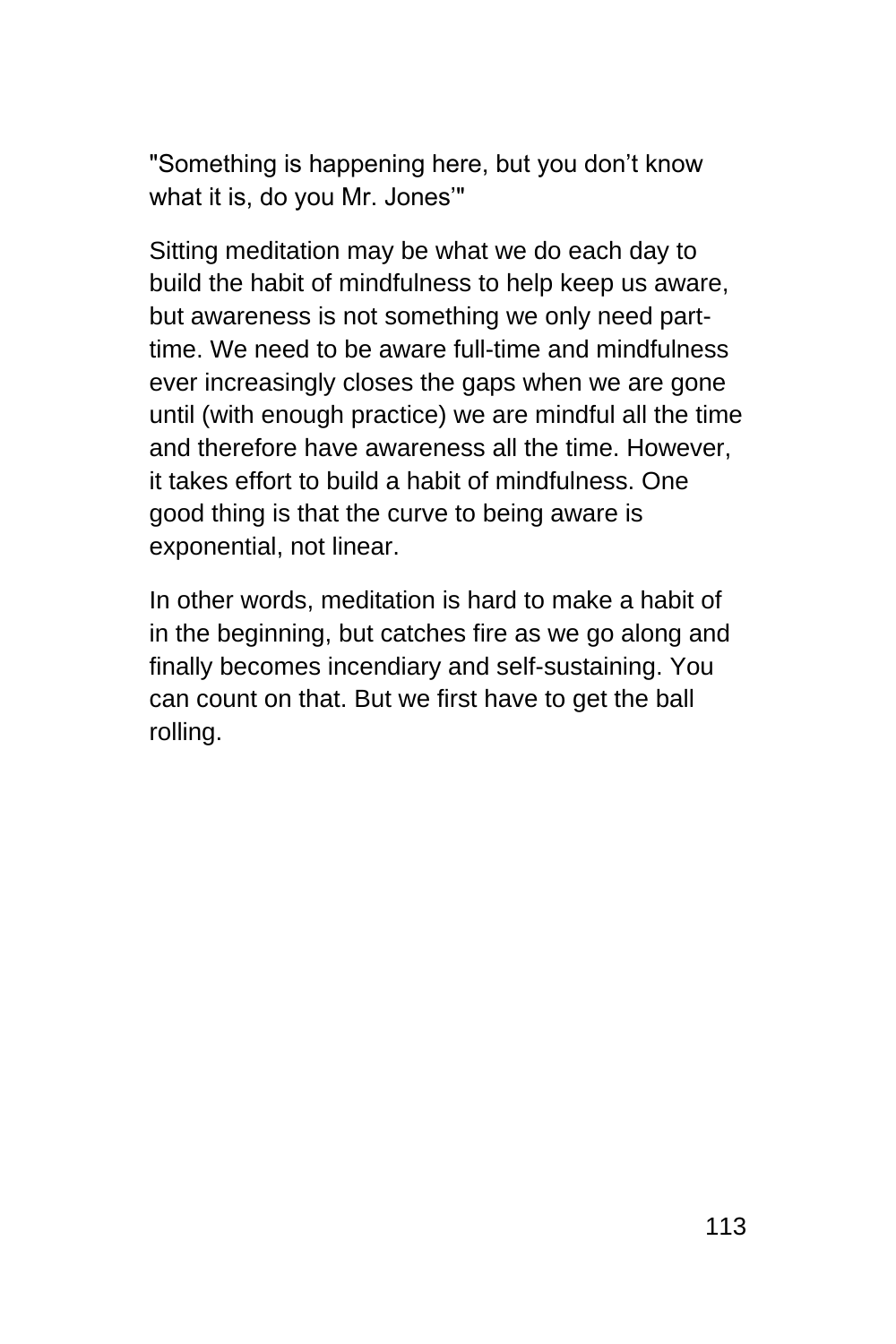"Something is happening here, but you don't know what it is, do you Mr. Jones'"

Sitting meditation may be what we do each day to build the habit of mindfulness to help keep us aware, but awareness is not something we only need part-time. We need to be aware full-time and mindfulness ever increasingly closes the gaps when we are gone until (with enough practice) we are mindful all the time and therefore have awareness all the time. However, it takes effort to build a habit of mindfulness. One good thing is that the curve to being aware is exponential, not linear.

In other words, meditation is hard to make a habit of in the beginning, but catches fire as we go along and finally becomes incendiary and self-sustaining. You can count on that. But we first have to get the ball rolling.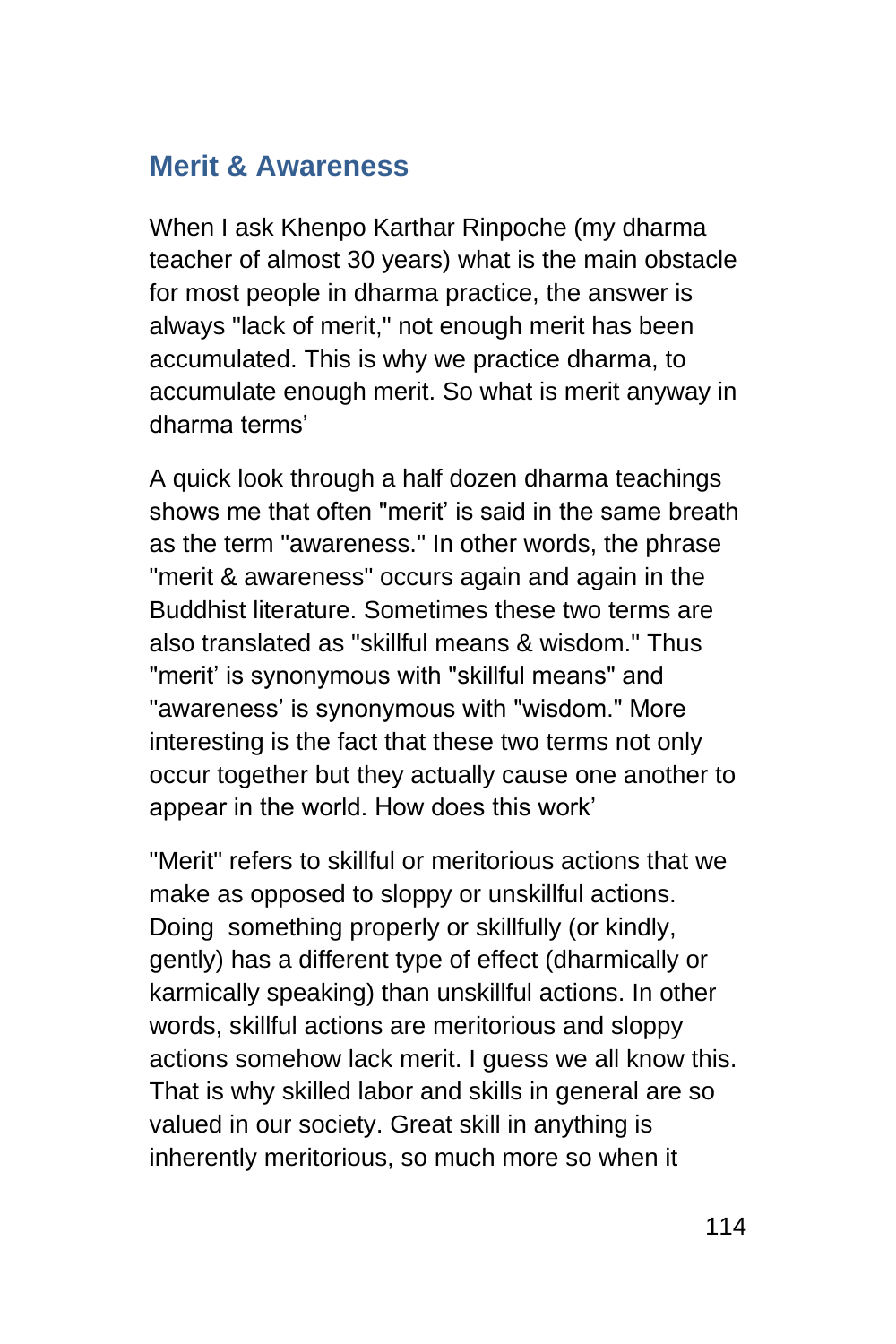## Merit & Awareness

When I ask Khenpo Karthar Rinpoche (my dharma teacher of almost 30 years) what is the main obstacle for most people in dharma practice, the answer is always "lack of merit," not enough merit has been accumulated. This is why we practice dharma, to accumulate enough merit. So what is merit anyway in dharma terms'

A quick look through a half dozen dharma teachings shows me that often "merit' is said in the same breath as the term "awareness." In other words, the phrase "merit & awareness" occurs again and again in the Buddhist literature. Sometimes these two terms are also translated as "skillful means & wisdom." Thus "merit' is synonymous with "skillful means" and "awareness' is synonymous with "wisdom." More interesting is the fact that these two terms not only occur together but they actually cause one another to appear in the world. How does this work'

"Merit" refers to skillful or meritorious actions that we make as opposed to sloppy or unskillful actions. Doing something properly or skillfully (or kindly, gently) has a different type of effect (dharmically or karmically speaking) than unskillful actions. In other words, skillful actions are meritorious and sloppy actions somehow lack merit. I guess we all know this. That is why skilled labor and skills in general are so valued in our society. Great skill in anything is inherently meritorious, so much more so when it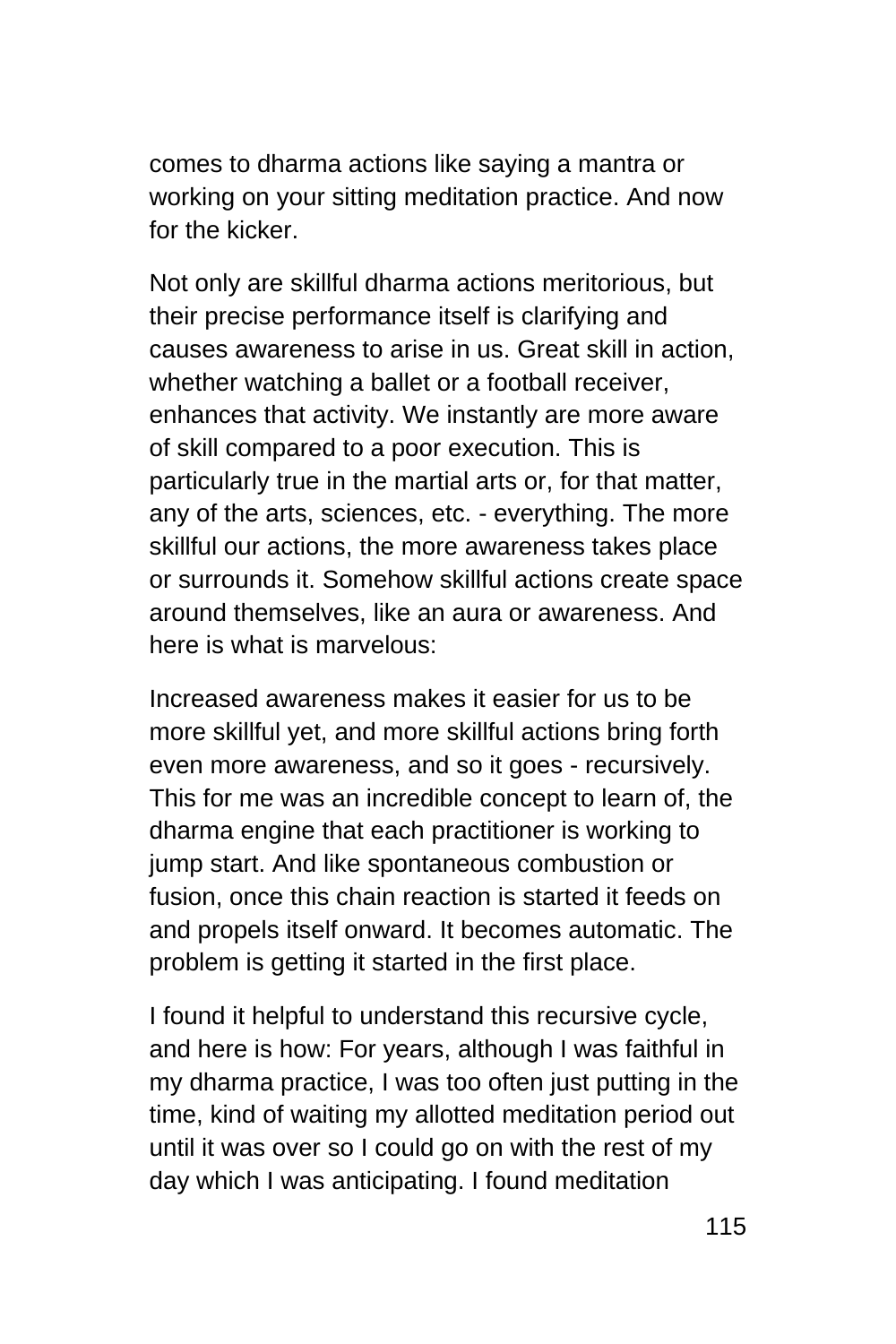comes to dharma actions like saying a mantra or working on your sitting meditation practice. And now for the kicker.

Not only are skillful dharma actions meritorious, but their precise performance itself is clarifying and causes awareness to arise in us. Great skill in action, whether watching a ballet or a football receiver, enhances that activity. We instantly are more aware of skill compared to a poor execution. This is particularly true in the martial arts or, for that matter, any of the arts, sciences, etc. - everything. The more skillful our actions, the more awareness takes place or surrounds it. Somehow skillful actions create space around themselves, like an aura or awareness. And here is what is marvelous:

Increased awareness makes it easier for us to be more skillful yet, and more skillful actions bring forth even more awareness, and so it goes - recursively. This for me was an incredible concept to learn of, the dharma engine that each practitioner is working to jump start. And like spontaneous combustion or fusion, once this chain reaction is started it feeds on and propels itself onward. It becomes automatic. The problem is getting it started in the first place.

I found it helpful to understand this recursive cycle, and here is how: For years, although I was faithful in my dharma practice, I was too often just putting in the time, kind of waiting my allotted meditation period out until it was over so I could go on with the rest of my day which I was anticipating. I found meditation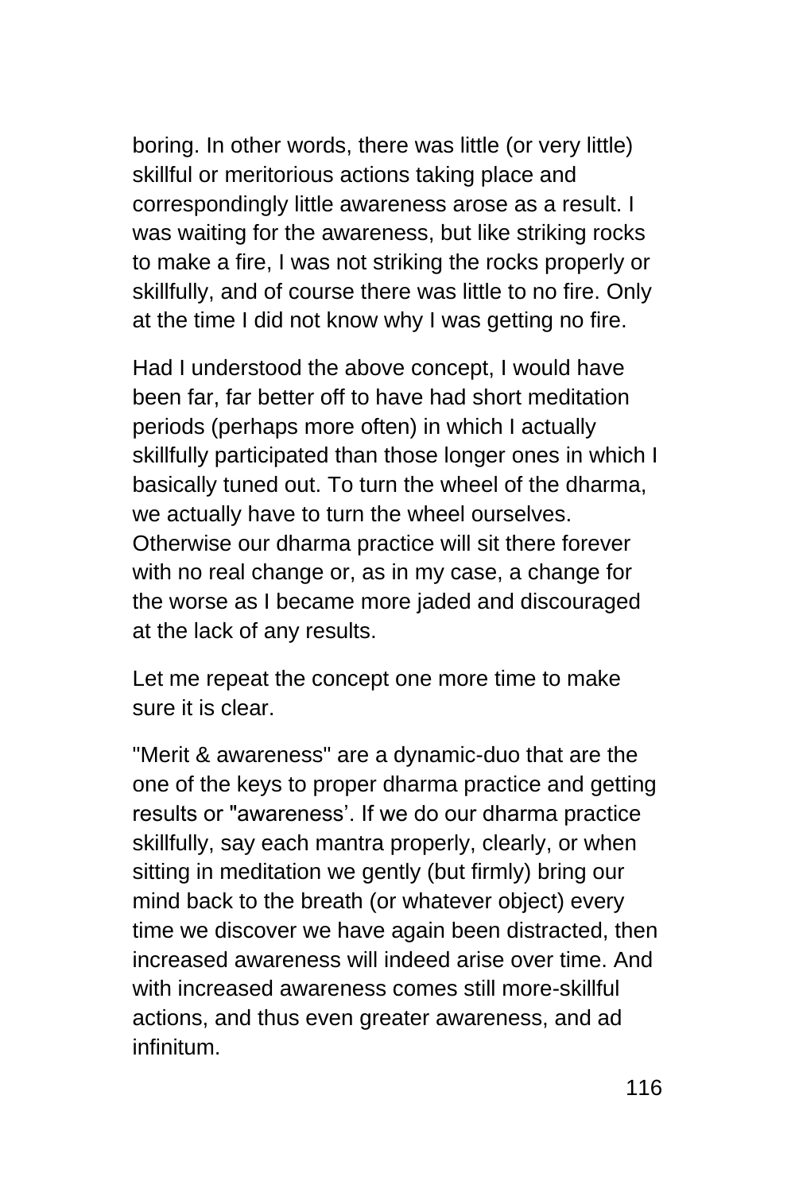boring. In other words, there was little (or very little) skillful or meritorious actions taking place and correspondingly little awareness arose as a result. I was waiting for the awareness, but like striking rocks to make a fire, I was not striking the rocks properly or skillfully, and of course there was little to no fire. Only at the time I did not know why I was getting no fire.

Had I understood the above concept, I would have been far, far better off to have had short meditation periods (perhaps more often) in which I actually skillfully participated than those longer ones in which I basically tuned out. To turn the wheel of the dharma, we actually have to turn the wheel ourselves. Otherwise our dharma practice will sit there forever with no real change or, as in my case, a change for the worse as I became more jaded and discouraged at the lack of any results.

Let me repeat the concept one more time to make sure it is clear.

"Merit & awareness" are a dynamic-duo that are the one of the keys to proper dharma practice and getting results or "awareness'. If we do our dharma practice skillfully, say each mantra properly, clearly, or when sitting in meditation we gently (but firmly) bring our mind back to the breath (or whatever object) every time we discover we have again been distracted, then increased awareness will indeed arise over time. And with increased awareness comes still more-skillful actions, and thus even greater awareness, and ad infinitum.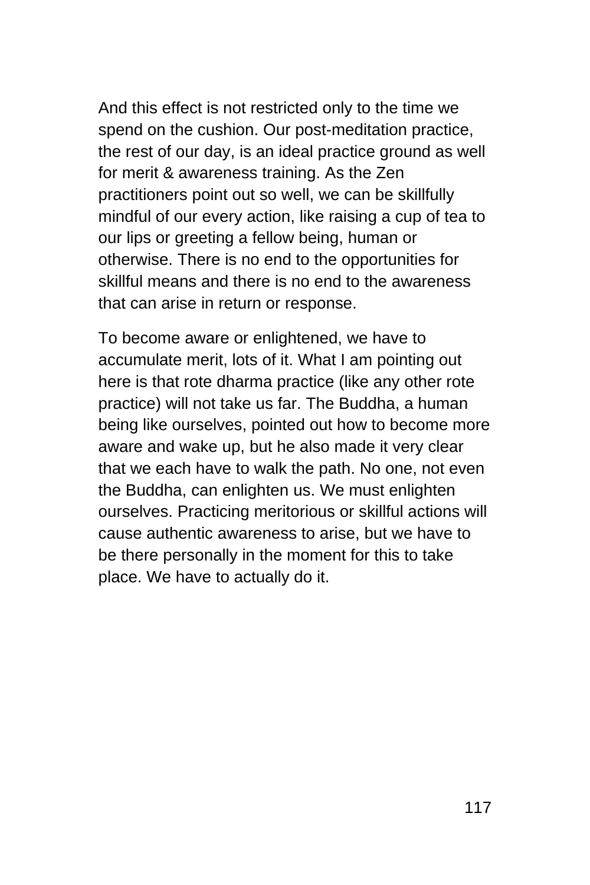And this effect is not restricted only to the time we spend on the cushion. Our post-meditation practice, the rest of our day, is an ideal practice ground as well for merit & awareness training. As the Zen practitioners point out so well, we can be skillfully mindful of our every action, like raising a cup of tea to our lips or greeting a fellow being, human or otherwise. There is no end to the opportunities for skillful means and there is no end to the awareness that can arise in return or response.

To become aware or enlightened, we have to accumulate merit, lots of it. What I am pointing out here is that rote dharma practice (like any other rote practice) will not take us far. The Buddha, a human being like ourselves, pointed out how to become more aware and wake up, but he also made it very clear that we each have to walk the path. No one, not even the Buddha, can enlighten us. We must enlighten ourselves. Practicing meritorious or skillful actions will cause authentic awareness to arise, but we have to be there personally in the moment for this to take place. We have to actually do it.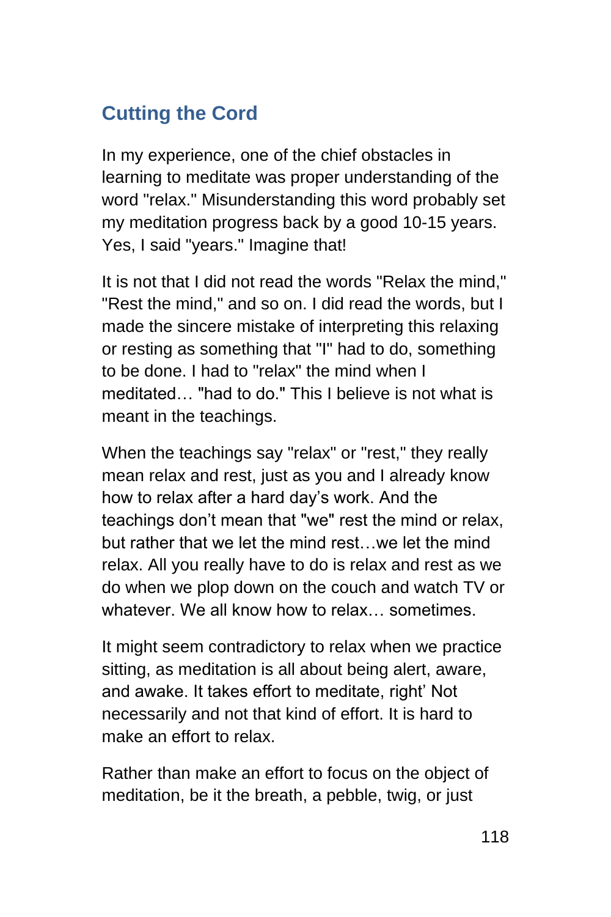## Cutting the Cord

In my experience, one of the chief obstacles in learning to meditate was proper understanding of the word "relax." Misunderstanding this word probably set my meditation progress back by a good 10-15 years. Yes, I said "years." Imagine that!

It is not that I did not read the words "Relax the mind," "Rest the mind," and so on. I did read the words, but I made the sincere mistake of interpreting this relaxing or resting as something that "I" had to do, something to be done. I had to "relax" the mind when I meditated… "had to do." This I believe is not what is meant in the teachings.

When the teachings say "relax" or "rest," they really mean relax and rest, just as you and I already know how to relax after a hard day's work. And the teachings don't mean that "we" rest the mind or relax, but rather that we let the mind rest…we let the mind relax. All you really have to do is relax and rest as we do when we plop down on the couch and watch TV or whatever. We all know how to relax… sometimes.

It might seem contradictory to relax when we practice sitting, as meditation is all about being alert, aware, and awake. It takes effort to meditate, right' Not necessarily and not that kind of effort. It is hard to make an effort to relax.

Rather than make an effort to focus on the object of meditation, be it the breath, a pebble, twig, or just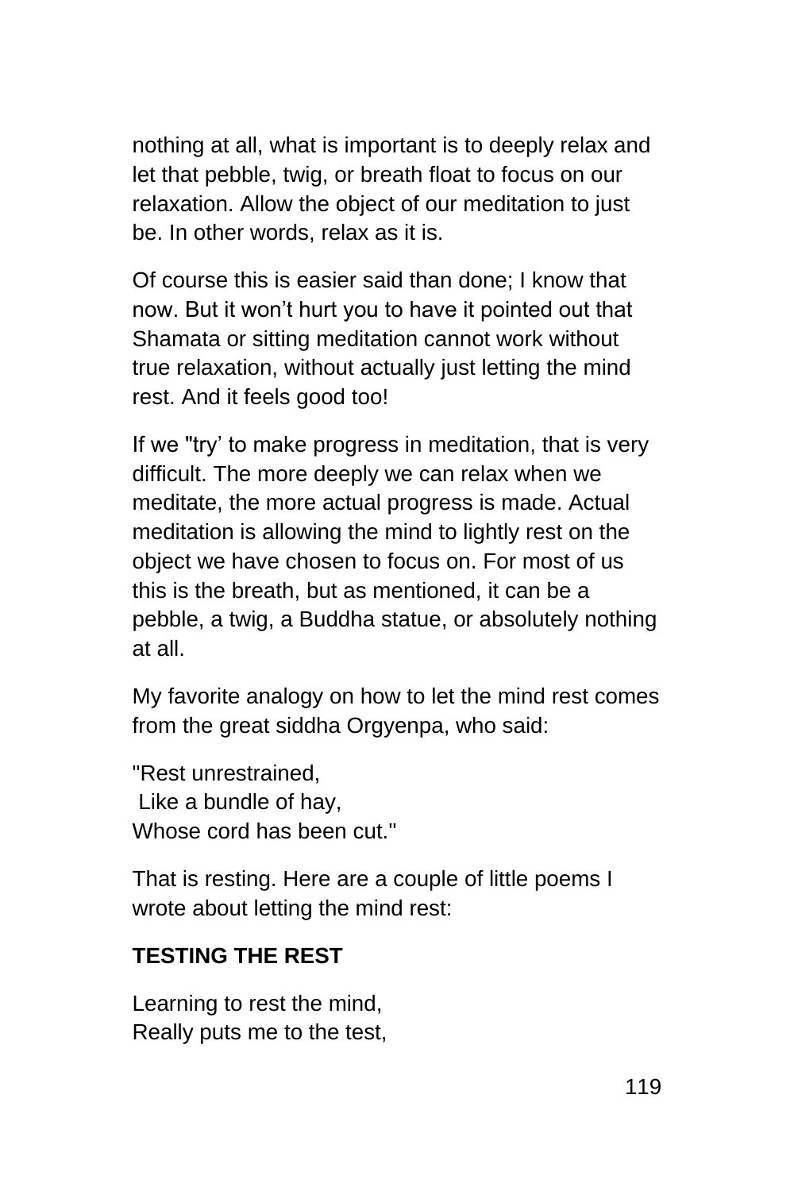nothing at all, what is important is to deeply relax and let that pebble, twig, or breath float to focus on our relaxation. Allow the object of our meditation to just be. In other words, relax as it is.

Of course this is easier said than done; I know that now. But it won't hurt you to have it pointed out that Shamata or sitting meditation cannot work without true relaxation, without actually just letting the mind rest. And it feels good too!

If we "try' to make progress in meditation, that is very difficult. The more deeply we can relax when we meditate, the more actual progress is made. Actual meditation is allowing the mind to lightly rest on the object we have chosen to focus on. For most of us this is the breath, but as mentioned, it can be a pebble, a twig, a Buddha statue, or absolutely nothing at all.

My favorite analogy on how to let the mind rest comes from the great siddha Orgyenpa, who said:

"Rest unrestrained,  
Like a bundle of hay,  
Whose cord has been cut."

That is resting. Here are a couple of little poems I wrote about letting the mind rest:

**TESTING THE REST**

Learning to rest the mind,  
Really puts me to the test,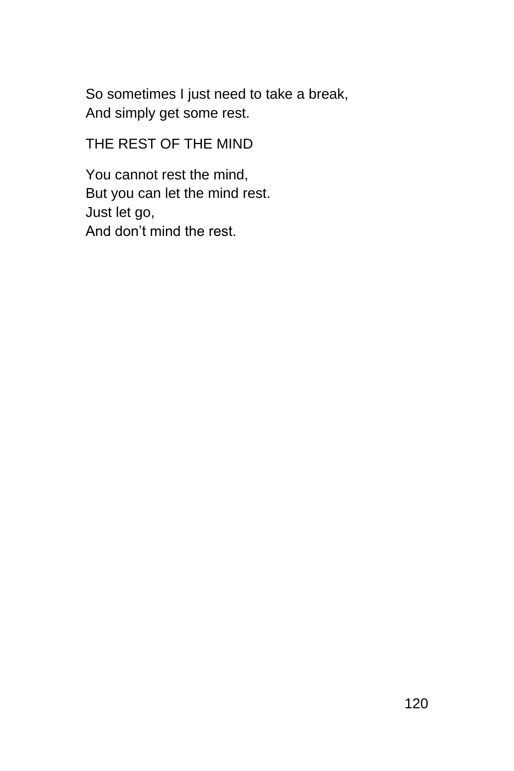So sometimes I just need to take a break,  
And simply get some rest.

## THE REST OF THE MIND

You cannot rest the mind,  
But you can let the mind rest.  
Just let go,  
And don't mind the rest.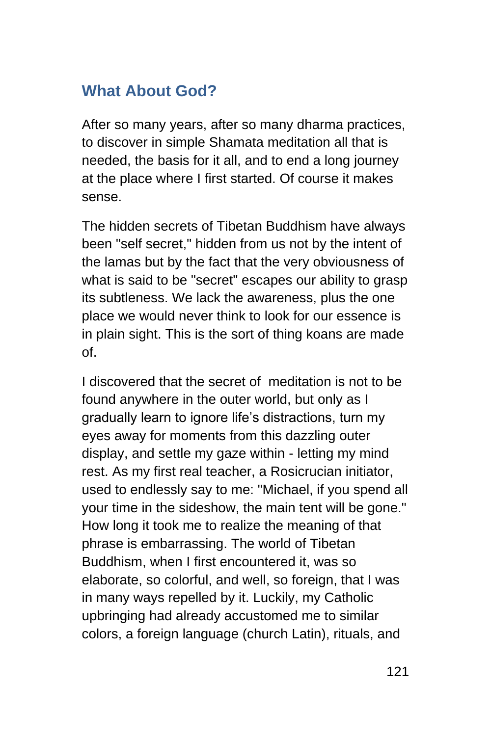## What About God?

After so many years, after so many dharma practices, to discover in simple Shamata meditation all that is needed, the basis for it all, and to end a long journey at the place where I first started. Of course it makes sense.

The hidden secrets of Tibetan Buddhism have always been "self secret," hidden from us not by the intent of the lamas but by the fact that the very obviousness of what is said to be "secret" escapes our ability to grasp its subtleness. We lack the awareness, plus the one place we would never think to look for our essence is in plain sight. This is the sort of thing koans are made of.

I discovered that the secret of  meditation is not to be found anywhere in the outer world, but only as I gradually learn to ignore life's distractions, turn my eyes away for moments from this dazzling outer display, and settle my gaze within - letting my mind rest. As my first real teacher, a Rosicrucian initiator, used to endlessly say to me: "Michael, if you spend all your time in the sideshow, the main tent will be gone." How long it took me to realize the meaning of that phrase is embarrassing. The world of Tibetan Buddhism, when I first encountered it, was so elaborate, so colorful, and well, so foreign, that I was in many ways repelled by it. Luckily, my Catholic upbringing had already accustomed me to similar colors, a foreign language (church Latin), rituals, and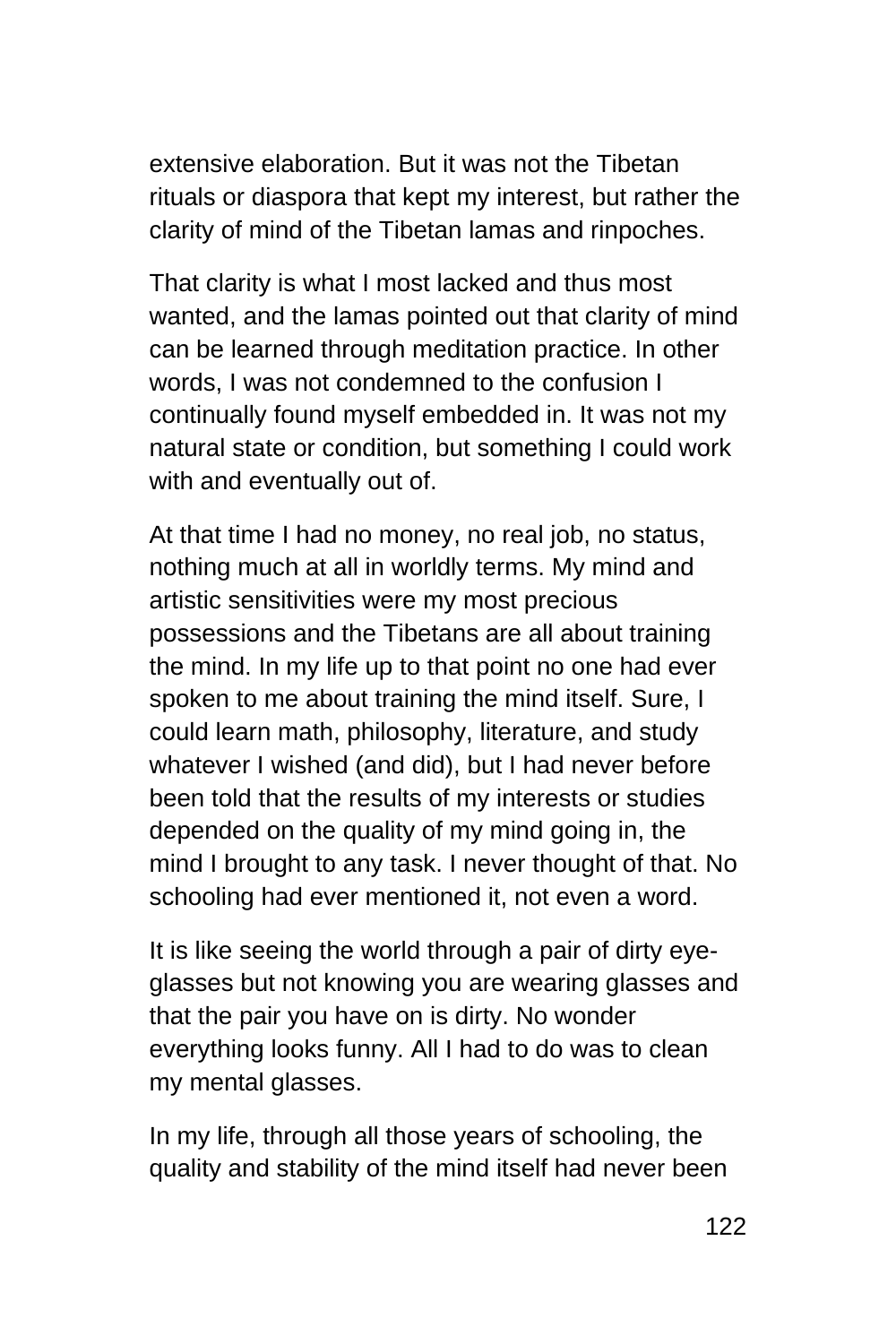extensive elaboration. But it was not the Tibetan rituals or diaspora that kept my interest, but rather the clarity of mind of the Tibetan lamas and rinpoches.

That clarity is what I most lacked and thus most wanted, and the lamas pointed out that clarity of mind can be learned through meditation practice. In other words, I was not condemned to the confusion I continually found myself embedded in. It was not my natural state or condition, but something I could work with and eventually out of.

At that time I had no money, no real job, no status, nothing much at all in worldly terms. My mind and artistic sensitivities were my most precious possessions and the Tibetans are all about training the mind. In my life up to that point no one had ever spoken to me about training the mind itself. Sure, I could learn math, philosophy, literature, and study whatever I wished (and did), but I had never before been told that the results of my interests or studies depended on the quality of my mind going in, the mind I brought to any task. I never thought of that. No schooling had ever mentioned it, not even a word.

It is like seeing the world through a pair of dirty eye-glasses but not knowing you are wearing glasses and that the pair you have on is dirty. No wonder everything looks funny. All I had to do was to clean my mental glasses.

In my life, through all those years of schooling, the quality and stability of the mind itself had never been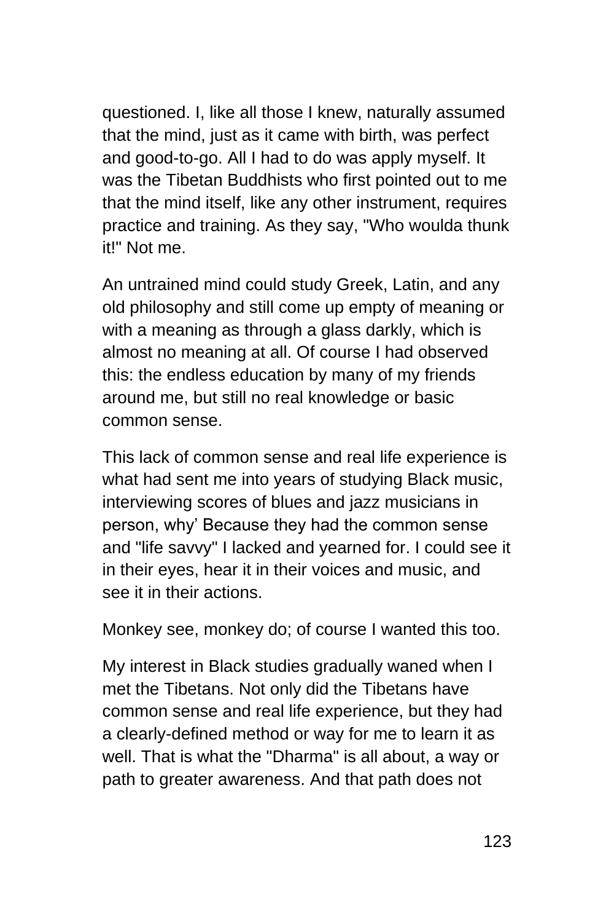questioned. I, like all those I knew, naturally assumed that the mind, just as it came with birth, was perfect and good-to-go. All I had to do was apply myself. It was the Tibetan Buddhists who first pointed out to me that the mind itself, like any other instrument, requires practice and training. As they say, "Who woulda thunk it!" Not me.

An untrained mind could study Greek, Latin, and any old philosophy and still come up empty of meaning or with a meaning as through a glass darkly, which is almost no meaning at all. Of course I had observed this: the endless education by many of my friends around me, but still no real knowledge or basic common sense.

This lack of common sense and real life experience is what had sent me into years of studying Black music, interviewing scores of blues and jazz musicians in person, why' Because they had the common sense and "life savvy" I lacked and yearned for. I could see it in their eyes, hear it in their voices and music, and see it in their actions.

Monkey see, monkey do; of course I wanted this too.

My interest in Black studies gradually waned when I met the Tibetans. Not only did the Tibetans have common sense and real life experience, but they had a clearly-defined method or way for me to learn it as well. That is what the "Dharma" is all about, a way or path to greater awareness. And that path does not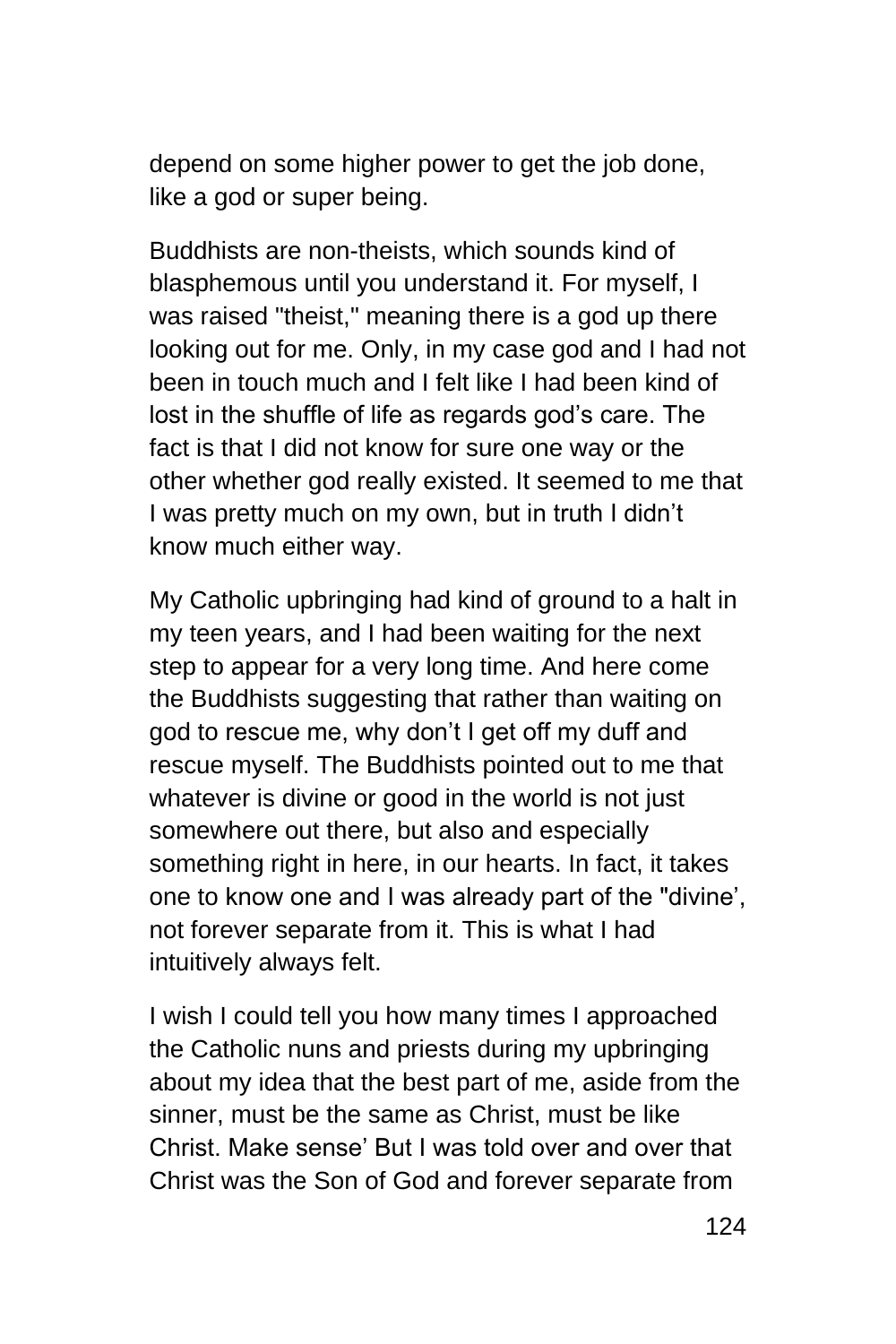depend on some higher power to get the job done, like a god or super being.

Buddhists are non-theists, which sounds kind of blasphemous until you understand it. For myself, I was raised "theist," meaning there is a god up there looking out for me. Only, in my case god and I had not been in touch much and I felt like I had been kind of lost in the shuffle of life as regards god's care. The fact is that I did not know for sure one way or the other whether god really existed. It seemed to me that I was pretty much on my own, but in truth I didn't know much either way.

My Catholic upbringing had kind of ground to a halt in my teen years, and I had been waiting for the next step to appear for a very long time. And here come the Buddhists suggesting that rather than waiting on god to rescue me, why don't I get off my duff and rescue myself. The Buddhists pointed out to me that whatever is divine or good in the world is not just somewhere out there, but also and especially something right in here, in our hearts. In fact, it takes one to know one and I was already part of the "divine', not forever separate from it. This is what I had intuitively always felt.

I wish I could tell you how many times I approached the Catholic nuns and priests during my upbringing about my idea that the best part of me, aside from the sinner, must be the same as Christ, must be like Christ. Make sense' But I was told over and over that Christ was the Son of God and forever separate from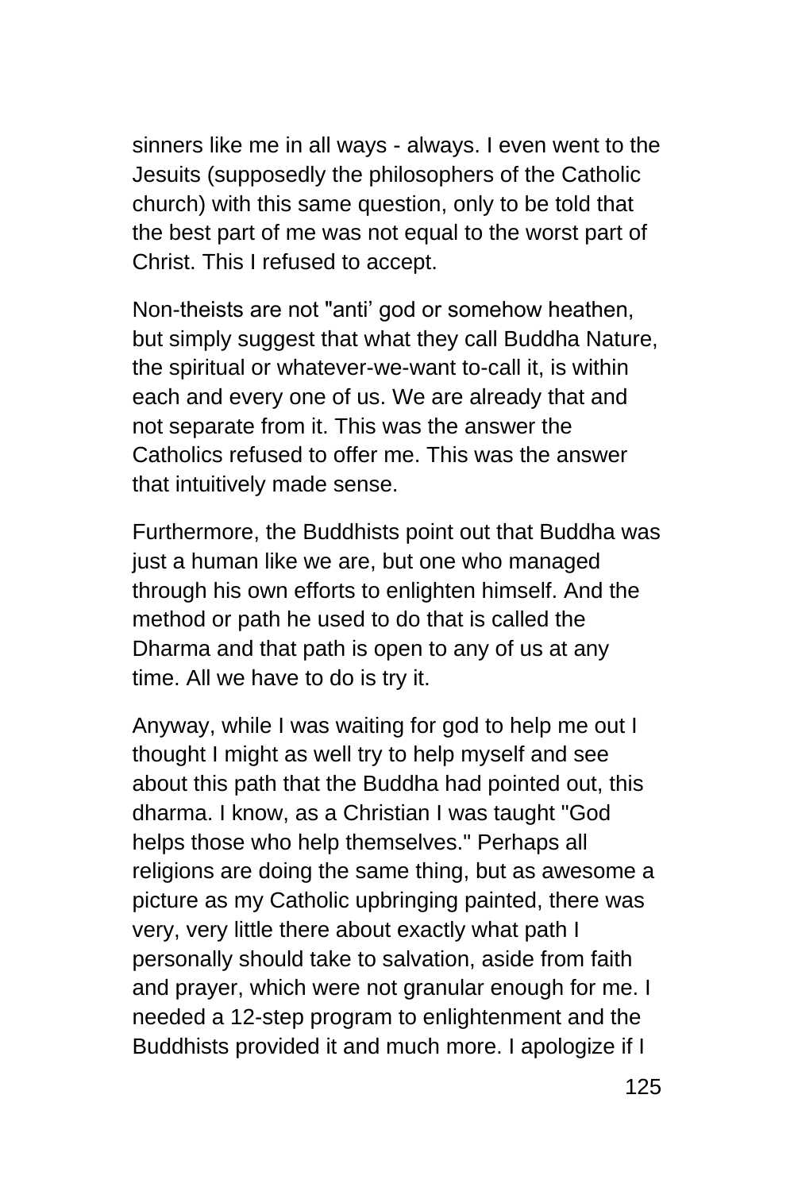sinners like me in all ways - always. I even went to the Jesuits (supposedly the philosophers of the Catholic church) with this same question, only to be told that the best part of me was not equal to the worst part of Christ. This I refused to accept.

Non-theists are not "anti' god or somehow heathen, but simply suggest that what they call Buddha Nature, the spiritual or whatever-we-want to-call it, is within each and every one of us. We are already that and not separate from it. This was the answer the Catholics refused to offer me. This was the answer that intuitively made sense.

Furthermore, the Buddhists point out that Buddha was just a human like we are, but one who managed through his own efforts to enlighten himself. And the method or path he used to do that is called the Dharma and that path is open to any of us at any time. All we have to do is try it.

Anyway, while I was waiting for god to help me out I thought I might as well try to help myself and see about this path that the Buddha had pointed out, this dharma. I know, as a Christian I was taught "God helps those who help themselves." Perhaps all religions are doing the same thing, but as awesome a picture as my Catholic upbringing painted, there was very, very little there about exactly what path I personally should take to salvation, aside from faith and prayer, which were not granular enough for me. I needed a 12-step program to enlightenment and the Buddhists provided it and much more. I apologize if I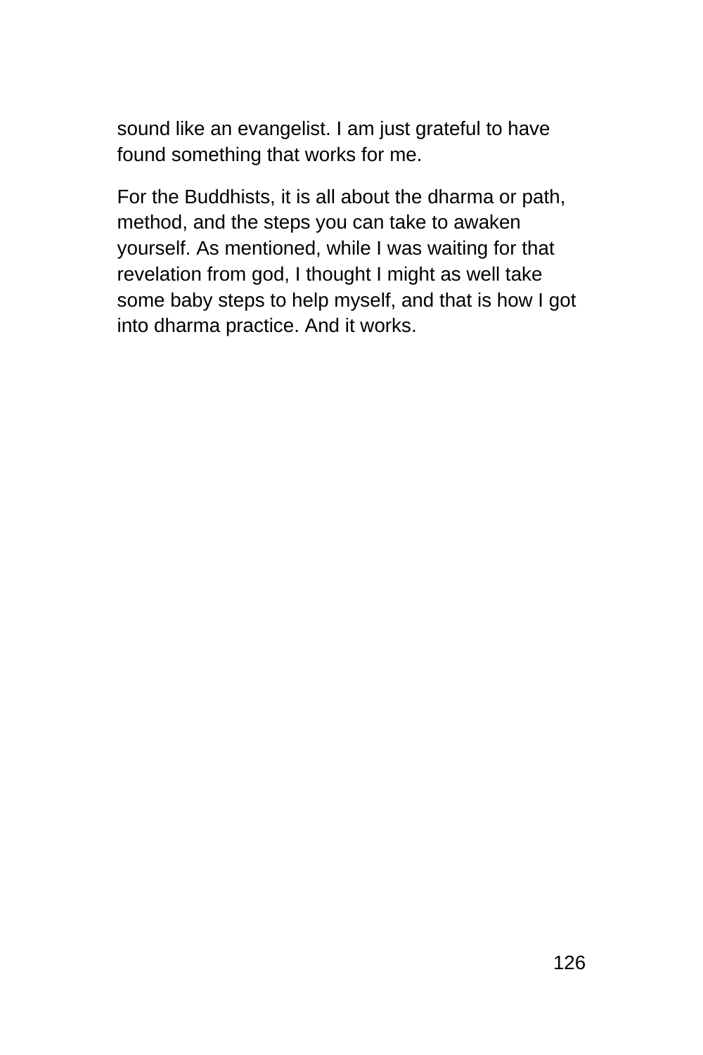sound like an evangelist. I am just grateful to have found something that works for me.

For the Buddhists, it is all about the dharma or path, method, and the steps you can take to awaken yourself. As mentioned, while I was waiting for that revelation from god, I thought I might as well take some baby steps to help myself, and that is how I got into dharma practice. And it works.